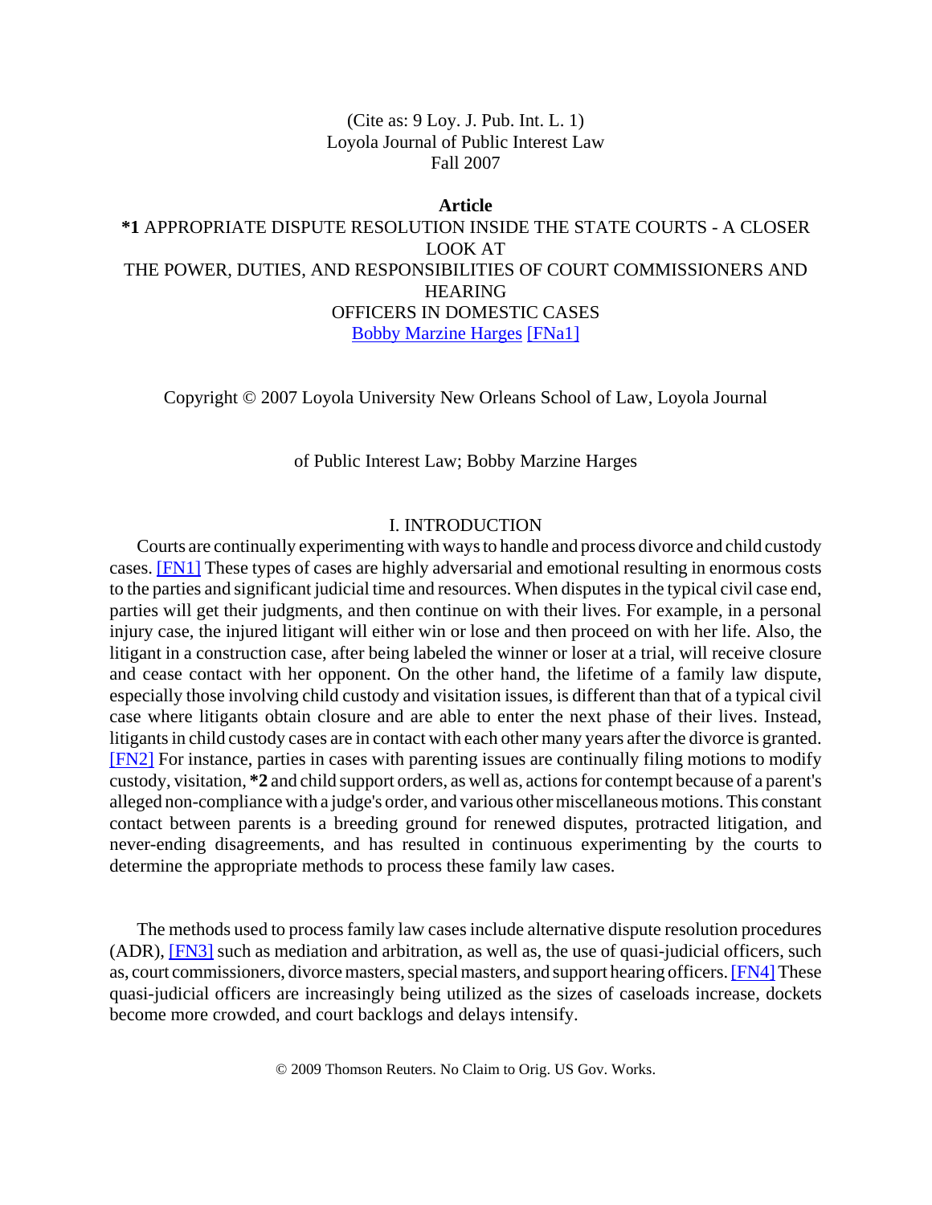(Cite as: 9 Loy. J. Pub. Int. L. 1)
Loyola Journal of Public Interest Law
Fall 2007

**Article**

# **\*1** APPROPRIATE DISPUTE RESOLUTION INSIDE THE STATE COURTS - A CLOSER LOOK AT THE POWER, DUTIES, AND RESPONSIBILITIES OF COURT COMMISSIONERS AND HEARING OFFICERS IN DOMESTIC CASES

Bobby Marzine Harges [FNa1]

Copyright © 2007 Loyola University New Orleans School of Law, Loyola Journal of Public Interest Law; Bobby Marzine Harges

## I. INTRODUCTION

Courts are continually experimenting with ways to handle and process divorce and child custody cases. [FN1] These types of cases are highly adversarial and emotional resulting in enormous costs to the parties and significant judicial time and resources. When disputes in the typical civil case end, parties will get their judgments, and then continue on with their lives. For example, in a personal injury case, the injured litigant will either win or lose and then proceed on with her life. Also, the litigant in a construction case, after being labeled the winner or loser at a trial, will receive closure and cease contact with her opponent. On the other hand, the lifetime of a family law dispute, especially those involving child custody and visitation issues, is different than that of a typical civil case where litigants obtain closure and are able to enter the next phase of their lives. Instead, litigants in child custody cases are in contact with each other many years after the divorce is granted. [FN2] For instance, parties in cases with parenting issues are continually filing motions to modify custody, visitation, **\*2** and child support orders, as well as, actions for contempt because of a parent's alleged non-compliance with a judge's order, and various other miscellaneous motions. This constant contact between parents is a breeding ground for renewed disputes, protracted litigation, and never-ending disagreements, and has resulted in continuous experimenting by the courts to determine the appropriate methods to process these family law cases.

The methods used to process family law cases include alternative dispute resolution procedures (ADR), [FN3] such as mediation and arbitration, as well as, the use of quasi-judicial officers, such as, court commissioners, divorce masters, special masters, and support hearing officers. [FN4] These quasi-judicial officers are increasingly being utilized as the sizes of caseloads increase, dockets become more crowded, and court backlogs and delays intensify.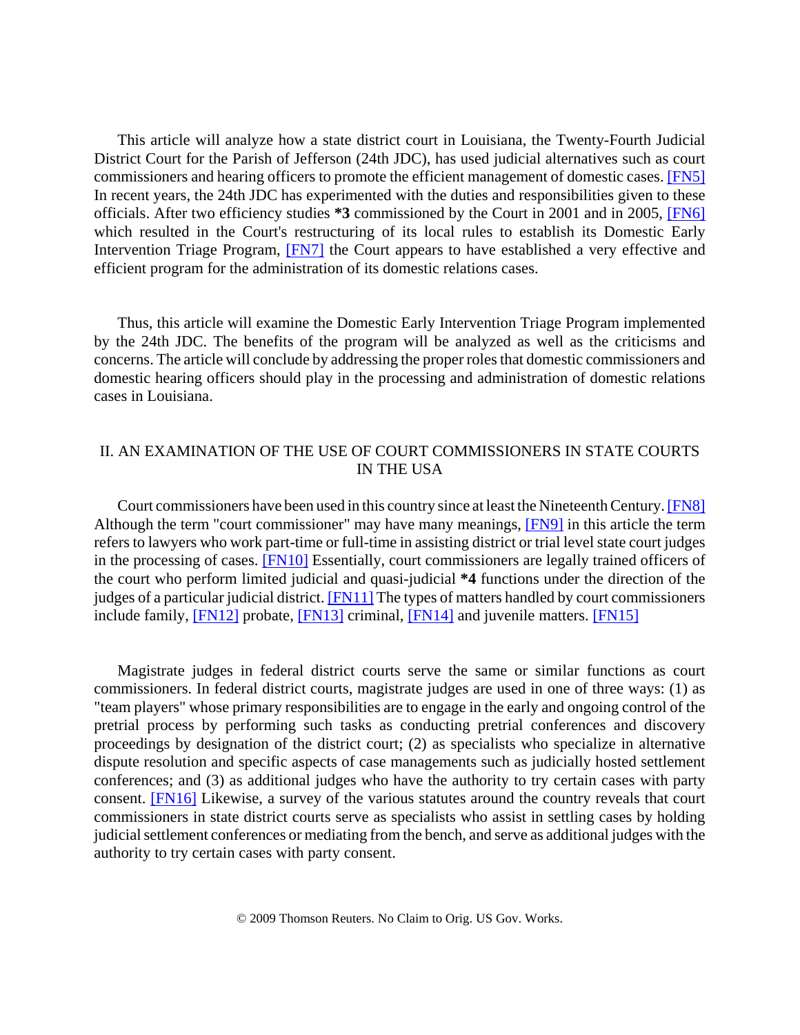This article will analyze how a state district court in Louisiana, the Twenty-Fourth Judicial District Court for the Parish of Jefferson (24th JDC), has used judicial alternatives such as court commissioners and hearing officers to promote the efficient management of domestic cases. [FN5] In recent years, the 24th JDC has experimented with the duties and responsibilities given to these officials. After two efficiency studies **\*3** commissioned by the Court in 2001 and in 2005, [FN6] which resulted in the Court's restructuring of its local rules to establish its Domestic Early Intervention Triage Program, [FN7] the Court appears to have established a very effective and efficient program for the administration of its domestic relations cases.

Thus, this article will examine the Domestic Early Intervention Triage Program implemented by the 24th JDC. The benefits of the program will be analyzed as well as the criticisms and concerns. The article will conclude by addressing the proper roles that domestic commissioners and domestic hearing officers should play in the processing and administration of domestic relations cases in Louisiana.

## II. AN EXAMINATION OF THE USE OF COURT COMMISSIONERS IN STATE COURTS IN THE USA

Court commissioners have been used in this country since at least the Nineteenth Century. [FN8] Although the term "court commissioner" may have many meanings, [FN9] in this article the term refers to lawyers who work part-time or full-time in assisting district or trial level state court judges in the processing of cases. [FN10] Essentially, court commissioners are legally trained officers of the court who perform limited judicial and quasi-judicial **\*4** functions under the direction of the judges of a particular judicial district. [FN11] The types of matters handled by court commissioners include family, [FN12] probate, [FN13] criminal, [FN14] and juvenile matters. [FN15]

Magistrate judges in federal district courts serve the same or similar functions as court commissioners. In federal district courts, magistrate judges are used in one of three ways: (1) as "team players" whose primary responsibilities are to engage in the early and ongoing control of the pretrial process by performing such tasks as conducting pretrial conferences and discovery proceedings by designation of the district court; (2) as specialists who specialize in alternative dispute resolution and specific aspects of case managements such as judicially hosted settlement conferences; and (3) as additional judges who have the authority to try certain cases with party consent. [FN16] Likewise, a survey of the various statutes around the country reveals that court commissioners in state district courts serve as specialists who assist in settling cases by holding judicial settlement conferences or mediating from the bench, and serve as additional judges with the authority to try certain cases with party consent.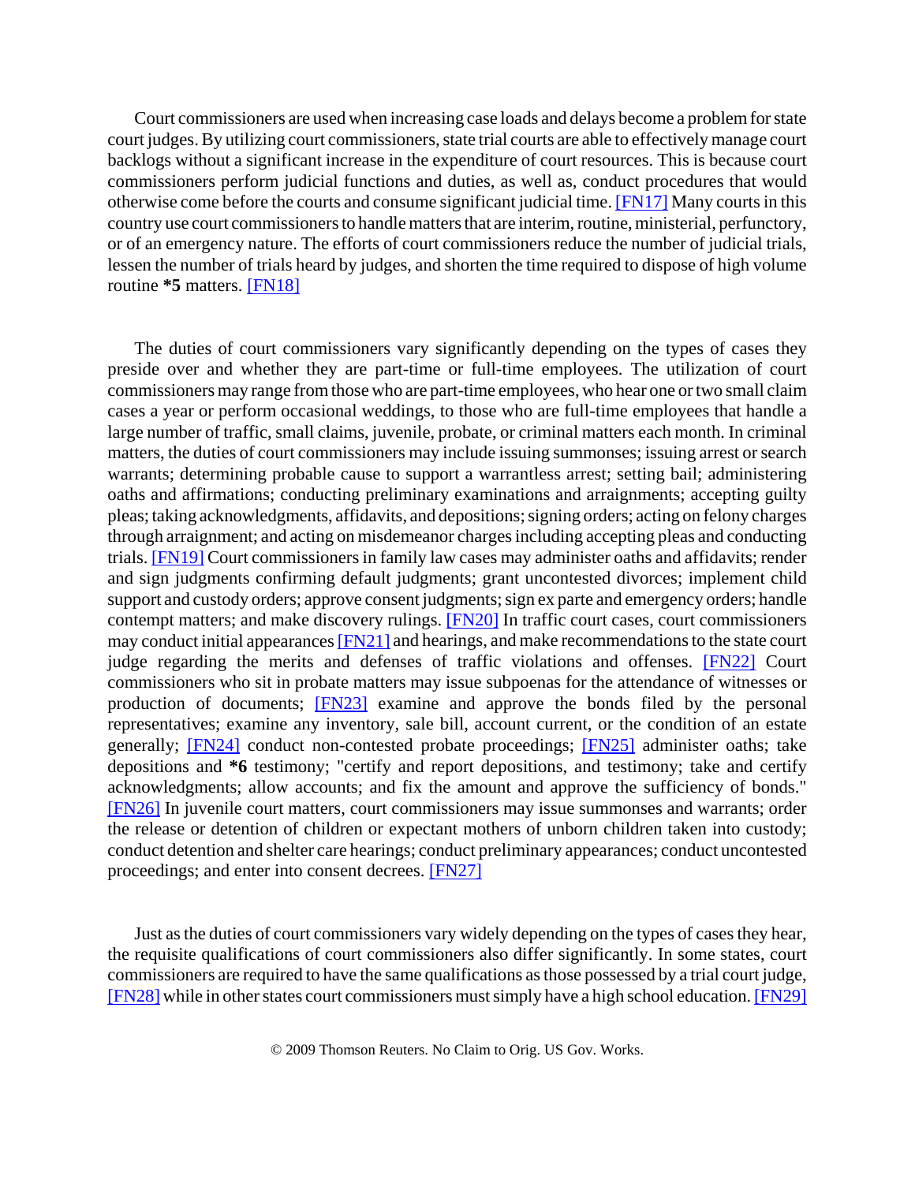Court commissioners are used when increasing case loads and delays become a problem for state court judges. By utilizing court commissioners, state trial courts are able to effectively manage court backlogs without a significant increase in the expenditure of court resources. This is because court commissioners perform judicial functions and duties, as well as, conduct procedures that would otherwise come before the courts and consume significant judicial time. [FN17] Many courts in this country use court commissioners to handle matters that are interim, routine, ministerial, perfunctory, or of an emergency nature. The efforts of court commissioners reduce the number of judicial trials, lessen the number of trials heard by judges, and shorten the time required to dispose of high volume routine **\*5** matters. [FN18]

The duties of court commissioners vary significantly depending on the types of cases they preside over and whether they are part-time or full-time employees. The utilization of court commissioners may range from those who are part-time employees, who hear one or two small claim cases a year or perform occasional weddings, to those who are full-time employees that handle a large number of traffic, small claims, juvenile, probate, or criminal matters each month. In criminal matters, the duties of court commissioners may include issuing summonses; issuing arrest or search warrants; determining probable cause to support a warrantless arrest; setting bail; administering oaths and affirmations; conducting preliminary examinations and arraignments; accepting guilty pleas; taking acknowledgments, affidavits, and depositions; signing orders; acting on felony charges through arraignment; and acting on misdemeanor charges including accepting pleas and conducting trials. [FN19] Court commissioners in family law cases may administer oaths and affidavits; render and sign judgments confirming default judgments; grant uncontested divorces; implement child support and custody orders; approve consent judgments; sign ex parte and emergency orders; handle contempt matters; and make discovery rulings. [FN20] In traffic court cases, court commissioners may conduct initial appearances [FN21] and hearings, and make recommendations to the state court judge regarding the merits and defenses of traffic violations and offenses. [FN22] Court commissioners who sit in probate matters may issue subpoenas for the attendance of witnesses or production of documents; [FN23] examine and approve the bonds filed by the personal representatives; examine any inventory, sale bill, account current, or the condition of an estate generally; [FN24] conduct non-contested probate proceedings; [FN25] administer oaths; take depositions and **\*6** testimony; "certify and report depositions, and testimony; take and certify acknowledgments; allow accounts; and fix the amount and approve the sufficiency of bonds." [FN26] In juvenile court matters, court commissioners may issue summonses and warrants; order the release or detention of children or expectant mothers of unborn children taken into custody; conduct detention and shelter care hearings; conduct preliminary appearances; conduct uncontested proceedings; and enter into consent decrees. [FN27]

Just as the duties of court commissioners vary widely depending on the types of cases they hear, the requisite qualifications of court commissioners also differ significantly. In some states, court commissioners are required to have the same qualifications as those possessed by a trial court judge, [FN28] while in other states court commissioners must simply have a high school education. [FN29]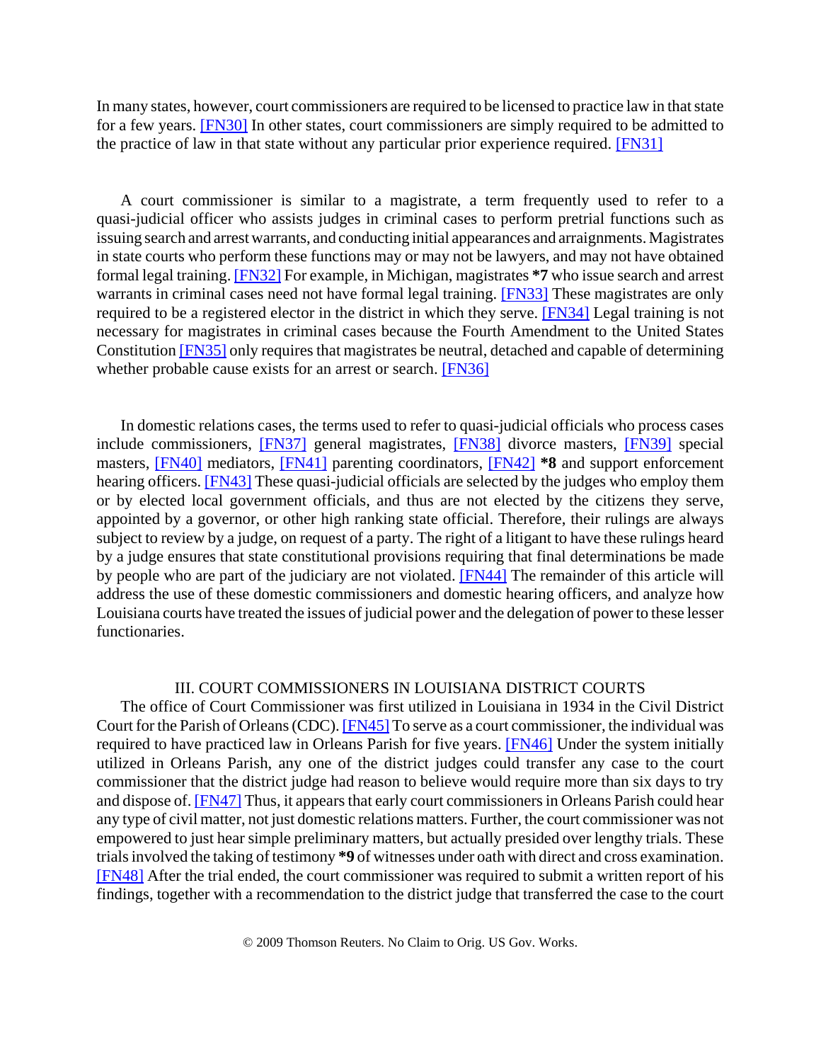In many states, however, court commissioners are required to be licensed to practice law in that state for a few years. [FN30] In other states, court commissioners are simply required to be admitted to the practice of law in that state without any particular prior experience required. [FN31]

A court commissioner is similar to a magistrate, a term frequently used to refer to a quasi-judicial officer who assists judges in criminal cases to perform pretrial functions such as issuing search and arrest warrants, and conducting initial appearances and arraignments. Magistrates in state courts who perform these functions may or may not be lawyers, and may not have obtained formal legal training. [FN32] For example, in Michigan, magistrates **\*7** who issue search and arrest warrants in criminal cases need not have formal legal training. [FN33] These magistrates are only required to be a registered elector in the district in which they serve. [FN34] Legal training is not necessary for magistrates in criminal cases because the Fourth Amendment to the United States Constitution [FN35] only requires that magistrates be neutral, detached and capable of determining whether probable cause exists for an arrest or search. [FN36]

In domestic relations cases, the terms used to refer to quasi-judicial officials who process cases include commissioners, [FN37] general magistrates, [FN38] divorce masters, [FN39] special masters, [FN40] mediators, [FN41] parenting coordinators, [FN42] **\*8** and support enforcement hearing officers. [FN43] These quasi-judicial officials are selected by the judges who employ them or by elected local government officials, and thus are not elected by the citizens they serve, appointed by a governor, or other high ranking state official. Therefore, their rulings are always subject to review by a judge, on request of a party. The right of a litigant to have these rulings heard by a judge ensures that state constitutional provisions requiring that final determinations be made by people who are part of the judiciary are not violated. [FN44] The remainder of this article will address the use of these domestic commissioners and domestic hearing officers, and analyze how Louisiana courts have treated the issues of judicial power and the delegation of power to these lesser functionaries.

## III. COURT COMMISSIONERS IN LOUISIANA DISTRICT COURTS

The office of Court Commissioner was first utilized in Louisiana in 1934 in the Civil District Court for the Parish of Orleans (CDC). [FN45] To serve as a court commissioner, the individual was required to have practiced law in Orleans Parish for five years. [FN46] Under the system initially utilized in Orleans Parish, any one of the district judges could transfer any case to the court commissioner that the district judge had reason to believe would require more than six days to try and dispose of. [FN47] Thus, it appears that early court commissioners in Orleans Parish could hear any type of civil matter, not just domestic relations matters. Further, the court commissioner was not empowered to just hear simple preliminary matters, but actually presided over lengthy trials. These trials involved the taking of testimony **\*9** of witnesses under oath with direct and cross examination. [FN48] After the trial ended, the court commissioner was required to submit a written report of his findings, together with a recommendation to the district judge that transferred the case to the court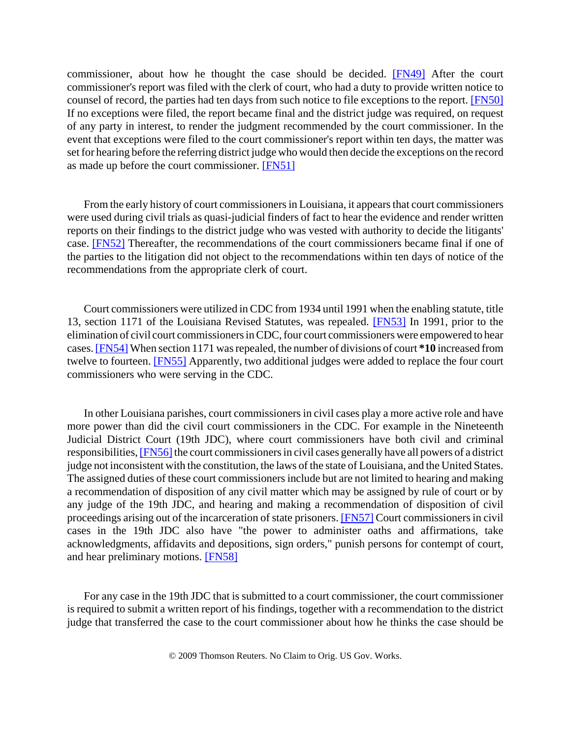commissioner, about how he thought the case should be decided. [FN49] After the court commissioner's report was filed with the clerk of court, who had a duty to provide written notice to counsel of record, the parties had ten days from such notice to file exceptions to the report. [FN50] If no exceptions were filed, the report became final and the district judge was required, on request of any party in interest, to render the judgment recommended by the court commissioner. In the event that exceptions were filed to the court commissioner's report within ten days, the matter was set for hearing before the referring district judge who would then decide the exceptions on the record as made up before the court commissioner. [FN51]

From the early history of court commissioners in Louisiana, it appears that court commissioners were used during civil trials as quasi-judicial finders of fact to hear the evidence and render written reports on their findings to the district judge who was vested with authority to decide the litigants' case. [FN52] Thereafter, the recommendations of the court commissioners became final if one of the parties to the litigation did not object to the recommendations within ten days of notice of the recommendations from the appropriate clerk of court.

Court commissioners were utilized in CDC from 1934 until 1991 when the enabling statute, title 13, section 1171 of the Louisiana Revised Statutes, was repealed. [FN53] In 1991, prior to the elimination of civil court commissioners in CDC, four court commissioners were empowered to hear cases. [FN54] When section 1171 was repealed, the number of divisions of court **\*10** increased from twelve to fourteen. [FN55] Apparently, two additional judges were added to replace the four court commissioners who were serving in the CDC.

In other Louisiana parishes, court commissioners in civil cases play a more active role and have more power than did the civil court commissioners in the CDC. For example in the Nineteenth Judicial District Court (19th JDC), where court commissioners have both civil and criminal responsibilities, [FN56] the court commissioners in civil cases generally have all powers of a district judge not inconsistent with the constitution, the laws of the state of Louisiana, and the United States. The assigned duties of these court commissioners include but are not limited to hearing and making a recommendation of disposition of any civil matter which may be assigned by rule of court or by any judge of the 19th JDC, and hearing and making a recommendation of disposition of civil proceedings arising out of the incarceration of state prisoners. [FN57] Court commissioners in civil cases in the 19th JDC also have "the power to administer oaths and affirmations, take acknowledgments, affidavits and depositions, sign orders," punish persons for contempt of court, and hear preliminary motions. [FN58]

For any case in the 19th JDC that is submitted to a court commissioner, the court commissioner is required to submit a written report of his findings, together with a recommendation to the district judge that transferred the case to the court commissioner about how he thinks the case should be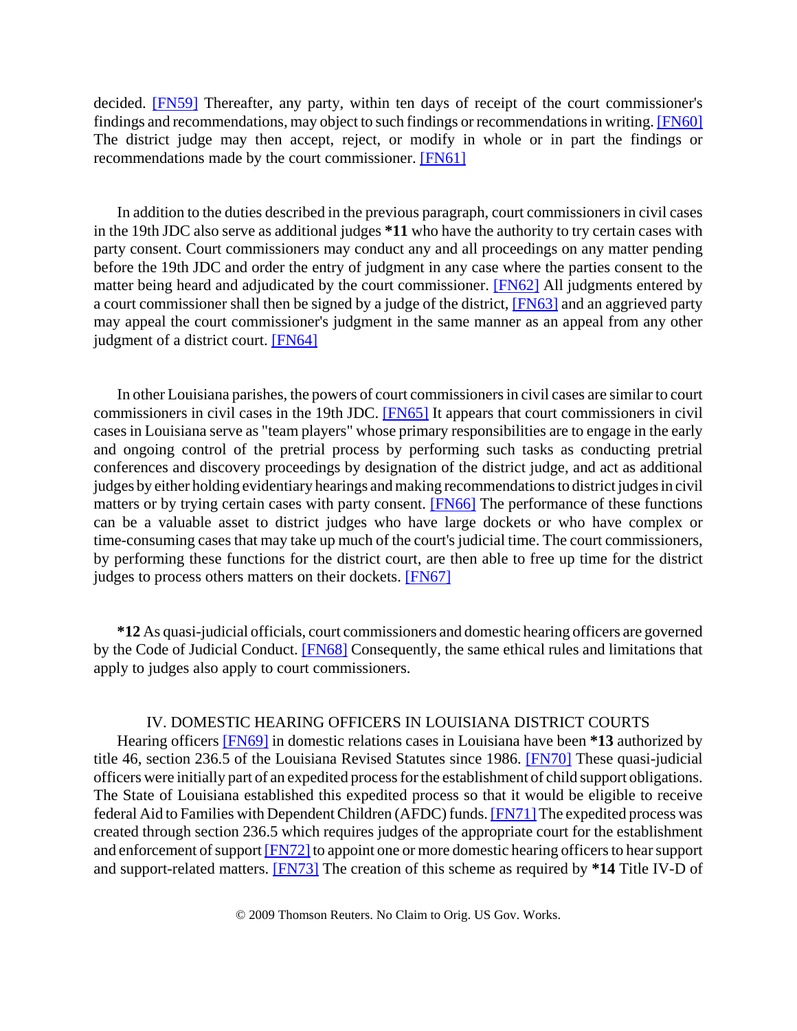decided. [FN59] Thereafter, any party, within ten days of receipt of the court commissioner's findings and recommendations, may object to such findings or recommendations in writing. [FN60] The district judge may then accept, reject, or modify in whole or in part the findings or recommendations made by the court commissioner. [FN61]

In addition to the duties described in the previous paragraph, court commissioners in civil cases in the 19th JDC also serve as additional judges **\*11** who have the authority to try certain cases with party consent. Court commissioners may conduct any and all proceedings on any matter pending before the 19th JDC and order the entry of judgment in any case where the parties consent to the matter being heard and adjudicated by the court commissioner. [FN62] All judgments entered by a court commissioner shall then be signed by a judge of the district, [FN63] and an aggrieved party may appeal the court commissioner's judgment in the same manner as an appeal from any other judgment of a district court. [FN64]

In other Louisiana parishes, the powers of court commissioners in civil cases are similar to court commissioners in civil cases in the 19th JDC. [FN65] It appears that court commissioners in civil cases in Louisiana serve as "team players" whose primary responsibilities are to engage in the early and ongoing control of the pretrial process by performing such tasks as conducting pretrial conferences and discovery proceedings by designation of the district judge, and act as additional judges by either holding evidentiary hearings and making recommendations to district judges in civil matters or by trying certain cases with party consent. [FN66] The performance of these functions can be a valuable asset to district judges who have large dockets or who have complex or time-consuming cases that may take up much of the court's judicial time. The court commissioners, by performing these functions for the district court, are then able to free up time for the district judges to process others matters on their dockets. [FN67]

**\*12** As quasi-judicial officials, court commissioners and domestic hearing officers are governed by the Code of Judicial Conduct. [FN68] Consequently, the same ethical rules and limitations that apply to judges also apply to court commissioners.

## IV. DOMESTIC HEARING OFFICERS IN LOUISIANA DISTRICT COURTS

Hearing officers [FN69] in domestic relations cases in Louisiana have been **\*13** authorized by title 46, section 236.5 of the Louisiana Revised Statutes since 1986. [FN70] These quasi-judicial officers were initially part of an expedited process for the establishment of child support obligations. The State of Louisiana established this expedited process so that it would be eligible to receive federal Aid to Families with Dependent Children (AFDC) funds. [FN71] The expedited process was created through section 236.5 which requires judges of the appropriate court for the establishment and enforcement of support [FN72] to appoint one or more domestic hearing officers to hear support and support-related matters. [FN73] The creation of this scheme as required by **\*14** Title IV-D of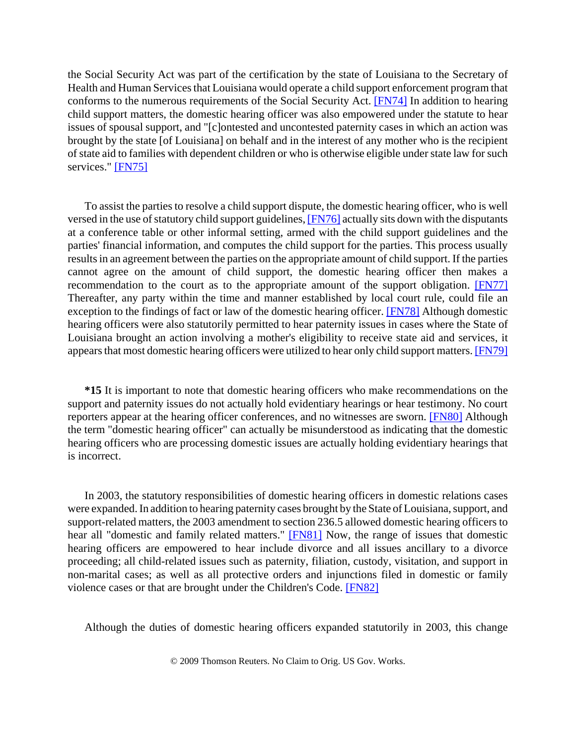the Social Security Act was part of the certification by the state of Louisiana to the Secretary of Health and Human Services that Louisiana would operate a child support enforcement program that conforms to the numerous requirements of the Social Security Act. [FN74] In addition to hearing child support matters, the domestic hearing officer was also empowered under the statute to hear issues of spousal support, and "[c]ontested and uncontested paternity cases in which an action was brought by the state [of Louisiana] on behalf and in the interest of any mother who is the recipient of state aid to families with dependent children or who is otherwise eligible under state law for such services." [FN75]

To assist the parties to resolve a child support dispute, the domestic hearing officer, who is well versed in the use of statutory child support guidelines, [FN76] actually sits down with the disputants at a conference table or other informal setting, armed with the child support guidelines and the parties' financial information, and computes the child support for the parties. This process usually results in an agreement between the parties on the appropriate amount of child support. If the parties cannot agree on the amount of child support, the domestic hearing officer then makes a recommendation to the court as to the appropriate amount of the support obligation. [FN77] Thereafter, any party within the time and manner established by local court rule, could file an exception to the findings of fact or law of the domestic hearing officer. [FN78] Although domestic hearing officers were also statutorily permitted to hear paternity issues in cases where the State of Louisiana brought an action involving a mother's eligibility to receive state aid and services, it appears that most domestic hearing officers were utilized to hear only child support matters. [FN79]

**\*15** It is important to note that domestic hearing officers who make recommendations on the support and paternity issues do not actually hold evidentiary hearings or hear testimony. No court reporters appear at the hearing officer conferences, and no witnesses are sworn. [FN80] Although the term "domestic hearing officer" can actually be misunderstood as indicating that the domestic hearing officers who are processing domestic issues are actually holding evidentiary hearings that is incorrect.

In 2003, the statutory responsibilities of domestic hearing officers in domestic relations cases were expanded. In addition to hearing paternity cases brought by the State of Louisiana, support, and support-related matters, the 2003 amendment to section 236.5 allowed domestic hearing officers to hear all "domestic and family related matters." [FN81] Now, the range of issues that domestic hearing officers are empowered to hear include divorce and all issues ancillary to a divorce proceeding; all child-related issues such as paternity, filiation, custody, visitation, and support in non-marital cases; as well as all protective orders and injunctions filed in domestic or family violence cases or that are brought under the Children's Code. [FN82]

Although the duties of domestic hearing officers expanded statutorily in 2003, this change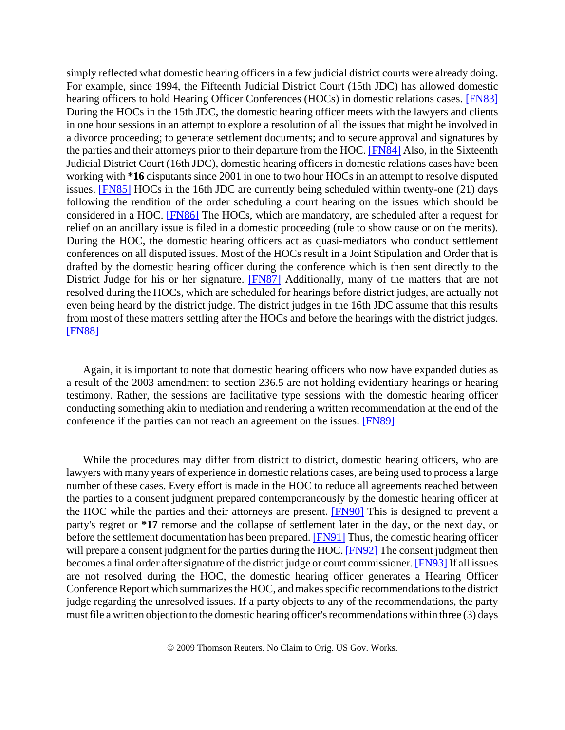simply reflected what domestic hearing officers in a few judicial district courts were already doing. For example, since 1994, the Fifteenth Judicial District Court (15th JDC) has allowed domestic hearing officers to hold Hearing Officer Conferences (HOCs) in domestic relations cases. [FN83] During the HOCs in the 15th JDC, the domestic hearing officer meets with the lawyers and clients in one hour sessions in an attempt to explore a resolution of all the issues that might be involved in a divorce proceeding; to generate settlement documents; and to secure approval and signatures by the parties and their attorneys prior to their departure from the HOC. [FN84] Also, in the Sixteenth Judicial District Court (16th JDC), domestic hearing officers in domestic relations cases have been working with **\*16** disputants since 2001 in one to two hour HOCs in an attempt to resolve disputed issues. [FN85] HOCs in the 16th JDC are currently being scheduled within twenty-one (21) days following the rendition of the order scheduling a court hearing on the issues which should be considered in a HOC. [FN86] The HOCs, which are mandatory, are scheduled after a request for relief on an ancillary issue is filed in a domestic proceeding (rule to show cause or on the merits). During the HOC, the domestic hearing officers act as quasi-mediators who conduct settlement conferences on all disputed issues. Most of the HOCs result in a Joint Stipulation and Order that is drafted by the domestic hearing officer during the conference which is then sent directly to the District Judge for his or her signature. [FN87] Additionally, many of the matters that are not resolved during the HOCs, which are scheduled for hearings before district judges, are actually not even being heard by the district judge. The district judges in the 16th JDC assume that this results from most of these matters settling after the HOCs and before the hearings with the district judges. [FN88]

Again, it is important to note that domestic hearing officers who now have expanded duties as a result of the 2003 amendment to section 236.5 are not holding evidentiary hearings or hearing testimony. Rather, the sessions are facilitative type sessions with the domestic hearing officer conducting something akin to mediation and rendering a written recommendation at the end of the conference if the parties can not reach an agreement on the issues. [FN89]

While the procedures may differ from district to district, domestic hearing officers, who are lawyers with many years of experience in domestic relations cases, are being used to process a large number of these cases. Every effort is made in the HOC to reduce all agreements reached between the parties to a consent judgment prepared contemporaneously by the domestic hearing officer at the HOC while the parties and their attorneys are present. [FN90] This is designed to prevent a party's regret or **\*17** remorse and the collapse of settlement later in the day, or the next day, or before the settlement documentation has been prepared. [FN91] Thus, the domestic hearing officer will prepare a consent judgment for the parties during the HOC. [FN92] The consent judgment then becomes a final order after signature of the district judge or court commissioner. [FN93] If all issues are not resolved during the HOC, the domestic hearing officer generates a Hearing Officer Conference Report which summarizes the HOC, and makes specific recommendations to the district judge regarding the unresolved issues. If a party objects to any of the recommendations, the party must file a written objection to the domestic hearing officer's recommendations within three (3) days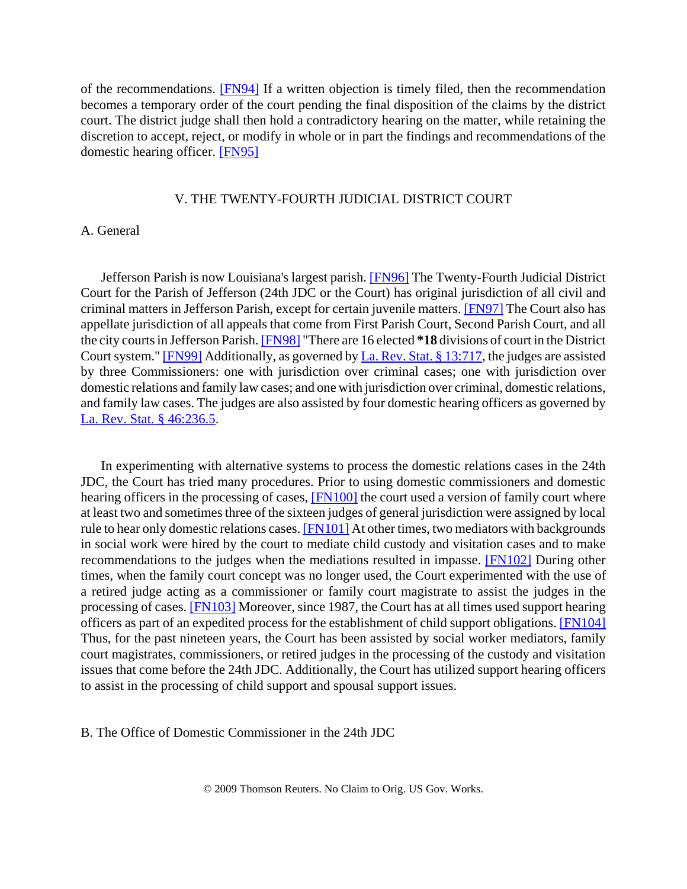of the recommendations. [FN94] If a written objection is timely filed, then the recommendation becomes a temporary order of the court pending the final disposition of the claims by the district court. The district judge shall then hold a contradictory hearing on the matter, while retaining the discretion to accept, reject, or modify in whole or in part the findings and recommendations of the domestic hearing officer. [FN95]

## V. THE TWENTY-FOURTH JUDICIAL DISTRICT COURT

### A. General

Jefferson Parish is now Louisiana's largest parish. [FN96] The Twenty-Fourth Judicial District Court for the Parish of Jefferson (24th JDC or the Court) has original jurisdiction of all civil and criminal matters in Jefferson Parish, except for certain juvenile matters. [FN97] The Court also has appellate jurisdiction of all appeals that come from First Parish Court, Second Parish Court, and all the city courts in Jefferson Parish. [FN98] "There are 16 elected **\*18** divisions of court in the District Court system." [FN99] Additionally, as governed by La. Rev. Stat. § 13:717, the judges are assisted by three Commissioners: one with jurisdiction over criminal cases; one with jurisdiction over domestic relations and family law cases; and one with jurisdiction over criminal, domestic relations, and family law cases. The judges are also assisted by four domestic hearing officers as governed by La. Rev. Stat. § 46:236.5.

In experimenting with alternative systems to process the domestic relations cases in the 24th JDC, the Court has tried many procedures. Prior to using domestic commissioners and domestic hearing officers in the processing of cases, [FN100] the court used a version of family court where at least two and sometimes three of the sixteen judges of general jurisdiction were assigned by local rule to hear only domestic relations cases. [FN101] At other times, two mediators with backgrounds in social work were hired by the court to mediate child custody and visitation cases and to make recommendations to the judges when the mediations resulted in impasse. [FN102] During other times, when the family court concept was no longer used, the Court experimented with the use of a retired judge acting as a commissioner or family court magistrate to assist the judges in the processing of cases. [FN103] Moreover, since 1987, the Court has at all times used support hearing officers as part of an expedited process for the establishment of child support obligations. [FN104] Thus, for the past nineteen years, the Court has been assisted by social worker mediators, family court magistrates, commissioners, or retired judges in the processing of the custody and visitation issues that come before the 24th JDC. Additionally, the Court has utilized support hearing officers to assist in the processing of child support and spousal support issues.

### B. The Office of Domestic Commissioner in the 24th JDC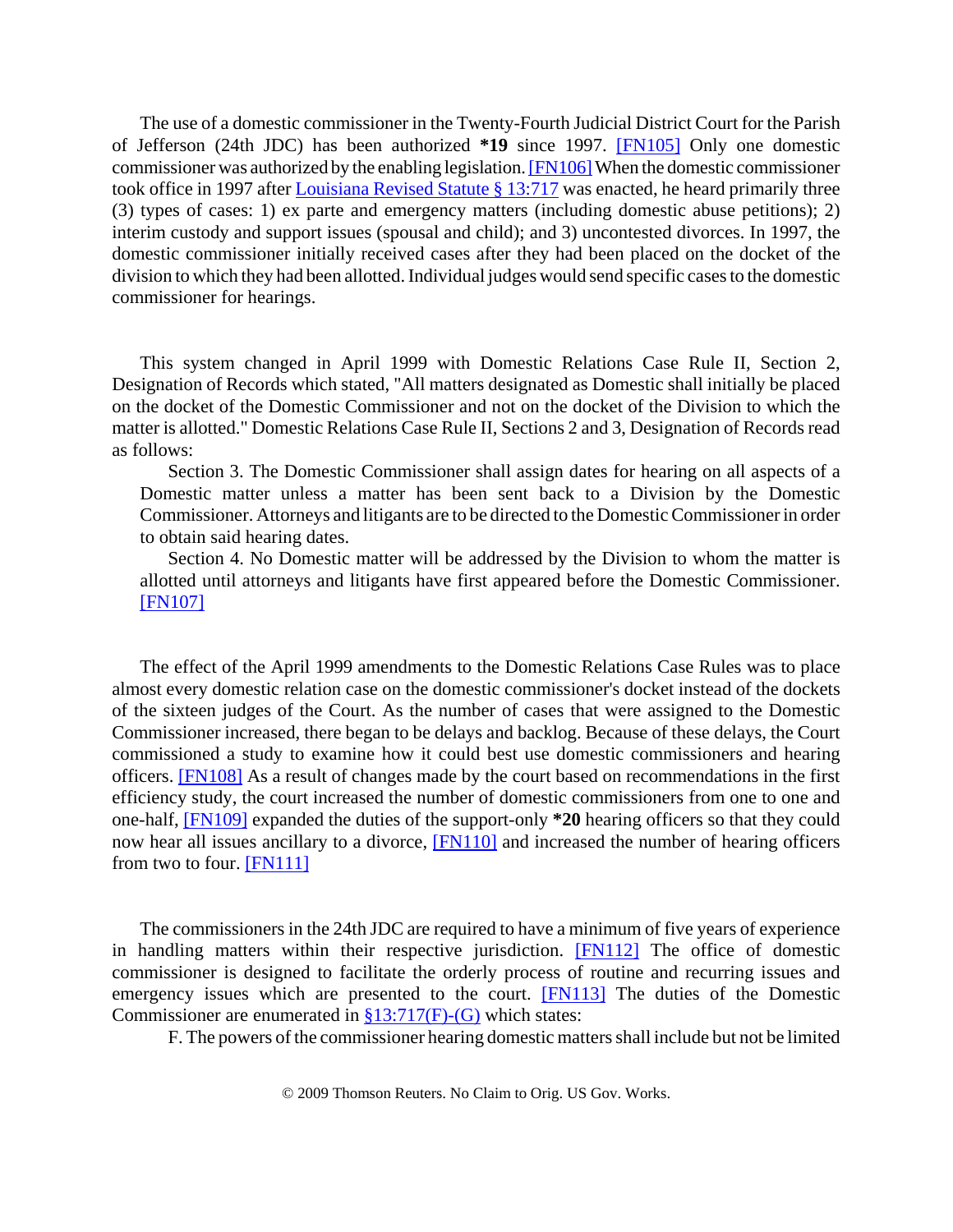The use of a domestic commissioner in the Twenty-Fourth Judicial District Court for the Parish of Jefferson (24th JDC) has been authorized **\*19** since 1997. [FN105] Only one domestic commissioner was authorized by the enabling legislation. [FN106] When the domestic commissioner took office in 1997 after Louisiana Revised Statute § 13:717 was enacted, he heard primarily three (3) types of cases: 1) ex parte and emergency matters (including domestic abuse petitions); 2) interim custody and support issues (spousal and child); and 3) uncontested divorces. In 1997, the domestic commissioner initially received cases after they had been placed on the docket of the division to which they had been allotted. Individual judges would send specific cases to the domestic commissioner for hearings.

This system changed in April 1999 with Domestic Relations Case Rule II, Section 2, Designation of Records which stated, "All matters designated as Domestic shall initially be placed on the docket of the Domestic Commissioner and not on the docket of the Division to which the matter is allotted." Domestic Relations Case Rule II, Sections 2 and 3, Designation of Records read as follows:

> Section 3. The Domestic Commissioner shall assign dates for hearing on all aspects of a Domestic matter unless a matter has been sent back to a Division by the Domestic Commissioner. Attorneys and litigants are to be directed to the Domestic Commissioner in order to obtain said hearing dates.
>
> Section 4. No Domestic matter will be addressed by the Division to whom the matter is allotted until attorneys and litigants have first appeared before the Domestic Commissioner. [FN107]

The effect of the April 1999 amendments to the Domestic Relations Case Rules was to place almost every domestic relation case on the domestic commissioner's docket instead of the dockets of the sixteen judges of the Court. As the number of cases that were assigned to the Domestic Commissioner increased, there began to be delays and backlog. Because of these delays, the Court commissioned a study to examine how it could best use domestic commissioners and hearing officers. [FN108] As a result of changes made by the court based on recommendations in the first efficiency study, the court increased the number of domestic commissioners from one to one and one-half, [FN109] expanded the duties of the support-only **\*20** hearing officers so that they could now hear all issues ancillary to a divorce, [FN110] and increased the number of hearing officers from two to four. [FN111]

The commissioners in the 24th JDC are required to have a minimum of five years of experience in handling matters within their respective jurisdiction. [FN112] The office of domestic commissioner is designed to facilitate the orderly process of routine and recurring issues and emergency issues which are presented to the court. [FN113] The duties of the Domestic Commissioner are enumerated in §13:717(F)-(G) which states:

> F. The powers of the commissioner hearing domestic matters shall include but not be limited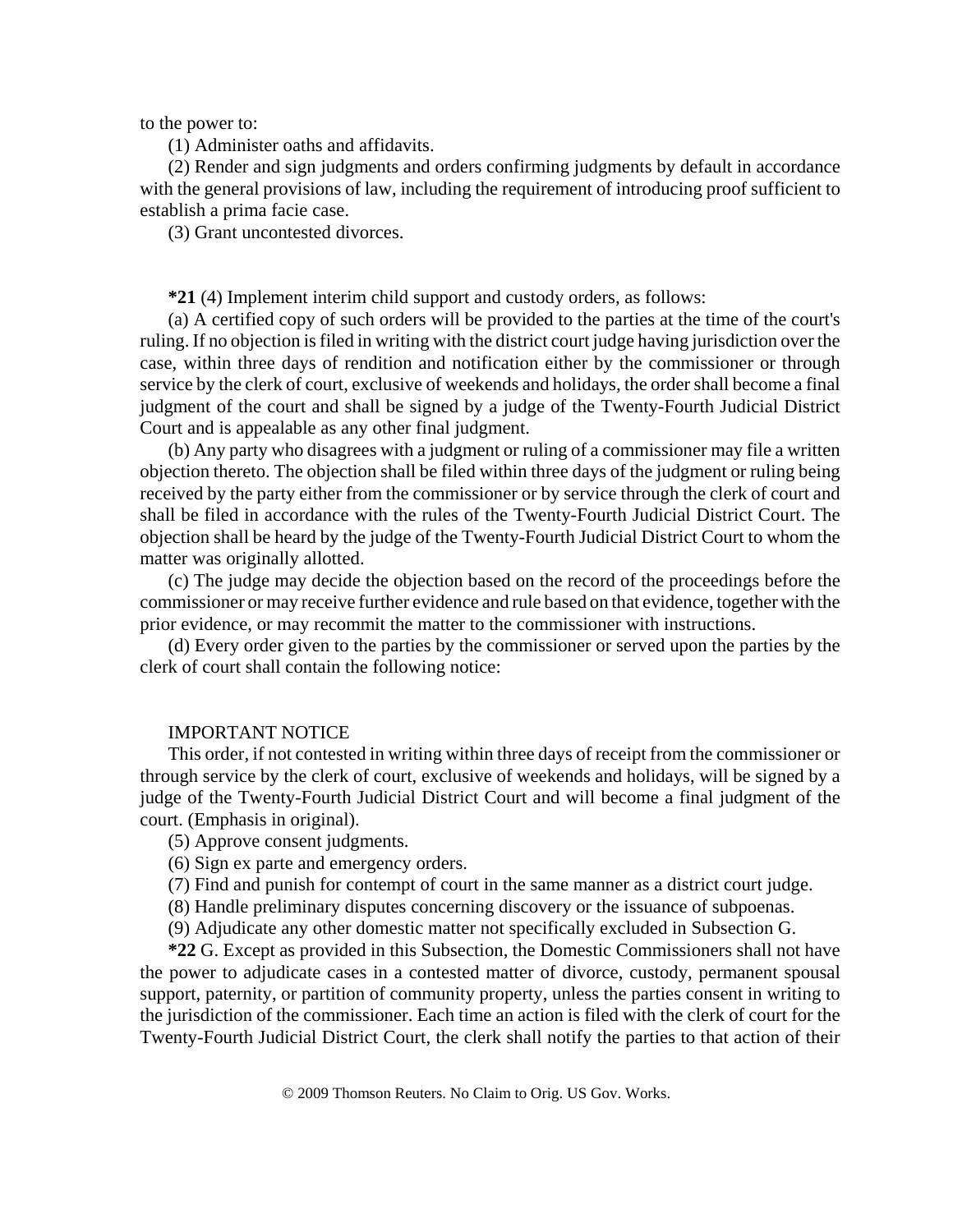to the power to:

(1) Administer oaths and affidavits.

(2) Render and sign judgments and orders confirming judgments by default in accordance with the general provisions of law, including the requirement of introducing proof sufficient to establish a prima facie case.

(3) Grant uncontested divorces.

**\*21** (4) Implement interim child support and custody orders, as follows:

(a) A certified copy of such orders will be provided to the parties at the time of the court's ruling. If no objection is filed in writing with the district court judge having jurisdiction over the case, within three days of rendition and notification either by the commissioner or through service by the clerk of court, exclusive of weekends and holidays, the order shall become a final judgment of the court and shall be signed by a judge of the Twenty-Fourth Judicial District Court and is appealable as any other final judgment.

(b) Any party who disagrees with a judgment or ruling of a commissioner may file a written objection thereto. The objection shall be filed within three days of the judgment or ruling being received by the party either from the commissioner or by service through the clerk of court and shall be filed in accordance with the rules of the Twenty-Fourth Judicial District Court. The objection shall be heard by the judge of the Twenty-Fourth Judicial District Court to whom the matter was originally allotted.

(c) The judge may decide the objection based on the record of the proceedings before the commissioner or may receive further evidence and rule based on that evidence, together with the prior evidence, or may recommit the matter to the commissioner with instructions.

(d) Every order given to the parties by the commissioner or served upon the parties by the clerk of court shall contain the following notice:

IMPORTANT NOTICE

This order, if not contested in writing within three days of receipt from the commissioner or through service by the clerk of court, exclusive of weekends and holidays, will be signed by a judge of the Twenty-Fourth Judicial District Court and will become a final judgment of the court. (Emphasis in original).

(5) Approve consent judgments.

(6) Sign ex parte and emergency orders.

(7) Find and punish for contempt of court in the same manner as a district court judge.

(8) Handle preliminary disputes concerning discovery or the issuance of subpoenas.

(9) Adjudicate any other domestic matter not specifically excluded in Subsection G.

**\*22** G. Except as provided in this Subsection, the Domestic Commissioners shall not have the power to adjudicate cases in a contested matter of divorce, custody, permanent spousal support, paternity, or partition of community property, unless the parties consent in writing to the jurisdiction of the commissioner. Each time an action is filed with the clerk of court for the Twenty-Fourth Judicial District Court, the clerk shall notify the parties to that action of their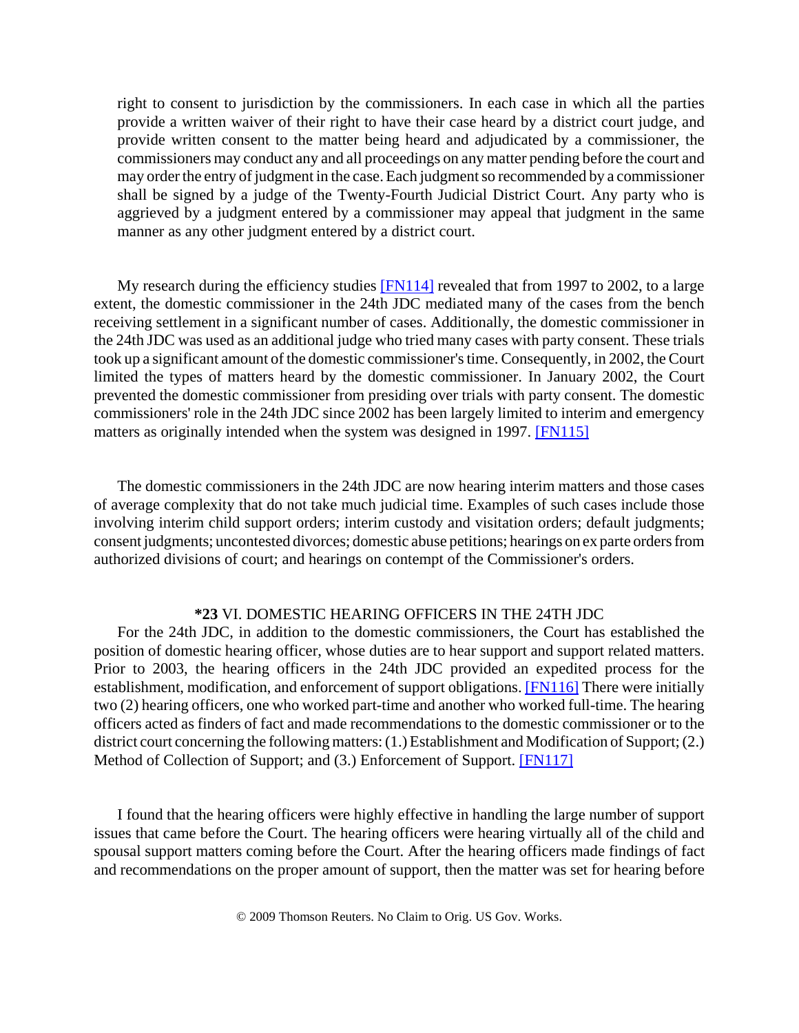right to consent to jurisdiction by the commissioners. In each case in which all the parties provide a written waiver of their right to have their case heard by a district court judge, and provide written consent to the matter being heard and adjudicated by a commissioner, the commissioners may conduct any and all proceedings on any matter pending before the court and may order the entry of judgment in the case. Each judgment so recommended by a commissioner shall be signed by a judge of the Twenty-Fourth Judicial District Court. Any party who is aggrieved by a judgment entered by a commissioner may appeal that judgment in the same manner as any other judgment entered by a district court.

My research during the efficiency studies [FN114] revealed that from 1997 to 2002, to a large extent, the domestic commissioner in the 24th JDC mediated many of the cases from the bench receiving settlement in a significant number of cases. Additionally, the domestic commissioner in the 24th JDC was used as an additional judge who tried many cases with party consent. These trials took up a significant amount of the domestic commissioner's time. Consequently, in 2002, the Court limited the types of matters heard by the domestic commissioner. In January 2002, the Court prevented the domestic commissioner from presiding over trials with party consent. The domestic commissioners' role in the 24th JDC since 2002 has been largely limited to interim and emergency matters as originally intended when the system was designed in 1997. [FN115]

The domestic commissioners in the 24th JDC are now hearing interim matters and those cases of average complexity that do not take much judicial time. Examples of such cases include those involving interim child support orders; interim custody and visitation orders; default judgments; consent judgments; uncontested divorces; domestic abuse petitions; hearings on ex parte orders from authorized divisions of court; and hearings on contempt of the Commissioner's orders.

## **\*23** VI. DOMESTIC HEARING OFFICERS IN THE 24TH JDC

For the 24th JDC, in addition to the domestic commissioners, the Court has established the position of domestic hearing officer, whose duties are to hear support and support related matters. Prior to 2003, the hearing officers in the 24th JDC provided an expedited process for the establishment, modification, and enforcement of support obligations. [FN116] There were initially two (2) hearing officers, one who worked part-time and another who worked full-time. The hearing officers acted as finders of fact and made recommendations to the domestic commissioner or to the district court concerning the following matters: (1.) Establishment and Modification of Support; (2.) Method of Collection of Support; and (3.) Enforcement of Support. [FN117]

I found that the hearing officers were highly effective in handling the large number of support issues that came before the Court. The hearing officers were hearing virtually all of the child and spousal support matters coming before the Court. After the hearing officers made findings of fact and recommendations on the proper amount of support, then the matter was set for hearing before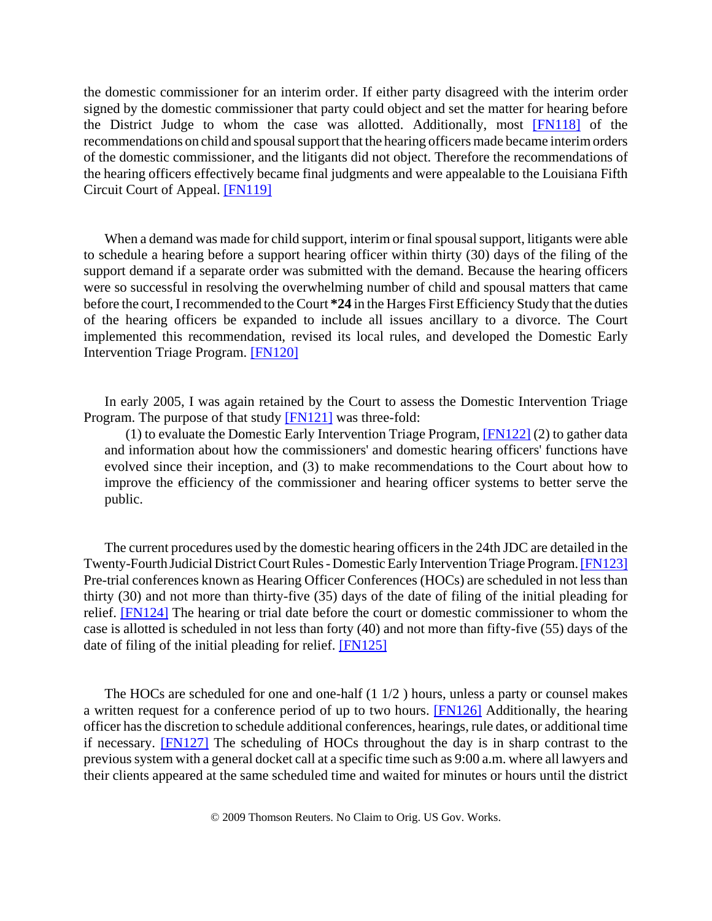the domestic commissioner for an interim order. If either party disagreed with the interim order signed by the domestic commissioner that party could object and set the matter for hearing before the District Judge to whom the case was allotted. Additionally, most [FN118] of the recommendations on child and spousal support that the hearing officers made became interim orders of the domestic commissioner, and the litigants did not object. Therefore the recommendations of the hearing officers effectively became final judgments and were appealable to the Louisiana Fifth Circuit Court of Appeal. [FN119]

When a demand was made for child support, interim or final spousal support, litigants were able to schedule a hearing before a support hearing officer within thirty (30) days of the filing of the support demand if a separate order was submitted with the demand. Because the hearing officers were so successful in resolving the overwhelming number of child and spousal matters that came before the court, I recommended to the Court **\*24** in the Harges First Efficiency Study that the duties of the hearing officers be expanded to include all issues ancillary to a divorce. The Court implemented this recommendation, revised its local rules, and developed the Domestic Early Intervention Triage Program. [FN120]

In early 2005, I was again retained by the Court to assess the Domestic Intervention Triage Program. The purpose of that study [FN121] was three-fold:

> (1) to evaluate the Domestic Early Intervention Triage Program, [FN122] (2) to gather data and information about how the commissioners' and domestic hearing officers' functions have evolved since their inception, and (3) to make recommendations to the Court about how to improve the efficiency of the commissioner and hearing officer systems to better serve the public.

The current procedures used by the domestic hearing officers in the 24th JDC are detailed in the Twenty-Fourth Judicial District Court Rules - Domestic Early Intervention Triage Program. [FN123] Pre-trial conferences known as Hearing Officer Conferences (HOCs) are scheduled in not less than thirty (30) and not more than thirty-five (35) days of the date of filing of the initial pleading for relief. [FN124] The hearing or trial date before the court or domestic commissioner to whom the case is allotted is scheduled in not less than forty (40) and not more than fifty-five (55) days of the date of filing of the initial pleading for relief. [FN125]

The HOCs are scheduled for one and one-half (1 1/2 ) hours, unless a party or counsel makes a written request for a conference period of up to two hours. [FN126] Additionally, the hearing officer has the discretion to schedule additional conferences, hearings, rule dates, or additional time if necessary. [FN127] The scheduling of HOCs throughout the day is in sharp contrast to the previous system with a general docket call at a specific time such as 9:00 a.m. where all lawyers and their clients appeared at the same scheduled time and waited for minutes or hours until the district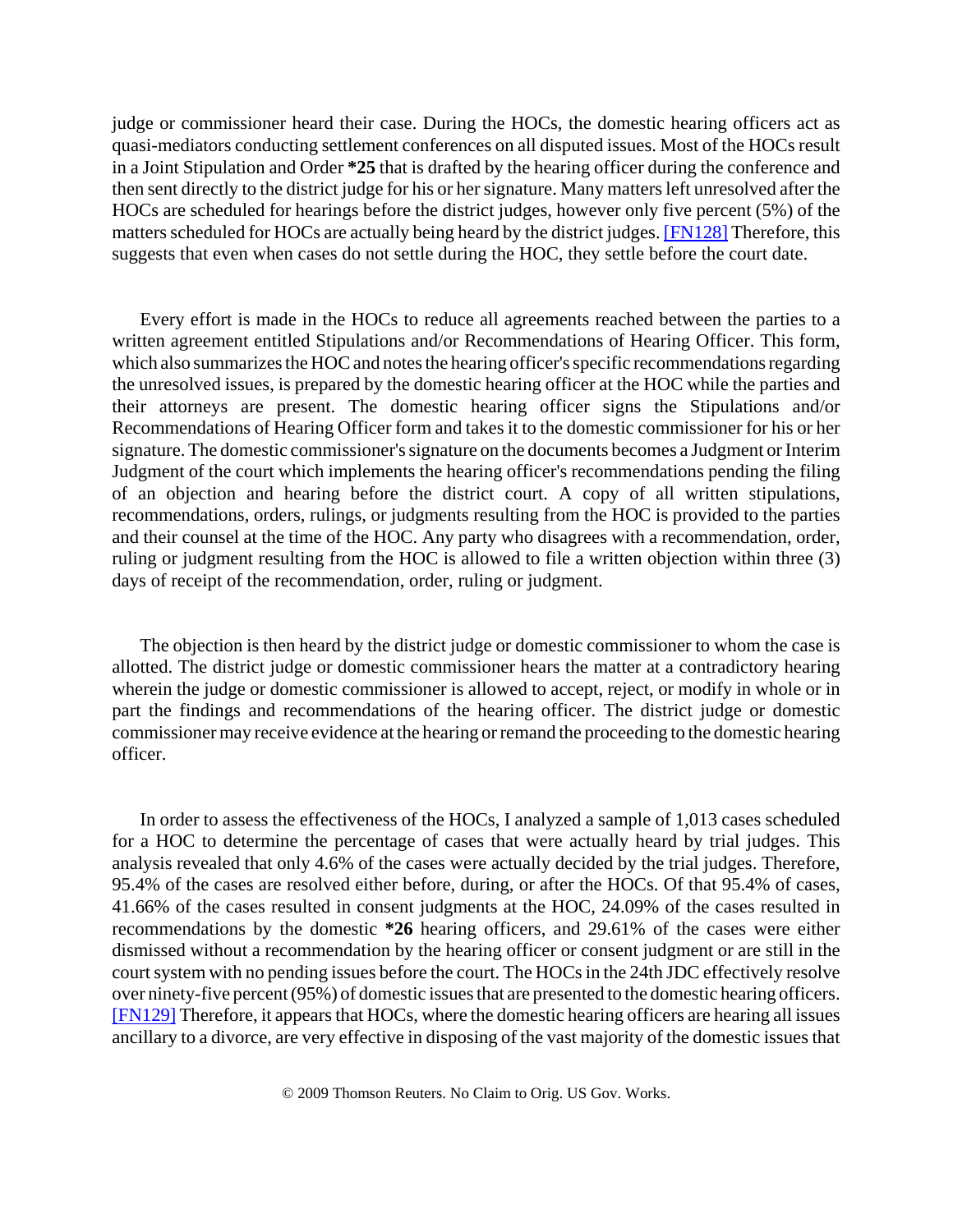judge or commissioner heard their case. During the HOCs, the domestic hearing officers act as quasi-mediators conducting settlement conferences on all disputed issues. Most of the HOCs result in a Joint Stipulation and Order **\*25** that is drafted by the hearing officer during the conference and then sent directly to the district judge for his or her signature. Many matters left unresolved after the HOCs are scheduled for hearings before the district judges, however only five percent (5%) of the matters scheduled for HOCs are actually being heard by the district judges. [FN128] Therefore, this suggests that even when cases do not settle during the HOC, they settle before the court date.

Every effort is made in the HOCs to reduce all agreements reached between the parties to a written agreement entitled Stipulations and/or Recommendations of Hearing Officer. This form, which also summarizes the HOC and notes the hearing officer's specific recommendations regarding the unresolved issues, is prepared by the domestic hearing officer at the HOC while the parties and their attorneys are present. The domestic hearing officer signs the Stipulations and/or Recommendations of Hearing Officer form and takes it to the domestic commissioner for his or her signature. The domestic commissioner's signature on the documents becomes a Judgment or Interim Judgment of the court which implements the hearing officer's recommendations pending the filing of an objection and hearing before the district court. A copy of all written stipulations, recommendations, orders, rulings, or judgments resulting from the HOC is provided to the parties and their counsel at the time of the HOC. Any party who disagrees with a recommendation, order, ruling or judgment resulting from the HOC is allowed to file a written objection within three (3) days of receipt of the recommendation, order, ruling or judgment.

The objection is then heard by the district judge or domestic commissioner to whom the case is allotted. The district judge or domestic commissioner hears the matter at a contradictory hearing wherein the judge or domestic commissioner is allowed to accept, reject, or modify in whole or in part the findings and recommendations of the hearing officer. The district judge or domestic commissioner may receive evidence at the hearing or remand the proceeding to the domestic hearing officer.

In order to assess the effectiveness of the HOCs, I analyzed a sample of 1,013 cases scheduled for a HOC to determine the percentage of cases that were actually heard by trial judges. This analysis revealed that only 4.6% of the cases were actually decided by the trial judges. Therefore, 95.4% of the cases are resolved either before, during, or after the HOCs. Of that 95.4% of cases, 41.66% of the cases resulted in consent judgments at the HOC, 24.09% of the cases resulted in recommendations by the domestic **\*26** hearing officers, and 29.61% of the cases were either dismissed without a recommendation by the hearing officer or consent judgment or are still in the court system with no pending issues before the court. The HOCs in the 24th JDC effectively resolve over ninety-five percent (95%) of domestic issues that are presented to the domestic hearing officers. [FN129] Therefore, it appears that HOCs, where the domestic hearing officers are hearing all issues ancillary to a divorce, are very effective in disposing of the vast majority of the domestic issues that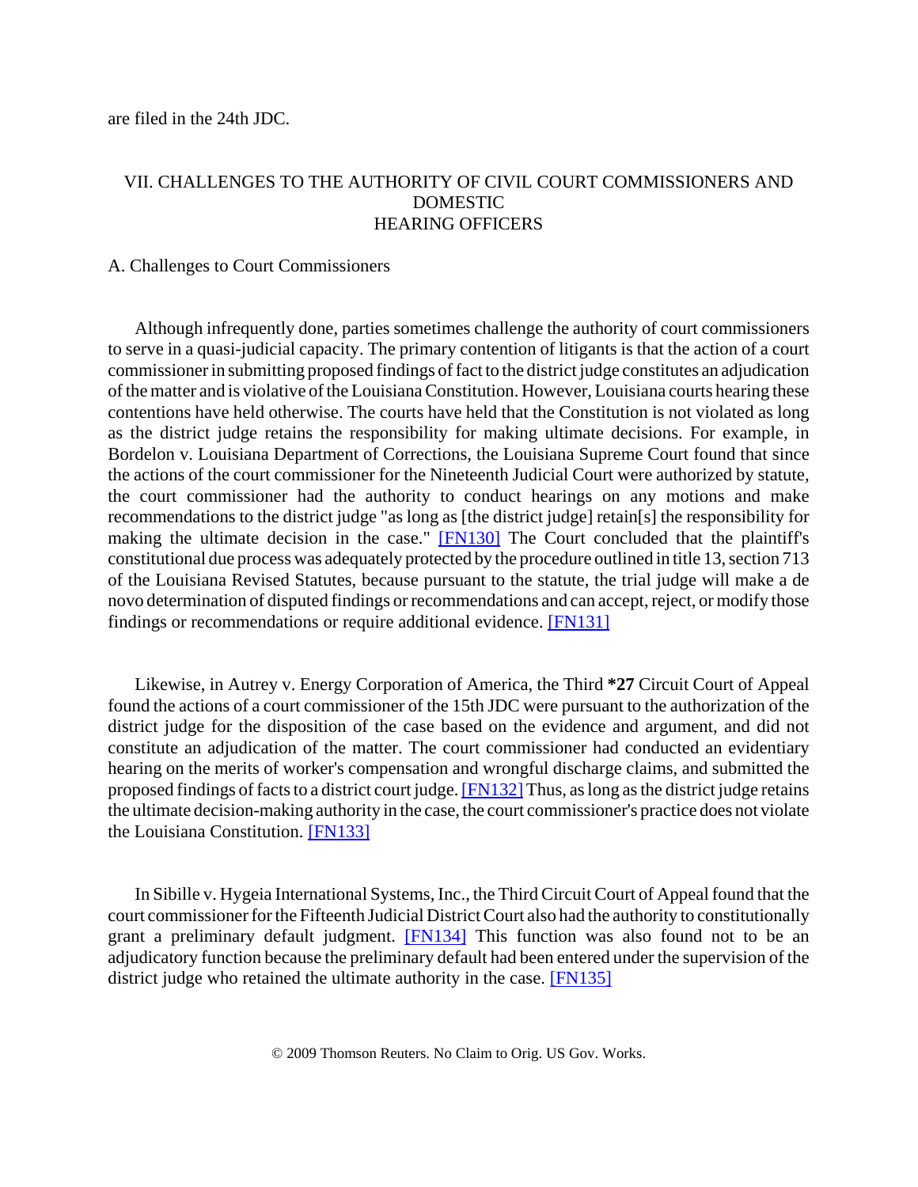are filed in the 24th JDC.

## VII. CHALLENGES TO THE AUTHORITY OF CIVIL COURT COMMISSIONERS AND DOMESTIC HEARING OFFICERS

### A. Challenges to Court Commissioners

Although infrequently done, parties sometimes challenge the authority of court commissioners to serve in a quasi-judicial capacity. The primary contention of litigants is that the action of a court commissioner in submitting proposed findings of fact to the district judge constitutes an adjudication of the matter and is violative of the Louisiana Constitution. However, Louisiana courts hearing these contentions have held otherwise. The courts have held that the Constitution is not violated as long as the district judge retains the responsibility for making ultimate decisions. For example, in Bordelon v. Louisiana Department of Corrections, the Louisiana Supreme Court found that since the actions of the court commissioner for the Nineteenth Judicial Court were authorized by statute, the court commissioner had the authority to conduct hearings on any motions and make recommendations to the district judge "as long as [the district judge] retain[s] the responsibility for making the ultimate decision in the case." [FN130] The Court concluded that the plaintiff's constitutional due process was adequately protected by the procedure outlined in title 13, section 713 of the Louisiana Revised Statutes, because pursuant to the statute, the trial judge will make a de novo determination of disputed findings or recommendations and can accept, reject, or modify those findings or recommendations or require additional evidence. [FN131]

Likewise, in Autrey v. Energy Corporation of America, the Third **\*27** Circuit Court of Appeal found the actions of a court commissioner of the 15th JDC were pursuant to the authorization of the district judge for the disposition of the case based on the evidence and argument, and did not constitute an adjudication of the matter. The court commissioner had conducted an evidentiary hearing on the merits of worker's compensation and wrongful discharge claims, and submitted the proposed findings of facts to a district court judge. [FN132] Thus, as long as the district judge retains the ultimate decision-making authority in the case, the court commissioner's practice does not violate the Louisiana Constitution. [FN133]

In Sibille v. Hygeia International Systems, Inc., the Third Circuit Court of Appeal found that the court commissioner for the Fifteenth Judicial District Court also had the authority to constitutionally grant a preliminary default judgment. [FN134] This function was also found not to be an adjudicatory function because the preliminary default had been entered under the supervision of the district judge who retained the ultimate authority in the case. [FN135]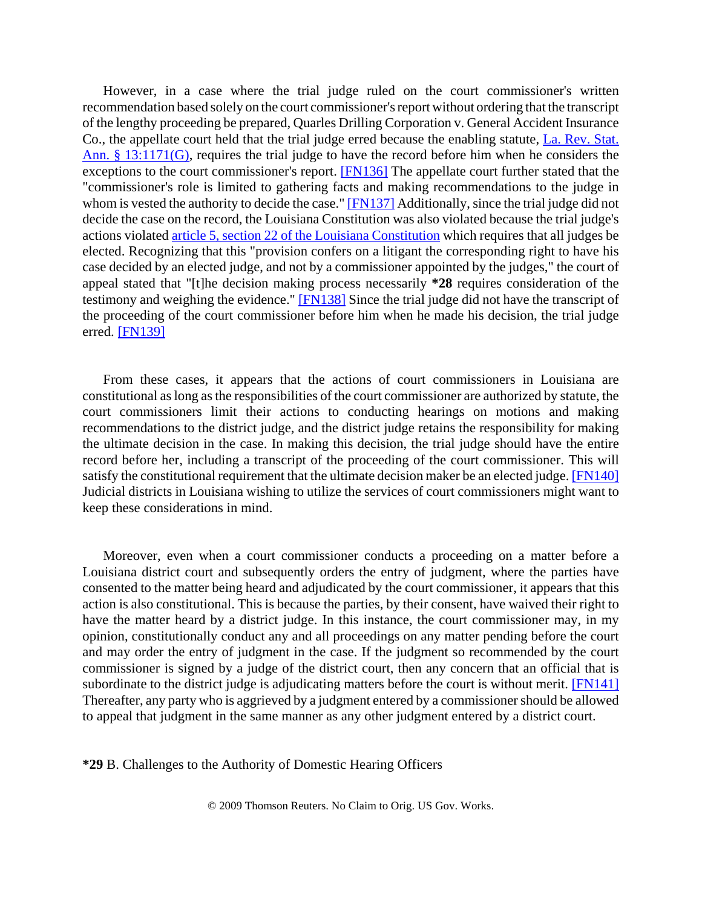However, in a case where the trial judge ruled on the court commissioner's written recommendation based solely on the court commissioner's report without ordering that the transcript of the lengthy proceeding be prepared, Quarles Drilling Corporation v. General Accident Insurance Co., the appellate court held that the trial judge erred because the enabling statute, La. Rev. Stat. Ann. § 13:1171(G), requires the trial judge to have the record before him when he considers the exceptions to the court commissioner's report. [FN136] The appellate court further stated that the "commissioner's role is limited to gathering facts and making recommendations to the judge in whom is vested the authority to decide the case." [FN137] Additionally, since the trial judge did not decide the case on the record, the Louisiana Constitution was also violated because the trial judge's actions violated article 5, section 22 of the Louisiana Constitution which requires that all judges be elected. Recognizing that this "provision confers on a litigant the corresponding right to have his case decided by an elected judge, and not by a commissioner appointed by the judges," the court of appeal stated that "[t]he decision making process necessarily **\*28** requires consideration of the testimony and weighing the evidence." [FN138] Since the trial judge did not have the transcript of the proceeding of the court commissioner before him when he made his decision, the trial judge erred. [FN139]

From these cases, it appears that the actions of court commissioners in Louisiana are constitutional as long as the responsibilities of the court commissioner are authorized by statute, the court commissioners limit their actions to conducting hearings on motions and making recommendations to the district judge, and the district judge retains the responsibility for making the ultimate decision in the case. In making this decision, the trial judge should have the entire record before her, including a transcript of the proceeding of the court commissioner. This will satisfy the constitutional requirement that the ultimate decision maker be an elected judge. [FN140] Judicial districts in Louisiana wishing to utilize the services of court commissioners might want to keep these considerations in mind.

Moreover, even when a court commissioner conducts a proceeding on a matter before a Louisiana district court and subsequently orders the entry of judgment, where the parties have consented to the matter being heard and adjudicated by the court commissioner, it appears that this action is also constitutional. This is because the parties, by their consent, have waived their right to have the matter heard by a district judge. In this instance, the court commissioner may, in my opinion, constitutionally conduct any and all proceedings on any matter pending before the court and may order the entry of judgment in the case. If the judgment so recommended by the court commissioner is signed by a judge of the district court, then any concern that an official that is subordinate to the district judge is adjudicating matters before the court is without merit. [FN141] Thereafter, any party who is aggrieved by a judgment entered by a commissioner should be allowed to appeal that judgment in the same manner as any other judgment entered by a district court.

**\*29** B. Challenges to the Authority of Domestic Hearing Officers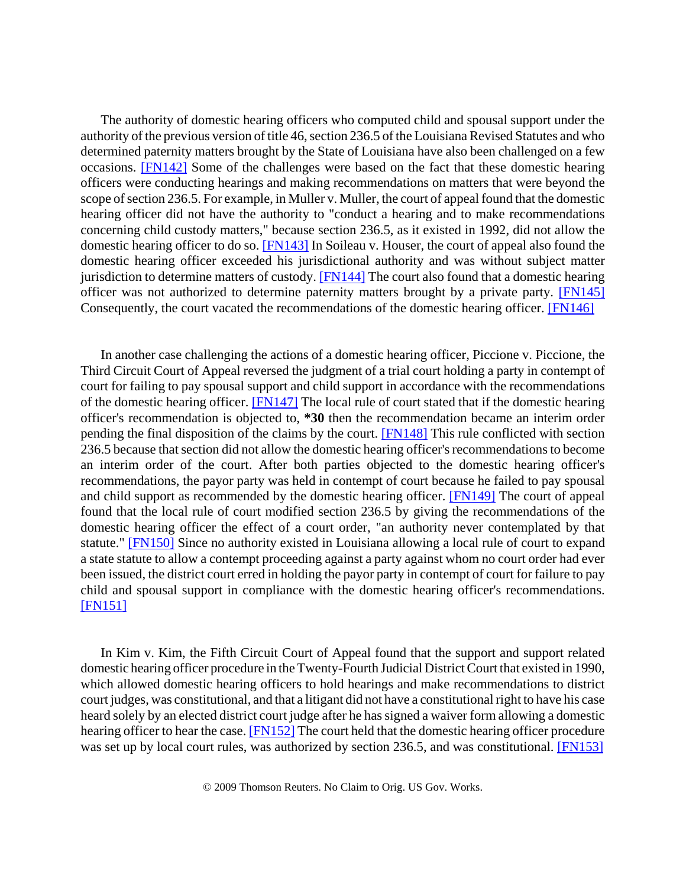The authority of domestic hearing officers who computed child and spousal support under the authority of the previous version of title 46, section 236.5 of the Louisiana Revised Statutes and who determined paternity matters brought by the State of Louisiana have also been challenged on a few occasions. [FN142] Some of the challenges were based on the fact that these domestic hearing officers were conducting hearings and making recommendations on matters that were beyond the scope of section 236.5. For example, in Muller v. Muller, the court of appeal found that the domestic hearing officer did not have the authority to "conduct a hearing and to make recommendations concerning child custody matters," because section 236.5, as it existed in 1992, did not allow the domestic hearing officer to do so. [FN143] In Soileau v. Houser, the court of appeal also found the domestic hearing officer exceeded his jurisdictional authority and was without subject matter jurisdiction to determine matters of custody. [FN144] The court also found that a domestic hearing officer was not authorized to determine paternity matters brought by a private party. [FN145] Consequently, the court vacated the recommendations of the domestic hearing officer. [FN146]

In another case challenging the actions of a domestic hearing officer, Piccione v. Piccione, the Third Circuit Court of Appeal reversed the judgment of a trial court holding a party in contempt of court for failing to pay spousal support and child support in accordance with the recommendations of the domestic hearing officer. [FN147] The local rule of court stated that if the domestic hearing officer's recommendation is objected to, **\*30** then the recommendation became an interim order pending the final disposition of the claims by the court. [FN148] This rule conflicted with section 236.5 because that section did not allow the domestic hearing officer's recommendations to become an interim order of the court. After both parties objected to the domestic hearing officer's recommendations, the payor party was held in contempt of court because he failed to pay spousal and child support as recommended by the domestic hearing officer. [FN149] The court of appeal found that the local rule of court modified section 236.5 by giving the recommendations of the domestic hearing officer the effect of a court order, "an authority never contemplated by that statute." [FN150] Since no authority existed in Louisiana allowing a local rule of court to expand a state statute to allow a contempt proceeding against a party against whom no court order had ever been issued, the district court erred in holding the payor party in contempt of court for failure to pay child and spousal support in compliance with the domestic hearing officer's recommendations. [FN151]

In Kim v. Kim, the Fifth Circuit Court of Appeal found that the support and support related domestic hearing officer procedure in the Twenty-Fourth Judicial District Court that existed in 1990, which allowed domestic hearing officers to hold hearings and make recommendations to district court judges, was constitutional, and that a litigant did not have a constitutional right to have his case heard solely by an elected district court judge after he has signed a waiver form allowing a domestic hearing officer to hear the case. [FN152] The court held that the domestic hearing officer procedure was set up by local court rules, was authorized by section 236.5, and was constitutional. [FN153]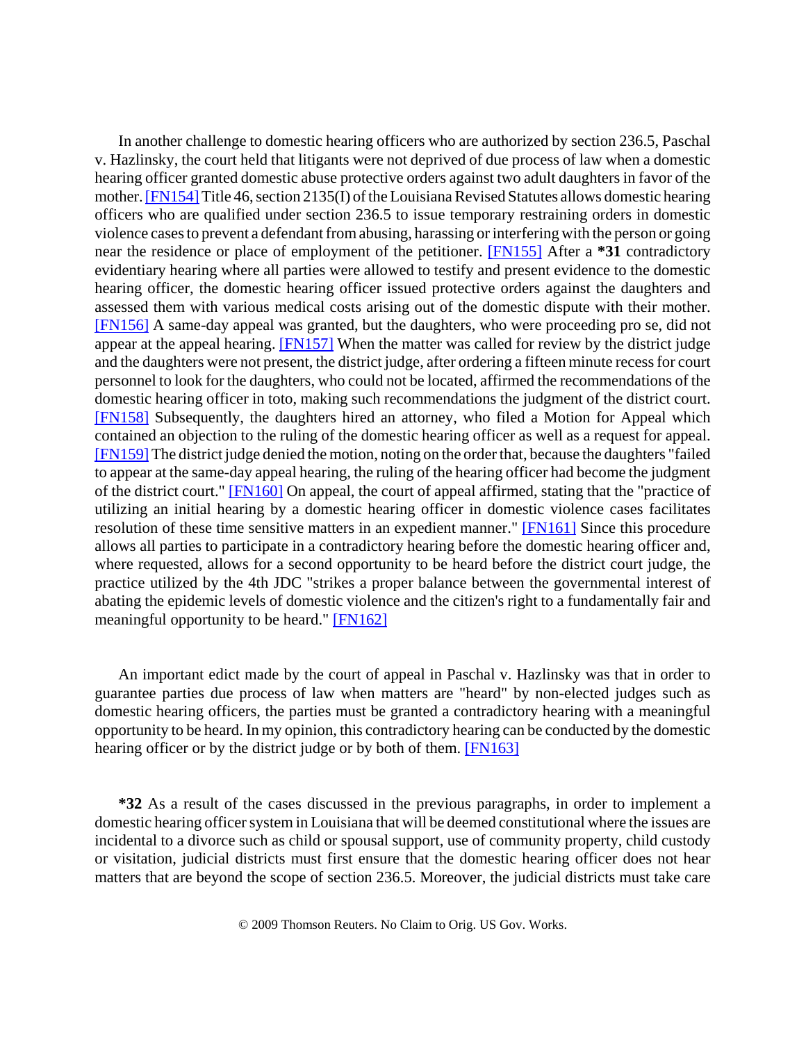In another challenge to domestic hearing officers who are authorized by section 236.5, Paschal v. Hazlinsky, the court held that litigants were not deprived of due process of law when a domestic hearing officer granted domestic abuse protective orders against two adult daughters in favor of the mother. [FN154] Title 46, section 2135(I) of the Louisiana Revised Statutes allows domestic hearing officers who are qualified under section 236.5 to issue temporary restraining orders in domestic violence cases to prevent a defendant from abusing, harassing or interfering with the person or going near the residence or place of employment of the petitioner. [FN155] After a **\*31** contradictory evidentiary hearing where all parties were allowed to testify and present evidence to the domestic hearing officer, the domestic hearing officer issued protective orders against the daughters and assessed them with various medical costs arising out of the domestic dispute with their mother. [FN156] A same-day appeal was granted, but the daughters, who were proceeding pro se, did not appear at the appeal hearing. [FN157] When the matter was called for review by the district judge and the daughters were not present, the district judge, after ordering a fifteen minute recess for court personnel to look for the daughters, who could not be located, affirmed the recommendations of the domestic hearing officer in toto, making such recommendations the judgment of the district court. [FN158] Subsequently, the daughters hired an attorney, who filed a Motion for Appeal which contained an objection to the ruling of the domestic hearing officer as well as a request for appeal. [FN159] The district judge denied the motion, noting on the order that, because the daughters "failed to appear at the same-day appeal hearing, the ruling of the hearing officer had become the judgment of the district court." [FN160] On appeal, the court of appeal affirmed, stating that the "practice of utilizing an initial hearing by a domestic hearing officer in domestic violence cases facilitates resolution of these time sensitive matters in an expedient manner." [FN161] Since this procedure allows all parties to participate in a contradictory hearing before the domestic hearing officer and, where requested, allows for a second opportunity to be heard before the district court judge, the practice utilized by the 4th JDC "strikes a proper balance between the governmental interest of abating the epidemic levels of domestic violence and the citizen's right to a fundamentally fair and meaningful opportunity to be heard." [FN162]

An important edict made by the court of appeal in Paschal v. Hazlinsky was that in order to guarantee parties due process of law when matters are "heard" by non-elected judges such as domestic hearing officers, the parties must be granted a contradictory hearing with a meaningful opportunity to be heard. In my opinion, this contradictory hearing can be conducted by the domestic hearing officer or by the district judge or by both of them. [FN163]

**\*32** As a result of the cases discussed in the previous paragraphs, in order to implement a domestic hearing officer system in Louisiana that will be deemed constitutional where the issues are incidental to a divorce such as child or spousal support, use of community property, child custody or visitation, judicial districts must first ensure that the domestic hearing officer does not hear matters that are beyond the scope of section 236.5. Moreover, the judicial districts must take care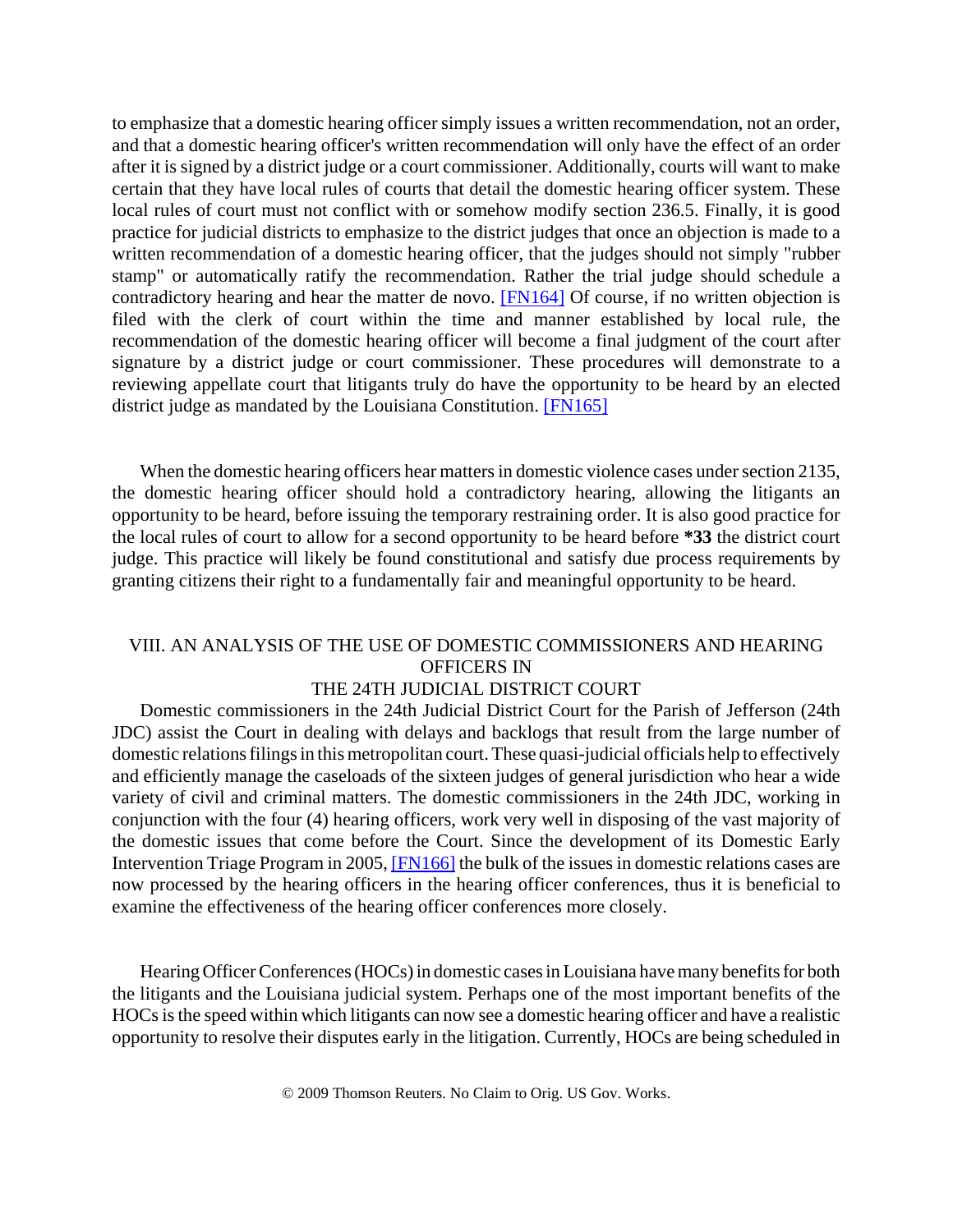to emphasize that a domestic hearing officer simply issues a written recommendation, not an order, and that a domestic hearing officer's written recommendation will only have the effect of an order after it is signed by a district judge or a court commissioner. Additionally, courts will want to make certain that they have local rules of courts that detail the domestic hearing officer system. These local rules of court must not conflict with or somehow modify section 236.5. Finally, it is good practice for judicial districts to emphasize to the district judges that once an objection is made to a written recommendation of a domestic hearing officer, that the judges should not simply "rubber stamp" or automatically ratify the recommendation. Rather the trial judge should schedule a contradictory hearing and hear the matter de novo. [FN164] Of course, if no written objection is filed with the clerk of court within the time and manner established by local rule, the recommendation of the domestic hearing officer will become a final judgment of the court after signature by a district judge or court commissioner. These procedures will demonstrate to a reviewing appellate court that litigants truly do have the opportunity to be heard by an elected district judge as mandated by the Louisiana Constitution. [FN165]

When the domestic hearing officers hear matters in domestic violence cases under section 2135, the domestic hearing officer should hold a contradictory hearing, allowing the litigants an opportunity to be heard, before issuing the temporary restraining order. It is also good practice for the local rules of court to allow for a second opportunity to be heard before **\*33** the district court judge. This practice will likely be found constitutional and satisfy due process requirements by granting citizens their right to a fundamentally fair and meaningful opportunity to be heard.

## VIII. AN ANALYSIS OF THE USE OF DOMESTIC COMMISSIONERS AND HEARING OFFICERS IN THE 24TH JUDICIAL DISTRICT COURT

Domestic commissioners in the 24th Judicial District Court for the Parish of Jefferson (24th JDC) assist the Court in dealing with delays and backlogs that result from the large number of domestic relations filings in this metropolitan court. These quasi-judicial officials help to effectively and efficiently manage the caseloads of the sixteen judges of general jurisdiction who hear a wide variety of civil and criminal matters. The domestic commissioners in the 24th JDC, working in conjunction with the four (4) hearing officers, work very well in disposing of the vast majority of the domestic issues that come before the Court. Since the development of its Domestic Early Intervention Triage Program in 2005, [FN166] the bulk of the issues in domestic relations cases are now processed by the hearing officers in the hearing officer conferences, thus it is beneficial to examine the effectiveness of the hearing officer conferences more closely.

Hearing Officer Conferences (HOCs) in domestic cases in Louisiana have many benefits for both the litigants and the Louisiana judicial system. Perhaps one of the most important benefits of the HOCs is the speed within which litigants can now see a domestic hearing officer and have a realistic opportunity to resolve their disputes early in the litigation. Currently, HOCs are being scheduled in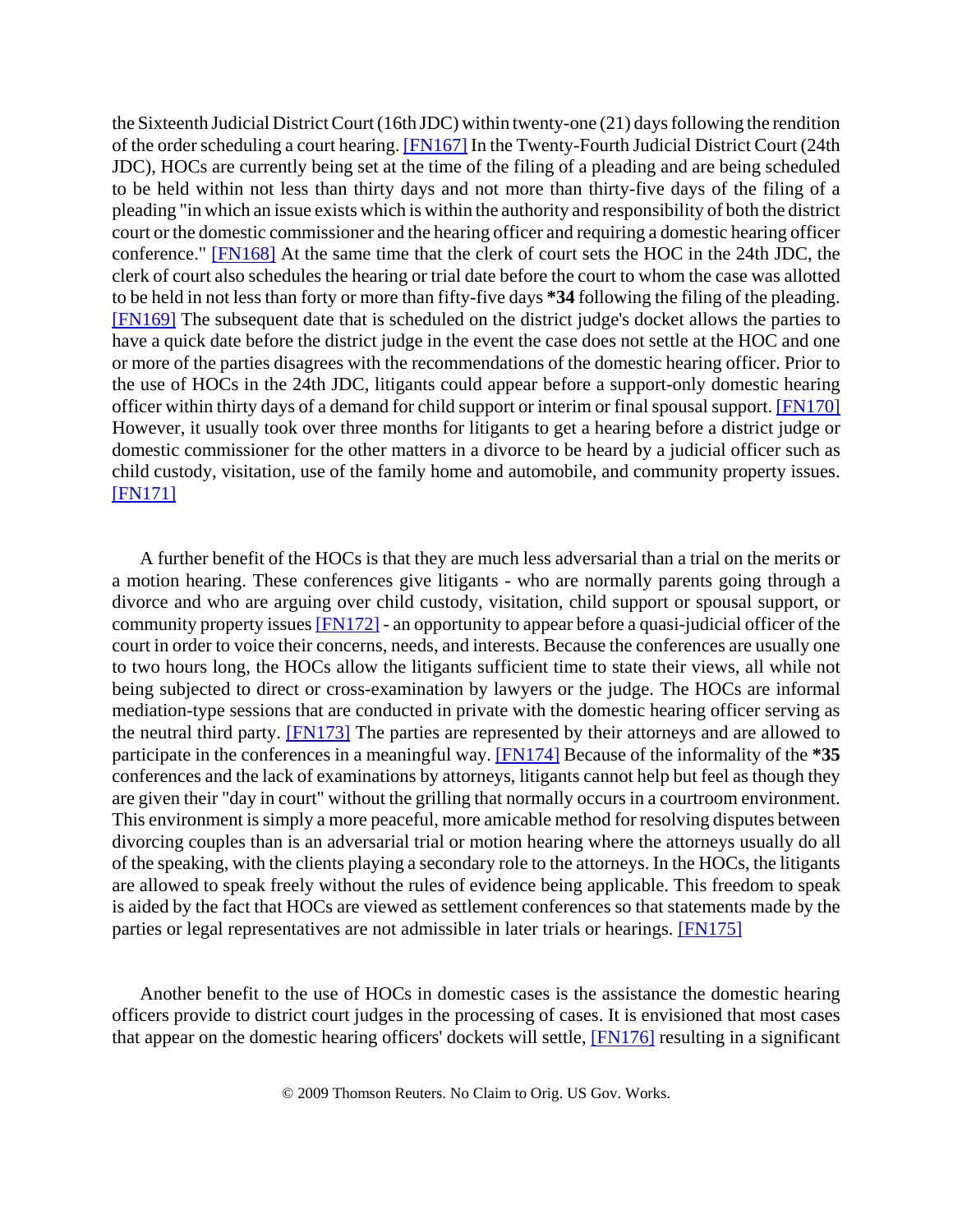the Sixteenth Judicial District Court (16th JDC) within twenty-one (21) days following the rendition of the order scheduling a court hearing. [FN167] In the Twenty-Fourth Judicial District Court (24th JDC), HOCs are currently being set at the time of the filing of a pleading and are being scheduled to be held within not less than thirty days and not more than thirty-five days of the filing of a pleading "in which an issue exists which is within the authority and responsibility of both the district court or the domestic commissioner and the hearing officer and requiring a domestic hearing officer conference." [FN168] At the same time that the clerk of court sets the HOC in the 24th JDC, the clerk of court also schedules the hearing or trial date before the court to whom the case was allotted to be held in not less than forty or more than fifty-five days **\*34** following the filing of the pleading. [FN169] The subsequent date that is scheduled on the district judge's docket allows the parties to have a quick date before the district judge in the event the case does not settle at the HOC and one or more of the parties disagrees with the recommendations of the domestic hearing officer. Prior to the use of HOCs in the 24th JDC, litigants could appear before a support-only domestic hearing officer within thirty days of a demand for child support or interim or final spousal support. [FN170] However, it usually took over three months for litigants to get a hearing before a district judge or domestic commissioner for the other matters in a divorce to be heard by a judicial officer such as child custody, visitation, use of the family home and automobile, and community property issues. [FN171]

A further benefit of the HOCs is that they are much less adversarial than a trial on the merits or a motion hearing. These conferences give litigants - who are normally parents going through a divorce and who are arguing over child custody, visitation, child support or spousal support, or community property issues [FN172] - an opportunity to appear before a quasi-judicial officer of the court in order to voice their concerns, needs, and interests. Because the conferences are usually one to two hours long, the HOCs allow the litigants sufficient time to state their views, all while not being subjected to direct or cross-examination by lawyers or the judge. The HOCs are informal mediation-type sessions that are conducted in private with the domestic hearing officer serving as the neutral third party. [FN173] The parties are represented by their attorneys and are allowed to participate in the conferences in a meaningful way. [FN174] Because of the informality of the **\*35** conferences and the lack of examinations by attorneys, litigants cannot help but feel as though they are given their "day in court" without the grilling that normally occurs in a courtroom environment. This environment is simply a more peaceful, more amicable method for resolving disputes between divorcing couples than is an adversarial trial or motion hearing where the attorneys usually do all of the speaking, with the clients playing a secondary role to the attorneys. In the HOCs, the litigants are allowed to speak freely without the rules of evidence being applicable. This freedom to speak is aided by the fact that HOCs are viewed as settlement conferences so that statements made by the parties or legal representatives are not admissible in later trials or hearings. [FN175]

Another benefit to the use of HOCs in domestic cases is the assistance the domestic hearing officers provide to district court judges in the processing of cases. It is envisioned that most cases that appear on the domestic hearing officers' dockets will settle, [FN176] resulting in a significant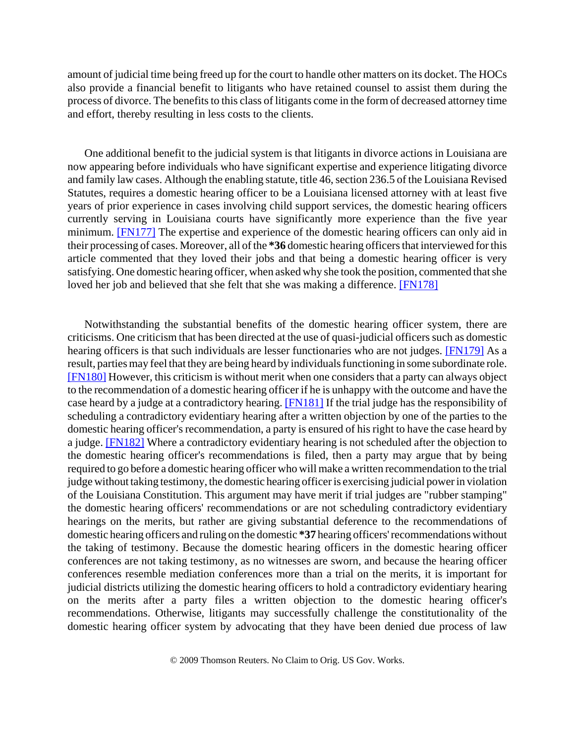amount of judicial time being freed up for the court to handle other matters on its docket. The HOCs also provide a financial benefit to litigants who have retained counsel to assist them during the process of divorce. The benefits to this class of litigants come in the form of decreased attorney time and effort, thereby resulting in less costs to the clients.

One additional benefit to the judicial system is that litigants in divorce actions in Louisiana are now appearing before individuals who have significant expertise and experience litigating divorce and family law cases. Although the enabling statute, title 46, section 236.5 of the Louisiana Revised Statutes, requires a domestic hearing officer to be a Louisiana licensed attorney with at least five years of prior experience in cases involving child support services, the domestic hearing officers currently serving in Louisiana courts have significantly more experience than the five year minimum. [FN177] The expertise and experience of the domestic hearing officers can only aid in their processing of cases. Moreover, all of the **\*36** domestic hearing officers that interviewed for this article commented that they loved their jobs and that being a domestic hearing officer is very satisfying. One domestic hearing officer, when asked why she took the position, commented that she loved her job and believed that she felt that she was making a difference. [FN178]

Notwithstanding the substantial benefits of the domestic hearing officer system, there are criticisms. One criticism that has been directed at the use of quasi-judicial officers such as domestic hearing officers is that such individuals are lesser functionaries who are not judges. [FN179] As a result, parties may feel that they are being heard by individuals functioning in some subordinate role. [FN180] However, this criticism is without merit when one considers that a party can always object to the recommendation of a domestic hearing officer if he is unhappy with the outcome and have the case heard by a judge at a contradictory hearing. [FN181] If the trial judge has the responsibility of scheduling a contradictory evidentiary hearing after a written objection by one of the parties to the domestic hearing officer's recommendation, a party is ensured of his right to have the case heard by a judge. [FN182] Where a contradictory evidentiary hearing is not scheduled after the objection to the domestic hearing officer's recommendations is filed, then a party may argue that by being required to go before a domestic hearing officer who will make a written recommendation to the trial judge without taking testimony, the domestic hearing officer is exercising judicial power in violation of the Louisiana Constitution. This argument may have merit if trial judges are "rubber stamping" the domestic hearing officers' recommendations or are not scheduling contradictory evidentiary hearings on the merits, but rather are giving substantial deference to the recommendations of domestic hearing officers and ruling on the domestic **\*37** hearing officers' recommendations without the taking of testimony. Because the domestic hearing officers in the domestic hearing officer conferences are not taking testimony, as no witnesses are sworn, and because the hearing officer conferences resemble mediation conferences more than a trial on the merits, it is important for judicial districts utilizing the domestic hearing officers to hold a contradictory evidentiary hearing on the merits after a party files a written objection to the domestic hearing officer's recommendations. Otherwise, litigants may successfully challenge the constitutionality of the domestic hearing officer system by advocating that they have been denied due process of law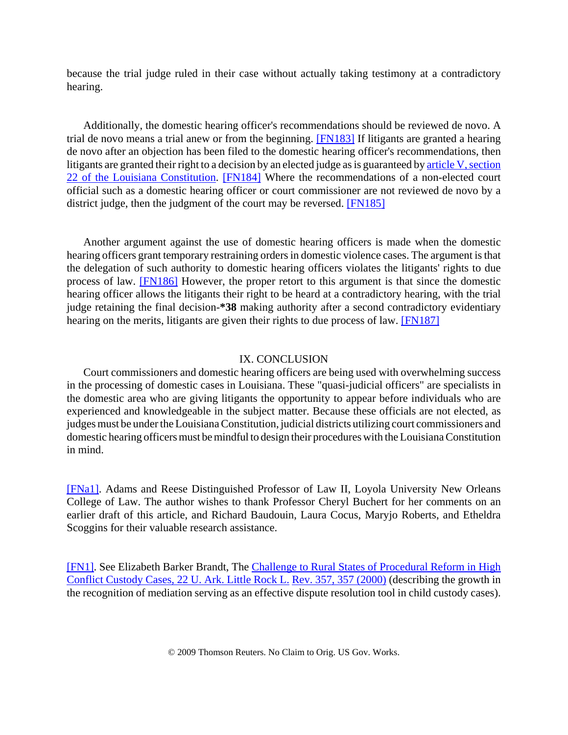because the trial judge ruled in their case without actually taking testimony at a contradictory hearing.

Additionally, the domestic hearing officer's recommendations should be reviewed de novo. A trial de novo means a trial anew or from the beginning. [FN183] If litigants are granted a hearing de novo after an objection has been filed to the domestic hearing officer's recommendations, then litigants are granted their right to a decision by an elected judge as is guaranteed by article V, section 22 of the Louisiana Constitution. [FN184] Where the recommendations of a non-elected court official such as a domestic hearing officer or court commissioner are not reviewed de novo by a district judge, then the judgment of the court may be reversed. [FN185]

Another argument against the use of domestic hearing officers is made when the domestic hearing officers grant temporary restraining orders in domestic violence cases. The argument is that the delegation of such authority to domestic hearing officers violates the litigants' rights to due process of law. [FN186] However, the proper retort to this argument is that since the domestic hearing officer allows the litigants their right to be heard at a contradictory hearing, with the trial judge retaining the final decision-**\*38** making authority after a second contradictory evidentiary hearing on the merits, litigants are given their rights to due process of law. [FN187]

## IX. CONCLUSION

Court commissioners and domestic hearing officers are being used with overwhelming success in the processing of domestic cases in Louisiana. These "quasi-judicial officers" are specialists in the domestic area who are giving litigants the opportunity to appear before individuals who are experienced and knowledgeable in the subject matter. Because these officials are not elected, as judges must be under the Louisiana Constitution, judicial districts utilizing court commissioners and domestic hearing officers must be mindful to design their procedures with the Louisiana Constitution in mind.

[FNa1]. Adams and Reese Distinguished Professor of Law II, Loyola University New Orleans College of Law. The author wishes to thank Professor Cheryl Buchert for her comments on an earlier draft of this article, and Richard Baudouin, Laura Cocus, Maryjo Roberts, and Etheldra Scoggins for their valuable research assistance.

[FN1]. See Elizabeth Barker Brandt, The Challenge to Rural States of Procedural Reform in High Conflict Custody Cases, 22 U. Ark. Little Rock L. Rev. 357, 357 (2000) (describing the growth in the recognition of mediation serving as an effective dispute resolution tool in child custody cases).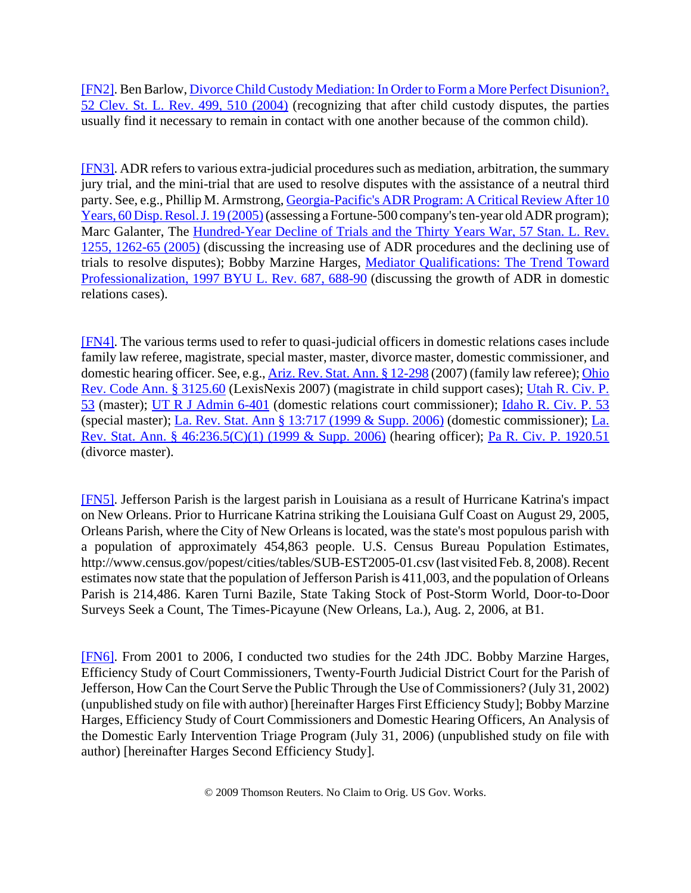[FN2]. Ben Barlow, Divorce Child Custody Mediation: In Order to Form a More Perfect Disunion?, 52 Clev. St. L. Rev. 499, 510 (2004) (recognizing that after child custody disputes, the parties usually find it necessary to remain in contact with one another because of the common child).

[FN3]. ADR refers to various extra-judicial procedures such as mediation, arbitration, the summary jury trial, and the mini-trial that are used to resolve disputes with the assistance of a neutral third party. See, e.g., Phillip M. Armstrong, Georgia-Pacific's ADR Program: A Critical Review After 10 Years, 60 Disp. Resol. J. 19 (2005) (assessing a Fortune-500 company's ten-year old ADR program); Marc Galanter, The Hundred-Year Decline of Trials and the Thirty Years War, 57 Stan. L. Rev. 1255, 1262-65 (2005) (discussing the increasing use of ADR procedures and the declining use of trials to resolve disputes); Bobby Marzine Harges, Mediator Qualifications: The Trend Toward Professionalization, 1997 BYU L. Rev. 687, 688-90 (discussing the growth of ADR in domestic relations cases).

[FN4]. The various terms used to refer to quasi-judicial officers in domestic relations cases include family law referee, magistrate, special master, master, divorce master, domestic commissioner, and domestic hearing officer. See, e.g., Ariz. Rev. Stat. Ann. § 12-298 (2007) (family law referee); Ohio Rev. Code Ann. § 3125.60 (LexisNexis 2007) (magistrate in child support cases); Utah R. Civ. P. 53 (master); UT R J Admin 6-401 (domestic relations court commissioner); Idaho R. Civ. P. 53 (special master); La. Rev. Stat. Ann § 13:717 (1999 & Supp. 2006) (domestic commissioner); La. Rev. Stat. Ann. § 46:236.5(C)(1) (1999 & Supp. 2006) (hearing officer); Pa R. Civ. P. 1920.51 (divorce master).

[FN5]. Jefferson Parish is the largest parish in Louisiana as a result of Hurricane Katrina's impact on New Orleans. Prior to Hurricane Katrina striking the Louisiana Gulf Coast on August 29, 2005, Orleans Parish, where the City of New Orleans is located, was the state's most populous parish with a population of approximately 454,863 people. U.S. Census Bureau Population Estimates, http://www.census.gov/popest/cities/tables/SUB-EST2005-01.csv (last visited Feb. 8, 2008). Recent estimates now state that the population of Jefferson Parish is 411,003, and the population of Orleans Parish is 214,486. Karen Turni Bazile, State Taking Stock of Post-Storm World, Door-to-Door Surveys Seek a Count, The Times-Picayune (New Orleans, La.), Aug. 2, 2006, at B1.

[FN6]. From 2001 to 2006, I conducted two studies for the 24th JDC. Bobby Marzine Harges, Efficiency Study of Court Commissioners, Twenty-Fourth Judicial District Court for the Parish of Jefferson, How Can the Court Serve the Public Through the Use of Commissioners? (July 31, 2002) (unpublished study on file with author) [hereinafter Harges First Efficiency Study]; Bobby Marzine Harges, Efficiency Study of Court Commissioners and Domestic Hearing Officers, An Analysis of the Domestic Early Intervention Triage Program (July 31, 2006) (unpublished study on file with author) [hereinafter Harges Second Efficiency Study].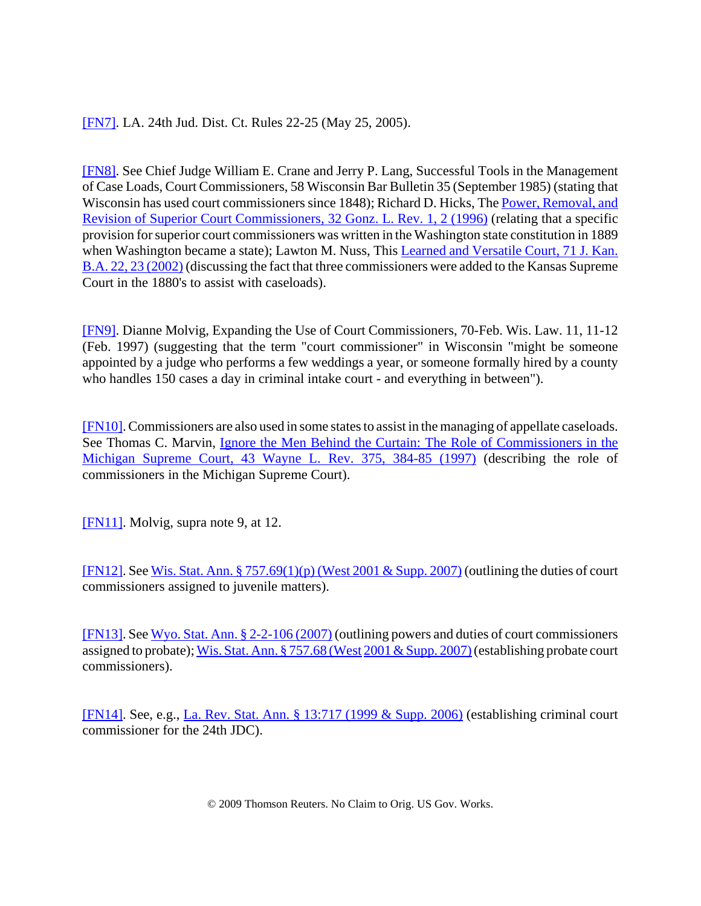[FN7]. LA. 24th Jud. Dist. Ct. Rules 22-25 (May 25, 2005).

[FN8]. See Chief Judge William E. Crane and Jerry P. Lang, Successful Tools in the Management of Case Loads, Court Commissioners, 58 Wisconsin Bar Bulletin 35 (September 1985) (stating that Wisconsin has used court commissioners since 1848); Richard D. Hicks, The Power, Removal, and Revision of Superior Court Commissioners, 32 Gonz. L. Rev. 1, 2 (1996) (relating that a specific provision for superior court commissioners was written in the Washington state constitution in 1889 when Washington became a state); Lawton M. Nuss, This Learned and Versatile Court, 71 J. Kan. B.A. 22, 23 (2002) (discussing the fact that three commissioners were added to the Kansas Supreme Court in the 1880's to assist with caseloads).

[FN9]. Dianne Molvig, Expanding the Use of Court Commissioners, 70-Feb. Wis. Law. 11, 11-12 (Feb. 1997) (suggesting that the term "court commissioner" in Wisconsin "might be someone appointed by a judge who performs a few weddings a year, or someone formally hired by a county who handles 150 cases a day in criminal intake court - and everything in between").

[FN10]. Commissioners are also used in some states to assist in the managing of appellate caseloads. See Thomas C. Marvin, Ignore the Men Behind the Curtain: The Role of Commissioners in the Michigan Supreme Court, 43 Wayne L. Rev. 375, 384-85 (1997) (describing the role of commissioners in the Michigan Supreme Court).

[FN11]. Molvig, supra note 9, at 12.

[FN12]. See Wis. Stat. Ann. § 757.69(1)(p) (West 2001 & Supp. 2007) (outlining the duties of court commissioners assigned to juvenile matters).

[FN13]. See Wyo. Stat. Ann. § 2-2-106 (2007) (outlining powers and duties of court commissioners assigned to probate); Wis. Stat. Ann. § 757.68 (West 2001 & Supp. 2007) (establishing probate court commissioners).

[FN14]. See, e.g., La. Rev. Stat. Ann. § 13:717 (1999 & Supp. 2006) (establishing criminal court commissioner for the 24th JDC).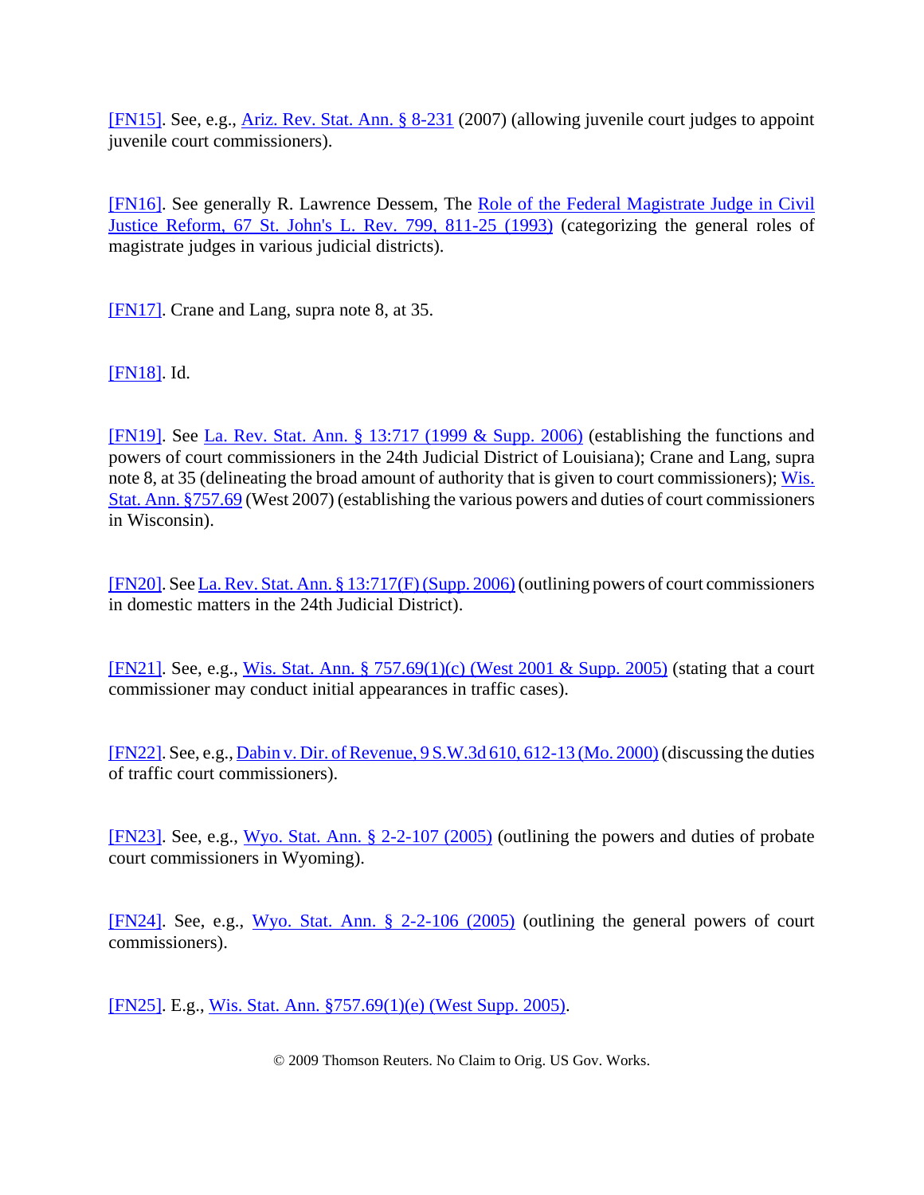[FN15]. See, e.g., Ariz. Rev. Stat. Ann. § 8-231 (2007) (allowing juvenile court judges to appoint juvenile court commissioners).

[FN16]. See generally R. Lawrence Dessem, The Role of the Federal Magistrate Judge in Civil Justice Reform, 67 St. John's L. Rev. 799, 811-25 (1993) (categorizing the general roles of magistrate judges in various judicial districts).

[FN17]. Crane and Lang, supra note 8, at 35.

[FN18]. Id.

[FN19]. See La. Rev. Stat. Ann. § 13:717 (1999 & Supp. 2006) (establishing the functions and powers of court commissioners in the 24th Judicial District of Louisiana); Crane and Lang, supra note 8, at 35 (delineating the broad amount of authority that is given to court commissioners); Wis. Stat. Ann. §757.69 (West 2007) (establishing the various powers and duties of court commissioners in Wisconsin).

[FN20]. See La. Rev. Stat. Ann. § 13:717(F) (Supp. 2006) (outlining powers of court commissioners in domestic matters in the 24th Judicial District).

[FN21]. See, e.g., Wis. Stat. Ann. § 757.69(1)(c) (West 2001 & Supp. 2005) (stating that a court commissioner may conduct initial appearances in traffic cases).

[FN22]. See, e.g., Dabin v. Dir. of Revenue, 9 S.W.3d 610, 612-13 (Mo. 2000) (discussing the duties of traffic court commissioners).

[FN23]. See, e.g., Wyo. Stat. Ann. § 2-2-107 (2005) (outlining the powers and duties of probate court commissioners in Wyoming).

[FN24]. See, e.g., Wyo. Stat. Ann. § 2-2-106 (2005) (outlining the general powers of court commissioners).

[FN25]. E.g., Wis. Stat. Ann. §757.69(1)(e) (West Supp. 2005).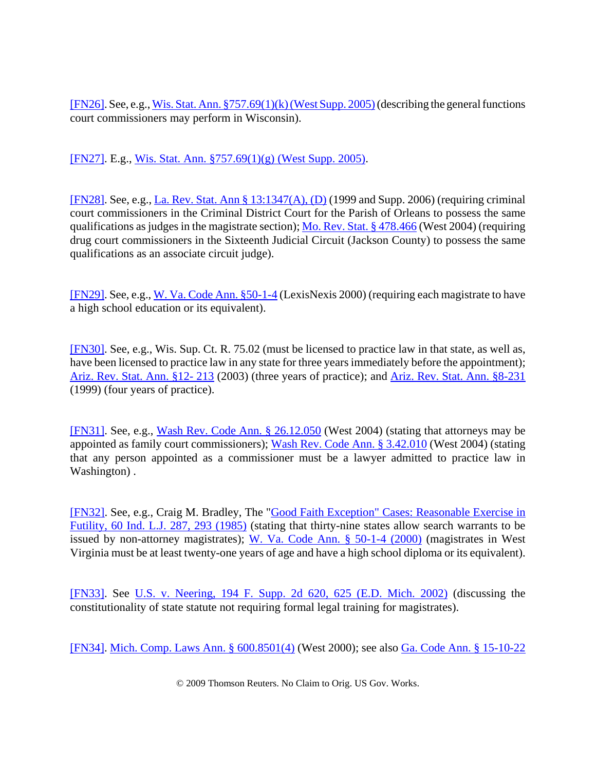[FN26]. See, e.g., Wis. Stat. Ann. §757.69(1)(k) (West Supp. 2005) (describing the general functions court commissioners may perform in Wisconsin).

[FN27]. E.g., Wis. Stat. Ann. §757.69(1)(g) (West Supp. 2005).

[FN28]. See, e.g., La. Rev. Stat. Ann § 13:1347(A), (D) (1999 and Supp. 2006) (requiring criminal court commissioners in the Criminal District Court for the Parish of Orleans to possess the same qualifications as judges in the magistrate section); Mo. Rev. Stat. § 478.466 (West 2004) (requiring drug court commissioners in the Sixteenth Judicial Circuit (Jackson County) to possess the same qualifications as an associate circuit judge).

[FN29]. See, e.g., W. Va. Code Ann. §50-1-4 (LexisNexis 2000) (requiring each magistrate to have a high school education or its equivalent).

[FN30]. See, e.g., Wis. Sup. Ct. R. 75.02 (must be licensed to practice law in that state, as well as, have been licensed to practice law in any state for three years immediately before the appointment); Ariz. Rev. Stat. Ann. §12- 213 (2003) (three years of practice); and Ariz. Rev. Stat. Ann. §8-231 (1999) (four years of practice).

[FN31]. See, e.g., Wash Rev. Code Ann. § 26.12.050 (West 2004) (stating that attorneys may be appointed as family court commissioners); Wash Rev. Code Ann. § 3.42.010 (West 2004) (stating that any person appointed as a commissioner must be a lawyer admitted to practice law in Washington) .

[FN32]. See, e.g., Craig M. Bradley, The "Good Faith Exception" Cases: Reasonable Exercise in Futility, 60 Ind. L.J. 287, 293 (1985) (stating that thirty-nine states allow search warrants to be issued by non-attorney magistrates); W. Va. Code Ann. § 50-1-4 (2000) (magistrates in West Virginia must be at least twenty-one years of age and have a high school diploma or its equivalent).

[FN33]. See U.S. v. Neering, 194 F. Supp. 2d 620, 625 (E.D. Mich. 2002) (discussing the constitutionality of state statute not requiring formal legal training for magistrates).

[FN34]. Mich. Comp. Laws Ann. § 600.8501(4) (West 2000); see also Ga. Code Ann. § 15-10-22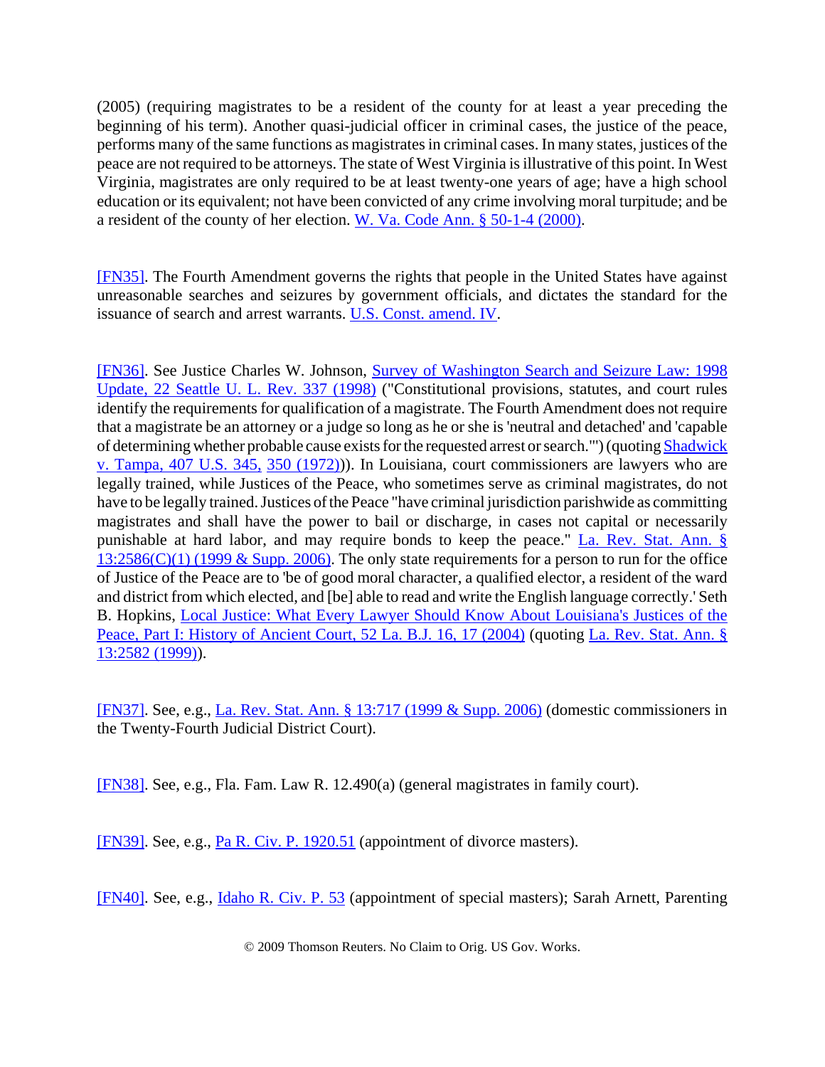(2005) (requiring magistrates to be a resident of the county for at least a year preceding the beginning of his term). Another quasi-judicial officer in criminal cases, the justice of the peace, performs many of the same functions as magistrates in criminal cases. In many states, justices of the peace are not required to be attorneys. The state of West Virginia is illustrative of this point. In West Virginia, magistrates are only required to be at least twenty-one years of age; have a high school education or its equivalent; not have been convicted of any crime involving moral turpitude; and be a resident of the county of her election. W. Va. Code Ann. § 50-1-4 (2000).

[FN35]. The Fourth Amendment governs the rights that people in the United States have against unreasonable searches and seizures by government officials, and dictates the standard for the issuance of search and arrest warrants. U.S. Const. amend. IV.

[FN36]. See Justice Charles W. Johnson, Survey of Washington Search and Seizure Law: 1998 Update, 22 Seattle U. L. Rev. 337 (1998) ("Constitutional provisions, statutes, and court rules identify the requirements for qualification of a magistrate. The Fourth Amendment does not require that a magistrate be an attorney or a judge so long as he or she is 'neutral and detached' and 'capable of determining whether probable cause exists for the requested arrest or search.'") (quoting Shadwick v. Tampa, 407 U.S. 345, 350 (1972))). In Louisiana, court commissioners are lawyers who are legally trained, while Justices of the Peace, who sometimes serve as criminal magistrates, do not have to be legally trained. Justices of the Peace "have criminal jurisdiction parishwide as committing magistrates and shall have the power to bail or discharge, in cases not capital or necessarily punishable at hard labor, and may require bonds to keep the peace." La. Rev. Stat. Ann. § 13:2586(C)(1) (1999 & Supp. 2006). The only state requirements for a person to run for the office of Justice of the Peace are to 'be of good moral character, a qualified elector, a resident of the ward and district from which elected, and [be] able to read and write the English language correctly.' Seth B. Hopkins, Local Justice: What Every Lawyer Should Know About Louisiana's Justices of the Peace, Part I: History of Ancient Court, 52 La. B.J. 16, 17 (2004) (quoting La. Rev. Stat. Ann. § 13:2582 (1999)).

[FN37]. See, e.g., La. Rev. Stat. Ann. § 13:717 (1999 & Supp. 2006) (domestic commissioners in the Twenty-Fourth Judicial District Court).

[FN38]. See, e.g., Fla. Fam. Law R. 12.490(a) (general magistrates in family court).

[FN39]. See, e.g., Pa R. Civ. P. 1920.51 (appointment of divorce masters).

[FN40]. See, e.g., Idaho R. Civ. P. 53 (appointment of special masters); Sarah Arnett, Parenting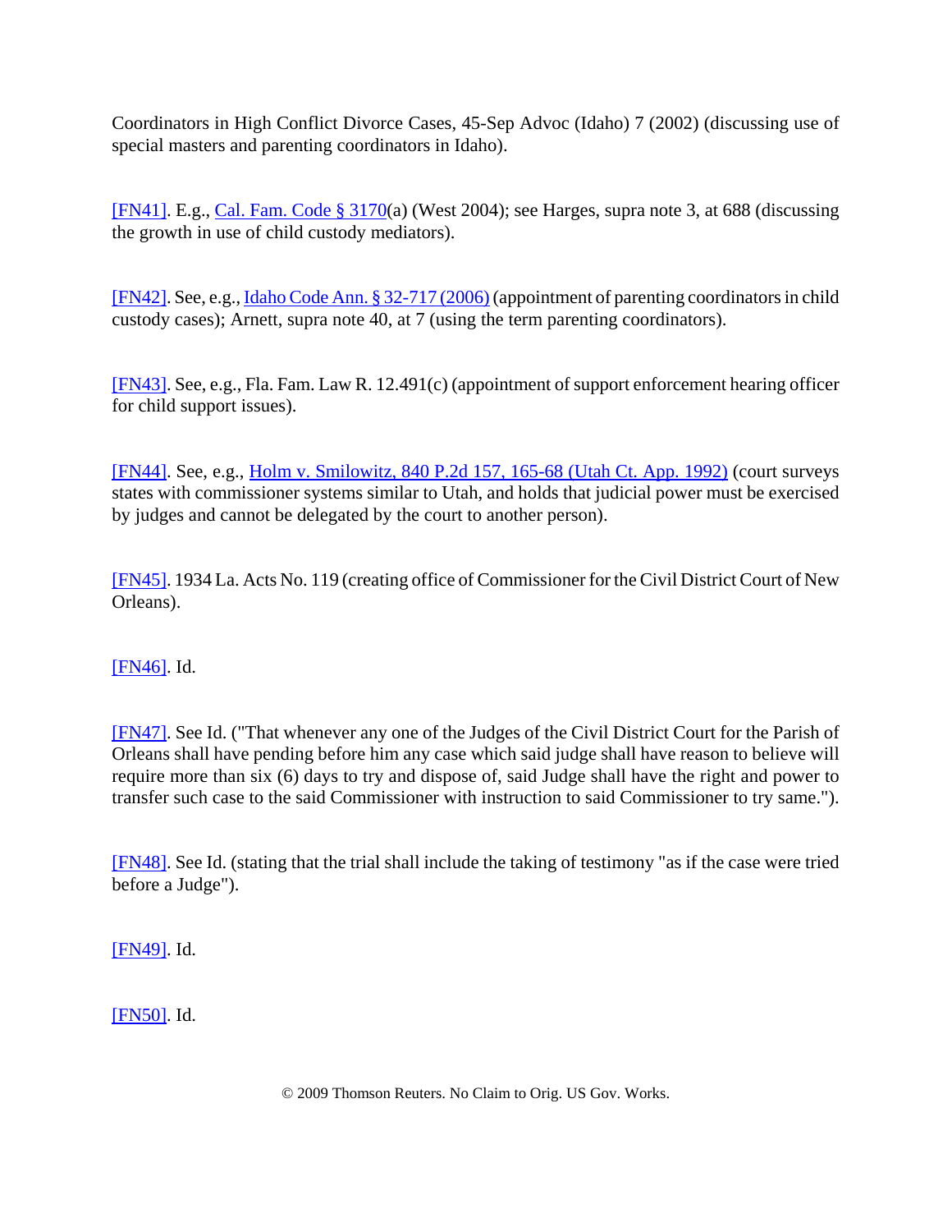Coordinators in High Conflict Divorce Cases, 45-Sep Advoc (Idaho) 7 (2002) (discussing use of special masters and parenting coordinators in Idaho).

[FN41]. E.g., Cal. Fam. Code § 3170(a) (West 2004); see Harges, supra note 3, at 688 (discussing the growth in use of child custody mediators).

[FN42]. See, e.g., Idaho Code Ann. § 32-717 (2006) (appointment of parenting coordinators in child custody cases); Arnett, supra note 40, at 7 (using the term parenting coordinators).

[FN43]. See, e.g., Fla. Fam. Law R. 12.491(c) (appointment of support enforcement hearing officer for child support issues).

[FN44]. See, e.g., Holm v. Smilowitz, 840 P.2d 157, 165-68 (Utah Ct. App. 1992) (court surveys states with commissioner systems similar to Utah, and holds that judicial power must be exercised by judges and cannot be delegated by the court to another person).

[FN45]. 1934 La. Acts No. 119 (creating office of Commissioner for the Civil District Court of New Orleans).

[FN46]. Id.

[FN47]. See Id. ("That whenever any one of the Judges of the Civil District Court for the Parish of Orleans shall have pending before him any case which said judge shall have reason to believe will require more than six (6) days to try and dispose of, said Judge shall have the right and power to transfer such case to the said Commissioner with instruction to said Commissioner to try same.").

[FN48]. See Id. (stating that the trial shall include the taking of testimony "as if the case were tried before a Judge").

[FN49]. Id.

[FN50]. Id.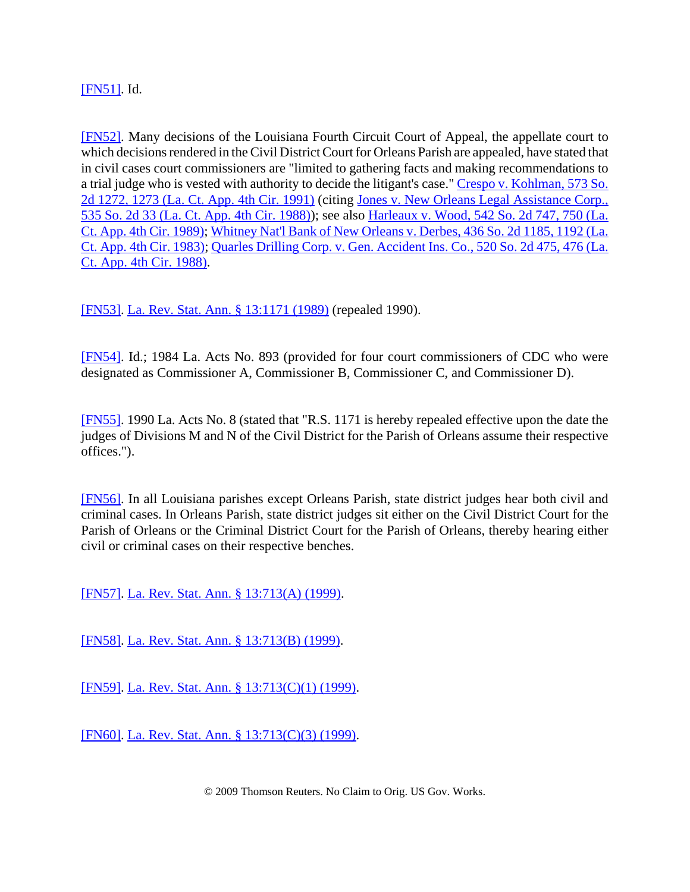[FN51]. Id.

[FN52]. Many decisions of the Louisiana Fourth Circuit Court of Appeal, the appellate court to which decisions rendered in the Civil District Court for Orleans Parish are appealed, have stated that in civil cases court commissioners are "limited to gathering facts and making recommendations to a trial judge who is vested with authority to decide the litigant's case." Crespo v. Kohlman, 573 So. 2d 1272, 1273 (La. Ct. App. 4th Cir. 1991) (citing Jones v. New Orleans Legal Assistance Corp., 535 So. 2d 33 (La. Ct. App. 4th Cir. 1988)); see also Harleaux v. Wood, 542 So. 2d 747, 750 (La. Ct. App. 4th Cir. 1989); Whitney Nat'l Bank of New Orleans v. Derbes, 436 So. 2d 1185, 1192 (La. Ct. App. 4th Cir. 1983); Quarles Drilling Corp. v. Gen. Accident Ins. Co., 520 So. 2d 475, 476 (La. Ct. App. 4th Cir. 1988).

[FN53]. La. Rev. Stat. Ann. § 13:1171 (1989) (repealed 1990).

[FN54]. Id.; 1984 La. Acts No. 893 (provided for four court commissioners of CDC who were designated as Commissioner A, Commissioner B, Commissioner C, and Commissioner D).

[FN55]. 1990 La. Acts No. 8 (stated that "R.S. 1171 is hereby repealed effective upon the date the judges of Divisions M and N of the Civil District for the Parish of Orleans assume their respective offices.").

[FN56]. In all Louisiana parishes except Orleans Parish, state district judges hear both civil and criminal cases. In Orleans Parish, state district judges sit either on the Civil District Court for the Parish of Orleans or the Criminal District Court for the Parish of Orleans, thereby hearing either civil or criminal cases on their respective benches.

[FN57]. La. Rev. Stat. Ann. § 13:713(A) (1999).

[FN58]. La. Rev. Stat. Ann. § 13:713(B) (1999).

[FN59]. La. Rev. Stat. Ann. § 13:713(C)(1) (1999).

[FN60]. La. Rev. Stat. Ann. § 13:713(C)(3) (1999).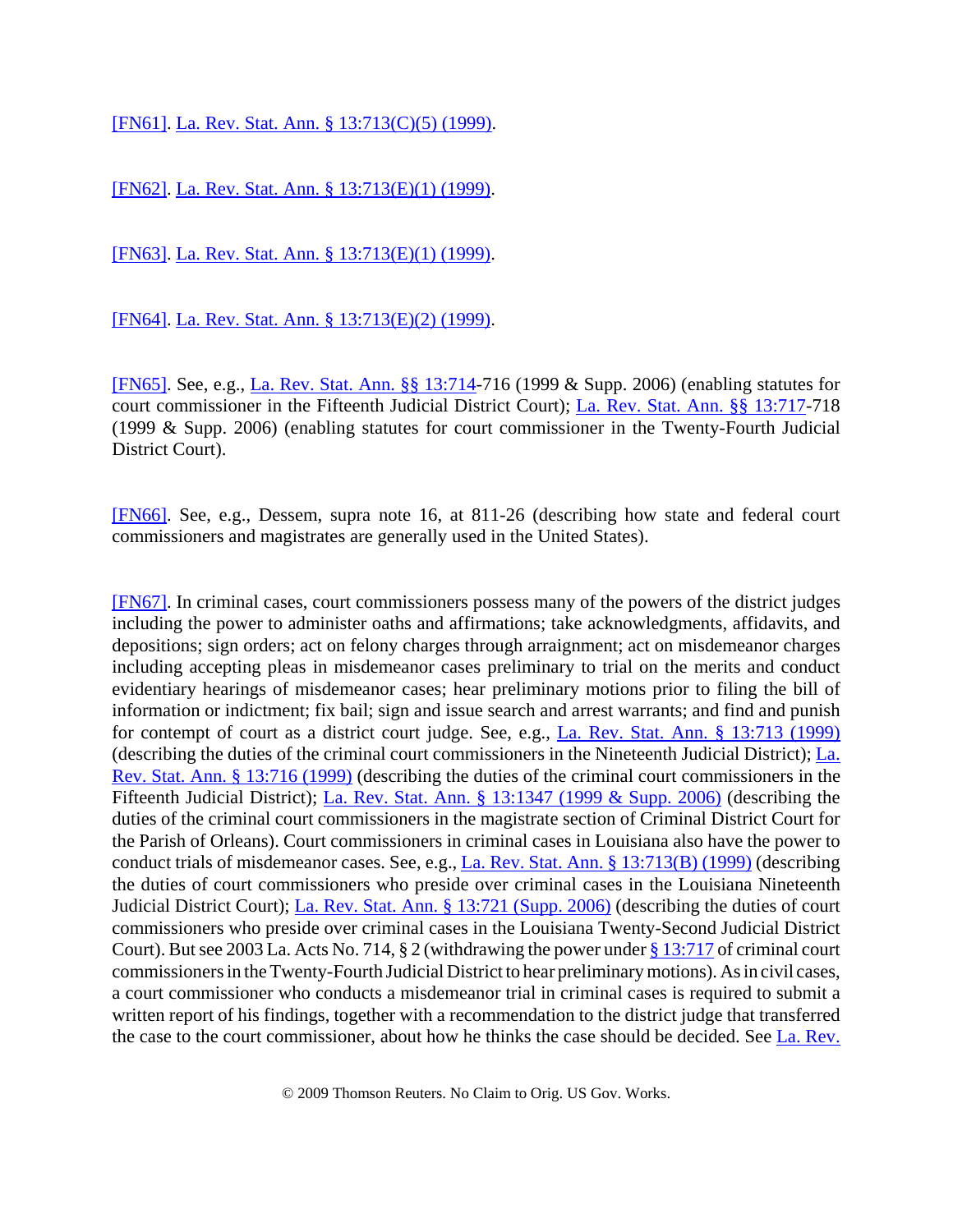[FN61]. La. Rev. Stat. Ann. § 13:713(C)(5) (1999).

[FN62]. La. Rev. Stat. Ann. § 13:713(E)(1) (1999).

[FN63]. La. Rev. Stat. Ann. § 13:713(E)(1) (1999).

[FN64]. La. Rev. Stat. Ann. § 13:713(E)(2) (1999).

[FN65]. See, e.g., La. Rev. Stat. Ann. §§ 13:714-716 (1999 & Supp. 2006) (enabling statutes for court commissioner in the Fifteenth Judicial District Court); La. Rev. Stat. Ann. §§ 13:717-718 (1999 & Supp. 2006) (enabling statutes for court commissioner in the Twenty-Fourth Judicial District Court).

[FN66]. See, e.g., Dessem, supra note 16, at 811-26 (describing how state and federal court commissioners and magistrates are generally used in the United States).

[FN67]. In criminal cases, court commissioners possess many of the powers of the district judges including the power to administer oaths and affirmations; take acknowledgments, affidavits, and depositions; sign orders; act on felony charges through arraignment; act on misdemeanor charges including accepting pleas in misdemeanor cases preliminary to trial on the merits and conduct evidentiary hearings of misdemeanor cases; hear preliminary motions prior to filing the bill of information or indictment; fix bail; sign and issue search and arrest warrants; and find and punish for contempt of court as a district court judge. See, e.g., La. Rev. Stat. Ann. § 13:713 (1999) (describing the duties of the criminal court commissioners in the Nineteenth Judicial District); La. Rev. Stat. Ann. § 13:716 (1999) (describing the duties of the criminal court commissioners in the Fifteenth Judicial District); La. Rev. Stat. Ann. § 13:1347 (1999 & Supp. 2006) (describing the duties of the criminal court commissioners in the magistrate section of Criminal District Court for the Parish of Orleans). Court commissioners in criminal cases in Louisiana also have the power to conduct trials of misdemeanor cases. See, e.g., La. Rev. Stat. Ann. § 13:713(B) (1999) (describing the duties of court commissioners who preside over criminal cases in the Louisiana Nineteenth Judicial District Court); La. Rev. Stat. Ann. § 13:721 (Supp. 2006) (describing the duties of court commissioners who preside over criminal cases in the Louisiana Twenty-Second Judicial District Court). But see 2003 La. Acts No. 714, § 2 (withdrawing the power under § 13:717 of criminal court commissioners in the Twenty-Fourth Judicial District to hear preliminary motions). As in civil cases, a court commissioner who conducts a misdemeanor trial in criminal cases is required to submit a written report of his findings, together with a recommendation to the district judge that transferred the case to the court commissioner, about how he thinks the case should be decided. See La. Rev.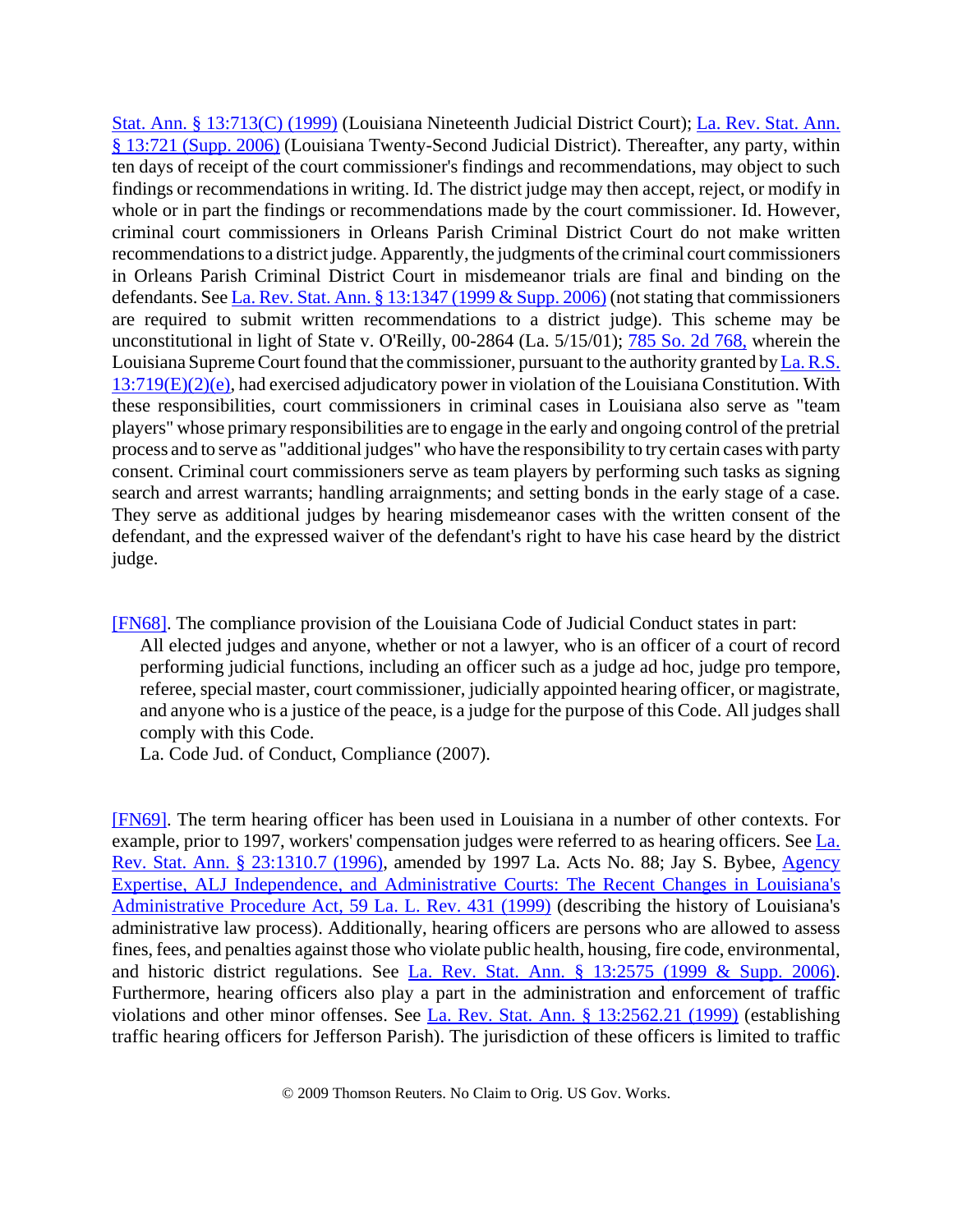Stat. Ann. § 13:713(C) (1999) (Louisiana Nineteenth Judicial District Court); La. Rev. Stat. Ann. § 13:721 (Supp. 2006) (Louisiana Twenty-Second Judicial District). Thereafter, any party, within ten days of receipt of the court commissioner's findings and recommendations, may object to such findings or recommendations in writing. Id. The district judge may then accept, reject, or modify in whole or in part the findings or recommendations made by the court commissioner. Id. However, criminal court commissioners in Orleans Parish Criminal District Court do not make written recommendations to a district judge. Apparently, the judgments of the criminal court commissioners in Orleans Parish Criminal District Court in misdemeanor trials are final and binding on the defendants. See La. Rev. Stat. Ann. § 13:1347 (1999 & Supp. 2006) (not stating that commissioners are required to submit written recommendations to a district judge). This scheme may be unconstitutional in light of State v. O'Reilly, 00-2864 (La. 5/15/01); 785 So. 2d 768, wherein the Louisiana Supreme Court found that the commissioner, pursuant to the authority granted by La. R.S. 13:719(E)(2)(e), had exercised adjudicatory power in violation of the Louisiana Constitution. With these responsibilities, court commissioners in criminal cases in Louisiana also serve as "team players" whose primary responsibilities are to engage in the early and ongoing control of the pretrial process and to serve as "additional judges" who have the responsibility to try certain cases with party consent. Criminal court commissioners serve as team players by performing such tasks as signing search and arrest warrants; handling arraignments; and setting bonds in the early stage of a case. They serve as additional judges by hearing misdemeanor cases with the written consent of the defendant, and the expressed waiver of the defendant's right to have his case heard by the district judge.

[FN68]. The compliance provision of the Louisiana Code of Judicial Conduct states in part:

> All elected judges and anyone, whether or not a lawyer, who is an officer of a court of record performing judicial functions, including an officer such as a judge ad hoc, judge pro tempore, referee, special master, court commissioner, judicially appointed hearing officer, or magistrate, and anyone who is a justice of the peace, is a judge for the purpose of this Code. All judges shall comply with this Code.
>
> La. Code Jud. of Conduct, Compliance (2007).

[FN69]. The term hearing officer has been used in Louisiana in a number of other contexts. For example, prior to 1997, workers' compensation judges were referred to as hearing officers. See La. Rev. Stat. Ann. § 23:1310.7 (1996), amended by 1997 La. Acts No. 88; Jay S. Bybee, Agency Expertise, ALJ Independence, and Administrative Courts: The Recent Changes in Louisiana's Administrative Procedure Act, 59 La. L. Rev. 431 (1999) (describing the history of Louisiana's administrative law process). Additionally, hearing officers are persons who are allowed to assess fines, fees, and penalties against those who violate public health, housing, fire code, environmental, and historic district regulations. See La. Rev. Stat. Ann. § 13:2575 (1999 & Supp. 2006). Furthermore, hearing officers also play a part in the administration and enforcement of traffic violations and other minor offenses. See La. Rev. Stat. Ann. § 13:2562.21 (1999) (establishing traffic hearing officers for Jefferson Parish). The jurisdiction of these officers is limited to traffic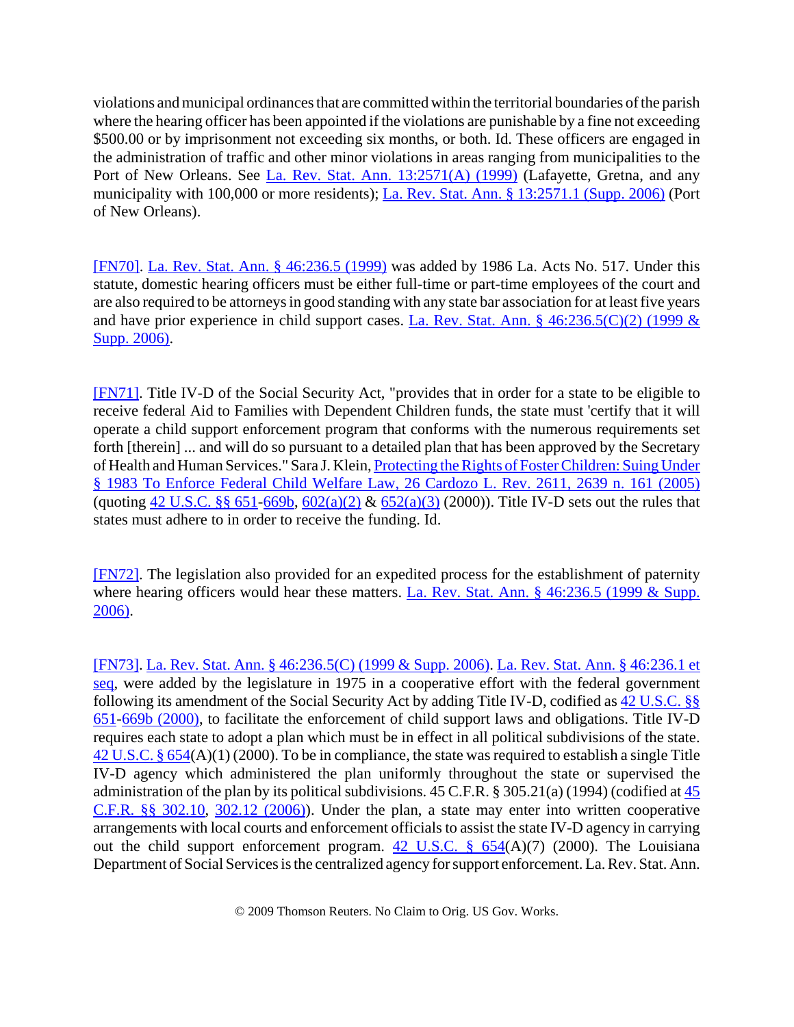violations and municipal ordinances that are committed within the territorial boundaries of the parish where the hearing officer has been appointed if the violations are punishable by a fine not exceeding $500.00 or by imprisonment not exceeding six months, or both. Id. These officers are engaged in the administration of traffic and other minor violations in areas ranging from municipalities to the Port of New Orleans. See La. Rev. Stat. Ann. 13:2571(A) (1999) (Lafayette, Gretna, and any municipality with 100,000 or more residents); La. Rev. Stat. Ann. § 13:2571.1 (Supp. 2006) (Port of New Orleans).

[FN70]. La. Rev. Stat. Ann. § 46:236.5 (1999) was added by 1986 La. Acts No. 517. Under this statute, domestic hearing officers must be either full-time or part-time employees of the court and are also required to be attorneys in good standing with any state bar association for at least five years and have prior experience in child support cases. La. Rev. Stat. Ann. § 46:236.5(C)(2) (1999 & Supp. 2006).

[FN71]. Title IV-D of the Social Security Act, "provides that in order for a state to be eligible to receive federal Aid to Families with Dependent Children funds, the state must 'certify that it will operate a child support enforcement program that conforms with the numerous requirements set forth [therein] ... and will do so pursuant to a detailed plan that has been approved by the Secretary of Health and Human Services." Sara J. Klein, Protecting the Rights of Foster Children: Suing Under § 1983 To Enforce Federal Child Welfare Law, 26 Cardozo L. Rev. 2611, 2639 n. 161 (2005) (quoting 42 U.S.C. §§ 651-669b, 602(a)(2) & 652(a)(3) (2000)). Title IV-D sets out the rules that states must adhere to in order to receive the funding. Id.

[FN72]. The legislation also provided for an expedited process for the establishment of paternity where hearing officers would hear these matters. La. Rev. Stat. Ann. § 46:236.5 (1999 & Supp. 2006).

[FN73]. La. Rev. Stat. Ann. § 46:236.5(C) (1999 & Supp. 2006). La. Rev. Stat. Ann. § 46:236.1 et seq, were added by the legislature in 1975 in a cooperative effort with the federal government following its amendment of the Social Security Act by adding Title IV-D, codified as 42 U.S.C. §§ 651-669b (2000), to facilitate the enforcement of child support laws and obligations. Title IV-D requires each state to adopt a plan which must be in effect in all political subdivisions of the state. 42 U.S.C. § 654(A)(1) (2000). To be in compliance, the state was required to establish a single Title IV-D agency which administered the plan uniformly throughout the state or supervised the administration of the plan by its political subdivisions. 45 C.F.R. § 305.21(a) (1994) (codified at 45 C.F.R. §§ 302.10, 302.12 (2006)). Under the plan, a state may enter into written cooperative arrangements with local courts and enforcement officials to assist the state IV-D agency in carrying out the child support enforcement program. 42 U.S.C. § 654(A)(7) (2000). The Louisiana Department of Social Services is the centralized agency for support enforcement. La. Rev. Stat. Ann.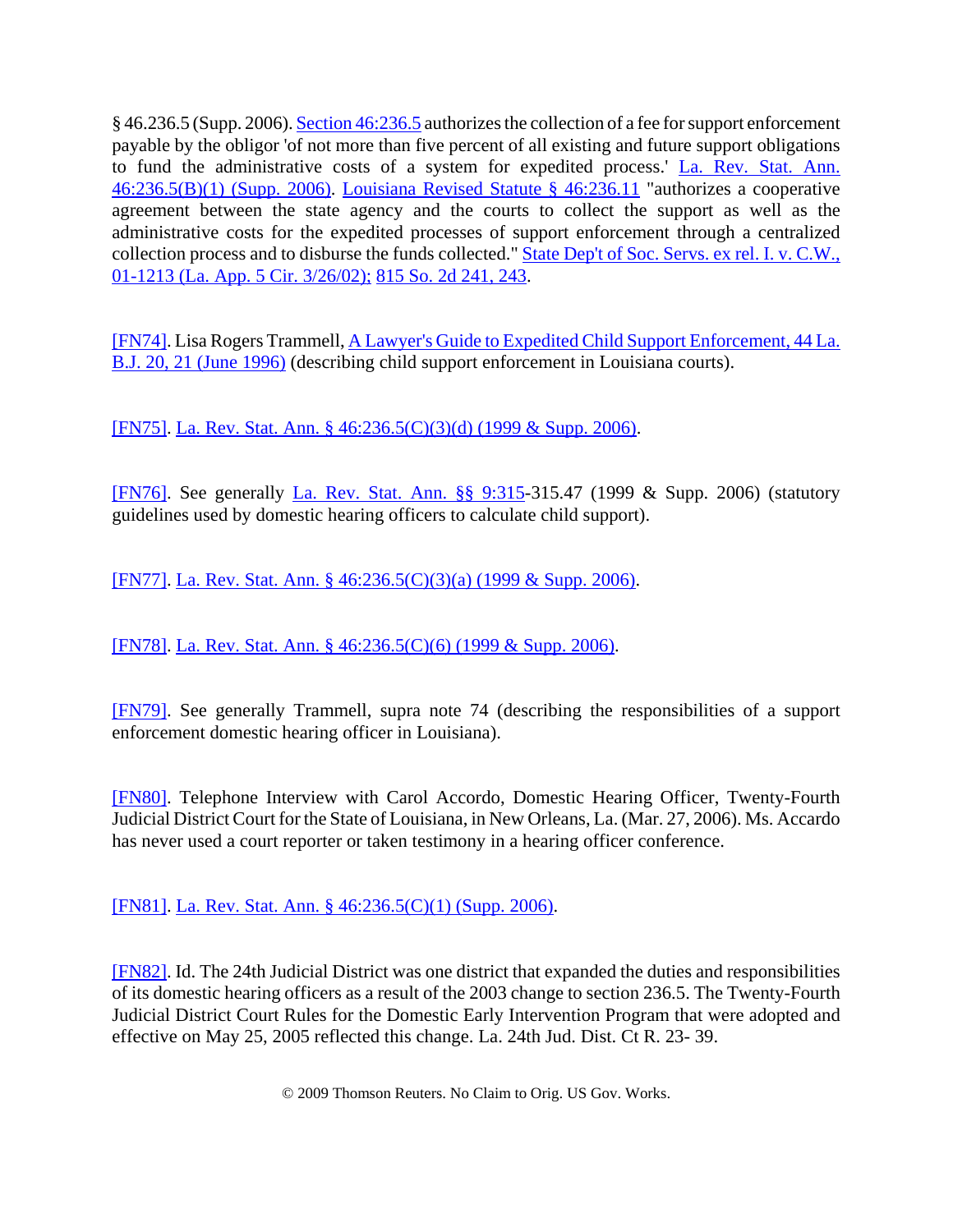§ 46.236.5 (Supp. 2006). Section 46:236.5 authorizes the collection of a fee for support enforcement payable by the obligor 'of not more than five percent of all existing and future support obligations to fund the administrative costs of a system for expedited process.' La. Rev. Stat. Ann. 46:236.5(B)(1) (Supp. 2006). Louisiana Revised Statute § 46:236.11 "authorizes a cooperative agreement between the state agency and the courts to collect the support as well as the administrative costs for the expedited processes of support enforcement through a centralized collection process and to disburse the funds collected." State Dep't of Soc. Servs. ex rel. I. v. C.W., 01-1213 (La. App. 5 Cir. 3/26/02); 815 So. 2d 241, 243.

[FN74]. Lisa Rogers Trammell, A Lawyer's Guide to Expedited Child Support Enforcement, 44 La. B.J. 20, 21 (June 1996) (describing child support enforcement in Louisiana courts).

[FN75]. La. Rev. Stat. Ann. § 46:236.5(C)(3)(d) (1999 & Supp. 2006).

[FN76]. See generally La. Rev. Stat. Ann. §§ 9:315-315.47 (1999 & Supp. 2006) (statutory guidelines used by domestic hearing officers to calculate child support).

[FN77]. La. Rev. Stat. Ann. § 46:236.5(C)(3)(a) (1999 & Supp. 2006).

[FN78]. La. Rev. Stat. Ann. § 46:236.5(C)(6) (1999 & Supp. 2006).

[FN79]. See generally Trammell, supra note 74 (describing the responsibilities of a support enforcement domestic hearing officer in Louisiana).

[FN80]. Telephone Interview with Carol Accordo, Domestic Hearing Officer, Twenty-Fourth Judicial District Court for the State of Louisiana, in New Orleans, La. (Mar. 27, 2006). Ms. Accardo has never used a court reporter or taken testimony in a hearing officer conference.

[FN81]. La. Rev. Stat. Ann. § 46:236.5(C)(1) (Supp. 2006).

[FN82]. Id. The 24th Judicial District was one district that expanded the duties and responsibilities of its domestic hearing officers as a result of the 2003 change to section 236.5. The Twenty-Fourth Judicial District Court Rules for the Domestic Early Intervention Program that were adopted and effective on May 25, 2005 reflected this change. La. 24th Jud. Dist. Ct R. 23- 39.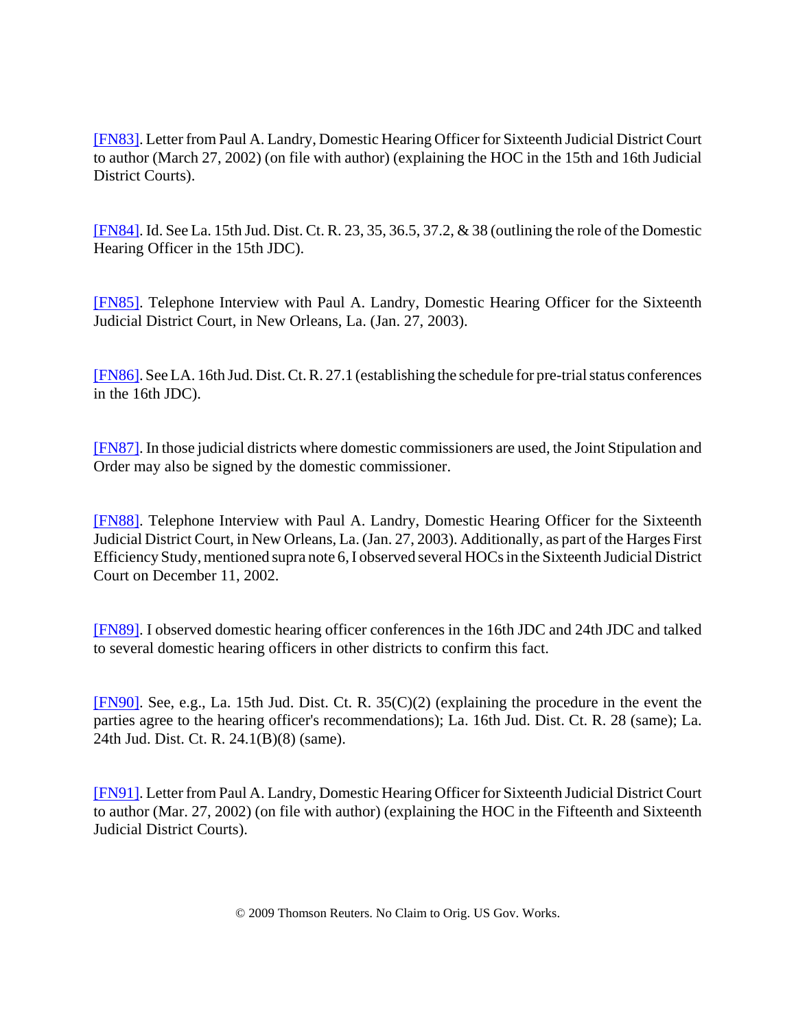[FN83]. Letter from Paul A. Landry, Domestic Hearing Officer for Sixteenth Judicial District Court to author (March 27, 2002) (on file with author) (explaining the HOC in the 15th and 16th Judicial District Courts).

[FN84]. Id. See La. 15th Jud. Dist. Ct. R. 23, 35, 36.5, 37.2, & 38 (outlining the role of the Domestic Hearing Officer in the 15th JDC).

[FN85]. Telephone Interview with Paul A. Landry, Domestic Hearing Officer for the Sixteenth Judicial District Court, in New Orleans, La. (Jan. 27, 2003).

[FN86]. See LA. 16th Jud. Dist. Ct. R. 27.1 (establishing the schedule for pre-trial status conferences in the 16th JDC).

[FN87]. In those judicial districts where domestic commissioners are used, the Joint Stipulation and Order may also be signed by the domestic commissioner.

[FN88]. Telephone Interview with Paul A. Landry, Domestic Hearing Officer for the Sixteenth Judicial District Court, in New Orleans, La. (Jan. 27, 2003). Additionally, as part of the Harges First Efficiency Study, mentioned supra note 6, I observed several HOCs in the Sixteenth Judicial District Court on December 11, 2002.

[FN89]. I observed domestic hearing officer conferences in the 16th JDC and 24th JDC and talked to several domestic hearing officers in other districts to confirm this fact.

[FN90]. See, e.g., La. 15th Jud. Dist. Ct. R. 35(C)(2) (explaining the procedure in the event the parties agree to the hearing officer's recommendations); La. 16th Jud. Dist. Ct. R. 28 (same); La. 24th Jud. Dist. Ct. R. 24.1(B)(8) (same).

[FN91]. Letter from Paul A. Landry, Domestic Hearing Officer for Sixteenth Judicial District Court to author (Mar. 27, 2002) (on file with author) (explaining the HOC in the Fifteenth and Sixteenth Judicial District Courts).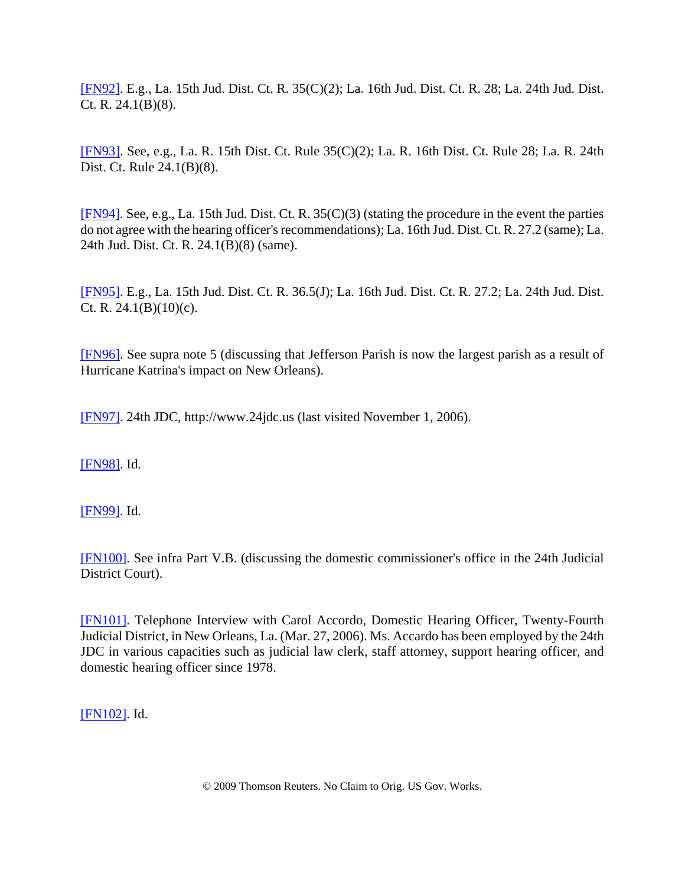[FN92]. E.g., La. 15th Jud. Dist. Ct. R. 35(C)(2); La. 16th Jud. Dist. Ct. R. 28; La. 24th Jud. Dist. Ct. R. 24.1(B)(8).

[FN93]. See, e.g., La. R. 15th Dist. Ct. Rule 35(C)(2); La. R. 16th Dist. Ct. Rule 28; La. R. 24th Dist. Ct. Rule 24.1(B)(8).

[FN94]. See, e.g., La. 15th Jud. Dist. Ct. R. 35(C)(3) (stating the procedure in the event the parties do not agree with the hearing officer's recommendations); La. 16th Jud. Dist. Ct. R. 27.2 (same); La. 24th Jud. Dist. Ct. R. 24.1(B)(8) (same).

[FN95]. E.g., La. 15th Jud. Dist. Ct. R. 36.5(J); La. 16th Jud. Dist. Ct. R. 27.2; La. 24th Jud. Dist. Ct. R. 24.1(B)(10)(c).

[FN96]. See supra note 5 (discussing that Jefferson Parish is now the largest parish as a result of Hurricane Katrina's impact on New Orleans).

[FN97]. 24th JDC, http://www.24jdc.us (last visited November 1, 2006).

[FN98]. Id.

[FN99]. Id.

[FN100]. See infra Part V.B. (discussing the domestic commissioner's office in the 24th Judicial District Court).

[FN101]. Telephone Interview with Carol Accordo, Domestic Hearing Officer, Twenty-Fourth Judicial District, in New Orleans, La. (Mar. 27, 2006). Ms. Accardo has been employed by the 24th JDC in various capacities such as judicial law clerk, staff attorney, support hearing officer, and domestic hearing officer since 1978.

[FN102]. Id.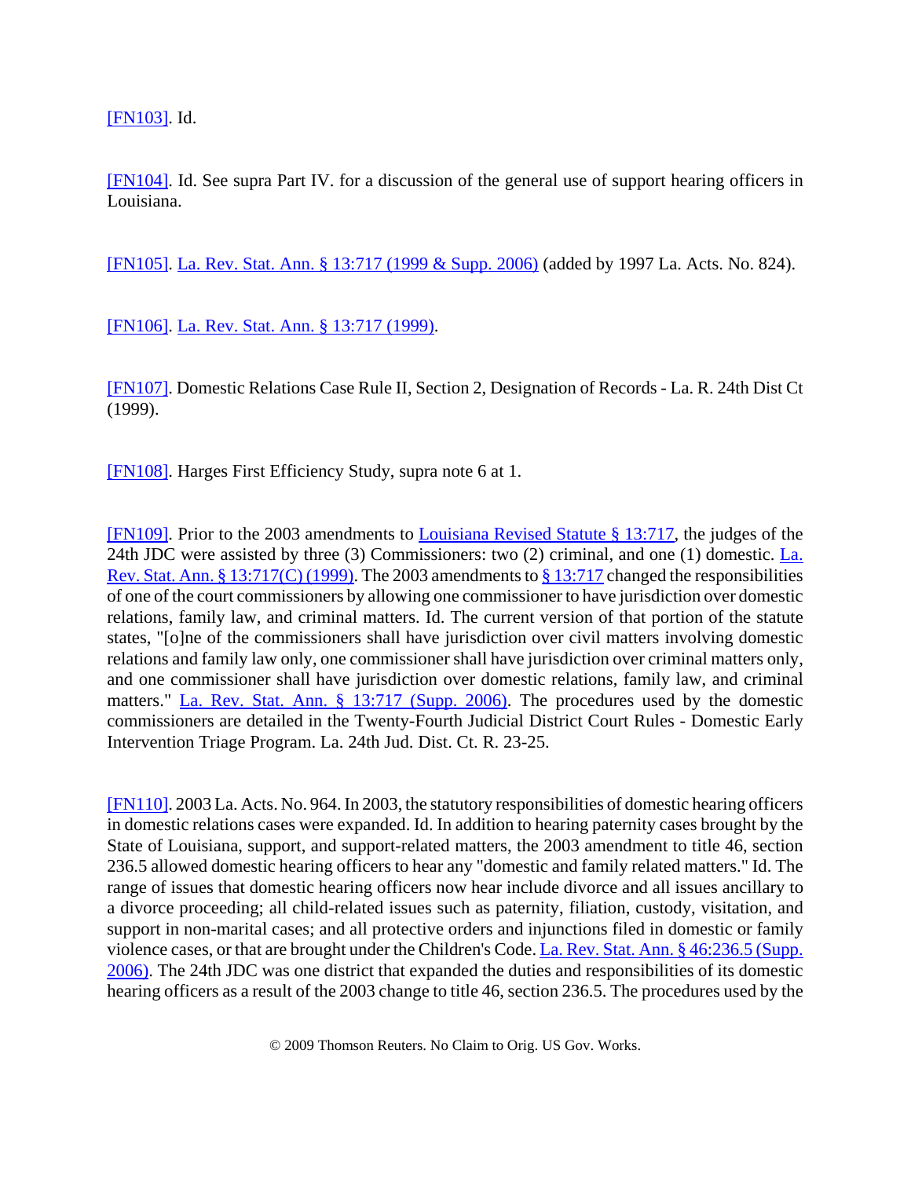[FN103]. Id.

[FN104]. Id. See supra Part IV. for a discussion of the general use of support hearing officers in Louisiana.

[FN105]. La. Rev. Stat. Ann. § 13:717 (1999 & Supp. 2006) (added by 1997 La. Acts. No. 824).

[FN106]. La. Rev. Stat. Ann. § 13:717 (1999).

[FN107]. Domestic Relations Case Rule II, Section 2, Designation of Records - La. R. 24th Dist Ct (1999).

[FN108]. Harges First Efficiency Study, supra note 6 at 1.

[FN109]. Prior to the 2003 amendments to Louisiana Revised Statute § 13:717, the judges of the 24th JDC were assisted by three (3) Commissioners: two (2) criminal, and one (1) domestic. La. Rev. Stat. Ann. § 13:717(C) (1999). The 2003 amendments to § 13:717 changed the responsibilities of one of the court commissioners by allowing one commissioner to have jurisdiction over domestic relations, family law, and criminal matters. Id. The current version of that portion of the statute states, "[o]ne of the commissioners shall have jurisdiction over civil matters involving domestic relations and family law only, one commissioner shall have jurisdiction over criminal matters only, and one commissioner shall have jurisdiction over domestic relations, family law, and criminal matters." La. Rev. Stat. Ann. § 13:717 (Supp. 2006). The procedures used by the domestic commissioners are detailed in the Twenty-Fourth Judicial District Court Rules - Domestic Early Intervention Triage Program. La. 24th Jud. Dist. Ct. R. 23-25.

[FN110]. 2003 La. Acts. No. 964. In 2003, the statutory responsibilities of domestic hearing officers in domestic relations cases were expanded. Id. In addition to hearing paternity cases brought by the State of Louisiana, support, and support-related matters, the 2003 amendment to title 46, section 236.5 allowed domestic hearing officers to hear any "domestic and family related matters." Id. The range of issues that domestic hearing officers now hear include divorce and all issues ancillary to a divorce proceeding; all child-related issues such as paternity, filiation, custody, visitation, and support in non-marital cases; and all protective orders and injunctions filed in domestic or family violence cases, or that are brought under the Children's Code. La. Rev. Stat. Ann. § 46:236.5 (Supp. 2006). The 24th JDC was one district that expanded the duties and responsibilities of its domestic hearing officers as a result of the 2003 change to title 46, section 236.5. The procedures used by the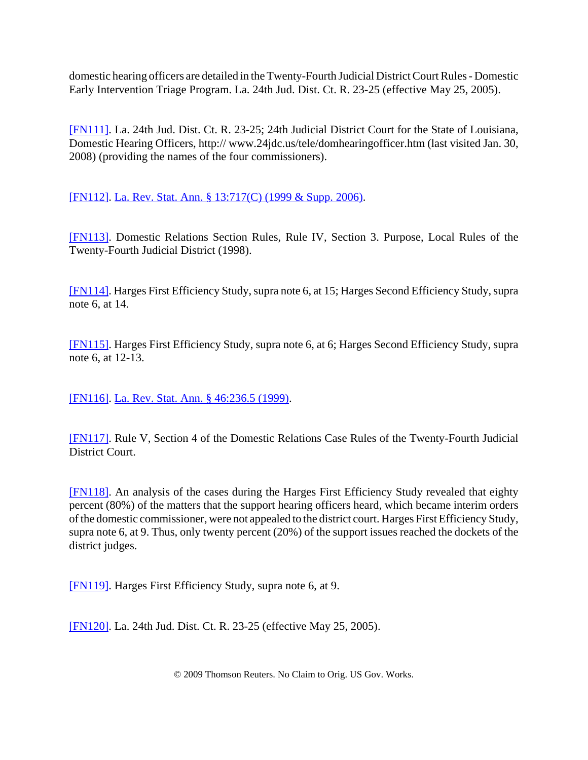domestic hearing officers are detailed in the Twenty-Fourth Judicial District Court Rules - Domestic Early Intervention Triage Program. La. 24th Jud. Dist. Ct. R. 23-25 (effective May 25, 2005).

[FN111]. La. 24th Jud. Dist. Ct. R. 23-25; 24th Judicial District Court for the State of Louisiana, Domestic Hearing Officers, http:// www.24jdc.us/tele/domhearingofficer.htm (last visited Jan. 30, 2008) (providing the names of the four commissioners).

[FN112]. La. Rev. Stat. Ann. § 13:717(C) (1999 & Supp. 2006).

[FN113]. Domestic Relations Section Rules, Rule IV, Section 3. Purpose, Local Rules of the Twenty-Fourth Judicial District (1998).

[FN114]. Harges First Efficiency Study, supra note 6, at 15; Harges Second Efficiency Study, supra note 6, at 14.

[FN115]. Harges First Efficiency Study, supra note 6, at 6; Harges Second Efficiency Study, supra note 6, at 12-13.

[FN116]. La. Rev. Stat. Ann. § 46:236.5 (1999).

[FN117]. Rule V, Section 4 of the Domestic Relations Case Rules of the Twenty-Fourth Judicial District Court.

[FN118]. An analysis of the cases during the Harges First Efficiency Study revealed that eighty percent (80%) of the matters that the support hearing officers heard, which became interim orders of the domestic commissioner, were not appealed to the district court. Harges First Efficiency Study, supra note 6, at 9. Thus, only twenty percent (20%) of the support issues reached the dockets of the district judges.

[FN119]. Harges First Efficiency Study, supra note 6, at 9.

[FN120]. La. 24th Jud. Dist. Ct. R. 23-25 (effective May 25, 2005).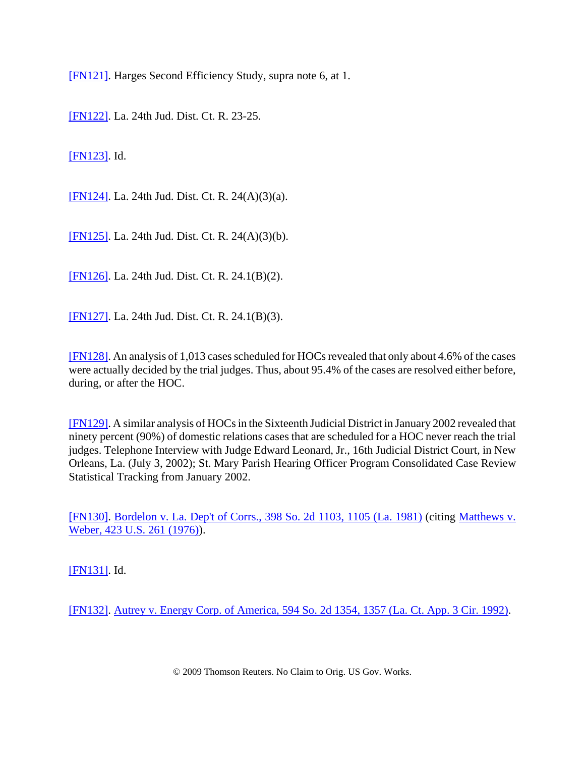[FN121]. Harges Second Efficiency Study, supra note 6, at 1.

[FN122]. La. 24th Jud. Dist. Ct. R. 23-25.

[FN123]. Id.

[FN124]. La. 24th Jud. Dist. Ct. R. 24(A)(3)(a).

[FN125]. La. 24th Jud. Dist. Ct. R. 24(A)(3)(b).

[FN126]. La. 24th Jud. Dist. Ct. R. 24.1(B)(2).

[FN127]. La. 24th Jud. Dist. Ct. R. 24.1(B)(3).

[FN128]. An analysis of 1,013 cases scheduled for HOCs revealed that only about 4.6% of the cases were actually decided by the trial judges. Thus, about 95.4% of the cases are resolved either before, during, or after the HOC.

[FN129]. A similar analysis of HOCs in the Sixteenth Judicial District in January 2002 revealed that ninety percent (90%) of domestic relations cases that are scheduled for a HOC never reach the trial judges. Telephone Interview with Judge Edward Leonard, Jr., 16th Judicial District Court, in New Orleans, La. (July 3, 2002); St. Mary Parish Hearing Officer Program Consolidated Case Review Statistical Tracking from January 2002.

[FN130]. Bordelon v. La. Dep't of Corrs., 398 So. 2d 1103, 1105 (La. 1981) (citing Matthews v. Weber, 423 U.S. 261 (1976)).

[FN131]. Id.

[FN132]. Autrey v. Energy Corp. of America, 594 So. 2d 1354, 1357 (La. Ct. App. 3 Cir. 1992).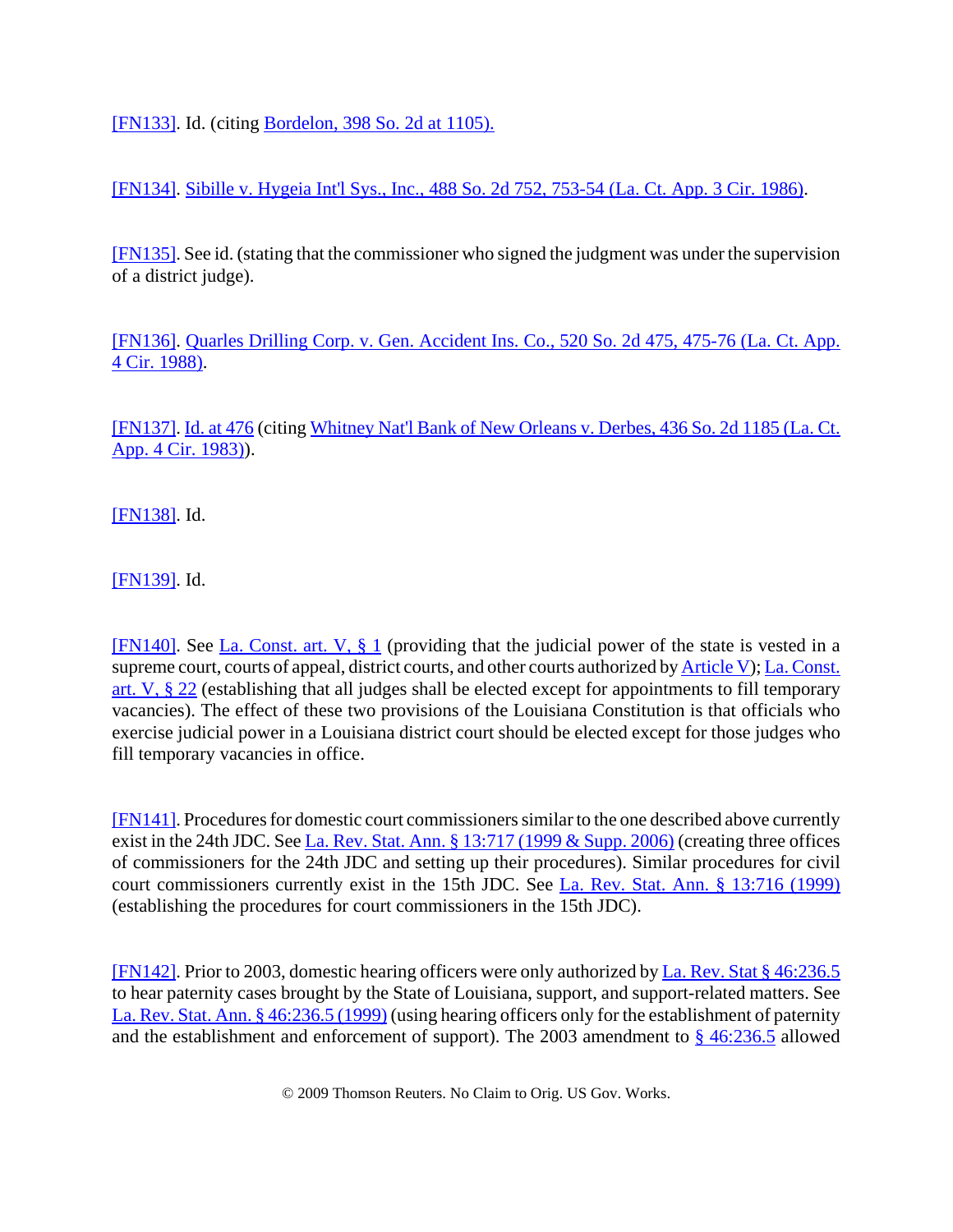[FN133]. Id. (citing Bordelon, 398 So. 2d at 1105).

[FN134]. Sibille v. Hygeia Int'l Sys., Inc., 488 So. 2d 752, 753-54 (La. Ct. App. 3 Cir. 1986).

[FN135]. See id. (stating that the commissioner who signed the judgment was under the supervision of a district judge).

[FN136]. Quarles Drilling Corp. v. Gen. Accident Ins. Co., 520 So. 2d 475, 475-76 (La. Ct. App. 4 Cir. 1988).

[FN137]. Id. at 476 (citing Whitney Nat'l Bank of New Orleans v. Derbes, 436 So. 2d 1185 (La. Ct. App. 4 Cir. 1983)).

[FN138]. Id.

[FN139]. Id.

[FN140]. See La. Const. art. V, § 1 (providing that the judicial power of the state is vested in a supreme court, courts of appeal, district courts, and other courts authorized by Article V); La. Const. art. V, § 22 (establishing that all judges shall be elected except for appointments to fill temporary vacancies). The effect of these two provisions of the Louisiana Constitution is that officials who exercise judicial power in a Louisiana district court should be elected except for those judges who fill temporary vacancies in office.

[FN141]. Procedures for domestic court commissioners similar to the one described above currently exist in the 24th JDC. See La. Rev. Stat. Ann. § 13:717 (1999 & Supp. 2006) (creating three offices of commissioners for the 24th JDC and setting up their procedures). Similar procedures for civil court commissioners currently exist in the 15th JDC. See La. Rev. Stat. Ann. § 13:716 (1999) (establishing the procedures for court commissioners in the 15th JDC).

[FN142]. Prior to 2003, domestic hearing officers were only authorized by La. Rev. Stat § 46:236.5 to hear paternity cases brought by the State of Louisiana, support, and support-related matters. See La. Rev. Stat. Ann. § 46:236.5 (1999) (using hearing officers only for the establishment of paternity and the establishment and enforcement of support). The 2003 amendment to § 46:236.5 allowed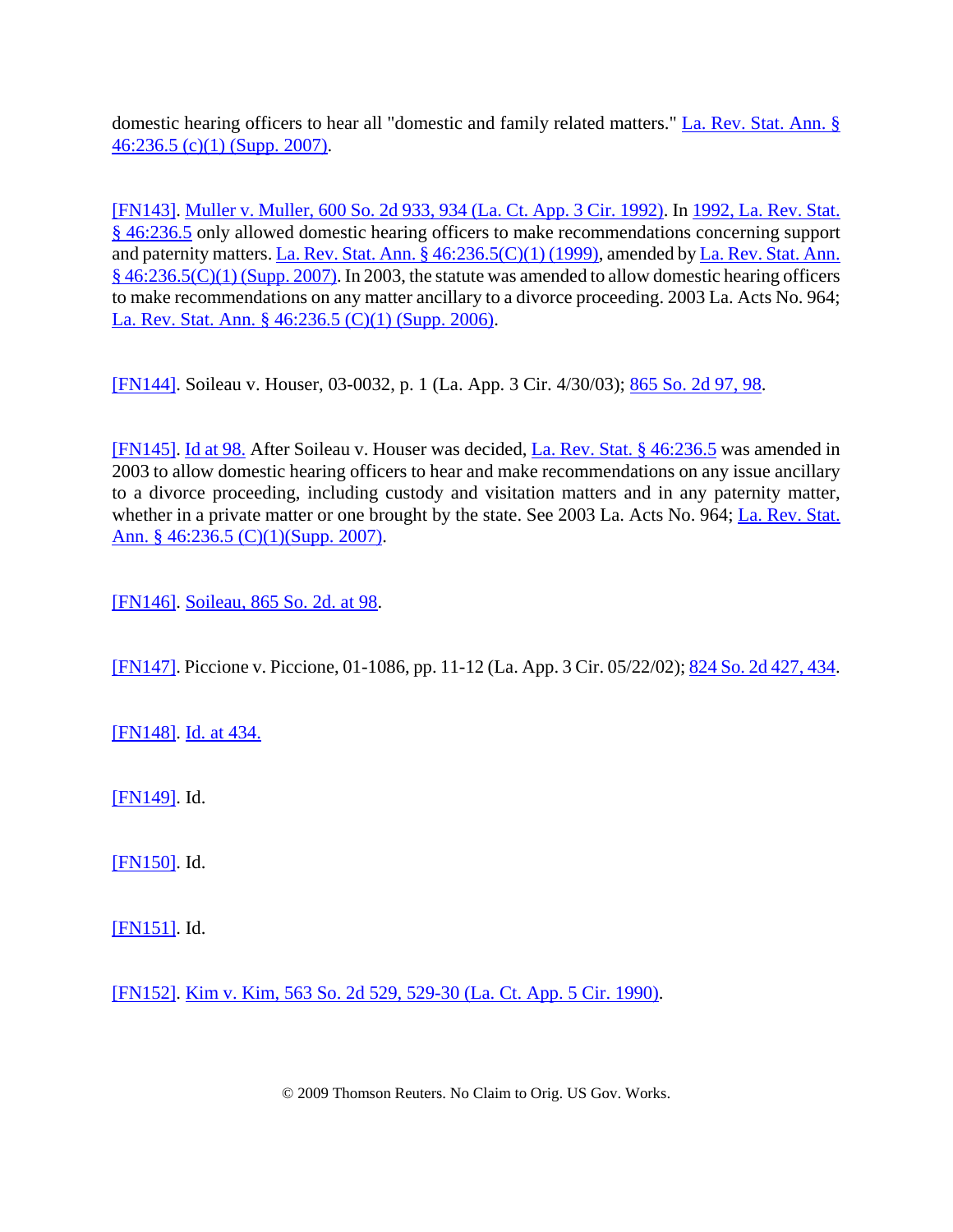domestic hearing officers to hear all "domestic and family related matters." La. Rev. Stat. Ann. § 46:236.5 (c)(1) (Supp. 2007).

[FN143]. Muller v. Muller, 600 So. 2d 933, 934 (La. Ct. App. 3 Cir. 1992). In 1992, La. Rev. Stat. § 46:236.5 only allowed domestic hearing officers to make recommendations concerning support and paternity matters. La. Rev. Stat. Ann. § 46:236.5(C)(1) (1999), amended by La. Rev. Stat. Ann. § 46:236.5(C)(1) (Supp. 2007). In 2003, the statute was amended to allow domestic hearing officers to make recommendations on any matter ancillary to a divorce proceeding. 2003 La. Acts No. 964; La. Rev. Stat. Ann. § 46:236.5 (C)(1) (Supp. 2006).

[FN144]. Soileau v. Houser, 03-0032, p. 1 (La. App. 3 Cir. 4/30/03); 865 So. 2d 97, 98.

[FN145]. Id at 98. After Soileau v. Houser was decided, La. Rev. Stat. § 46:236.5 was amended in 2003 to allow domestic hearing officers to hear and make recommendations on any issue ancillary to a divorce proceeding, including custody and visitation matters and in any paternity matter, whether in a private matter or one brought by the state. See 2003 La. Acts No. 964; La. Rev. Stat. Ann. § 46:236.5 (C)(1)(Supp. 2007).

[FN146]. Soileau, 865 So. 2d. at 98.

[FN147]. Piccione v. Piccione, 01-1086, pp. 11-12 (La. App. 3 Cir. 05/22/02); 824 So. 2d 427, 434.

[FN148]. Id. at 434.

[FN149]. Id.

[FN150]. Id.

[FN151]. Id.

[FN152]. Kim v. Kim, 563 So. 2d 529, 529-30 (La. Ct. App. 5 Cir. 1990).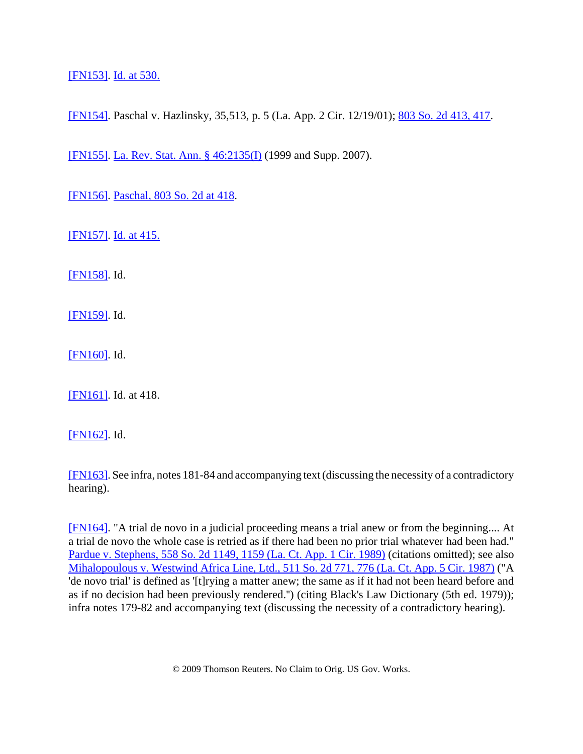[FN153]. Id. at 530.

[FN154]. Paschal v. Hazlinsky, 35,513, p. 5 (La. App. 2 Cir. 12/19/01); 803 So. 2d 413, 417.

[FN155]. La. Rev. Stat. Ann. § 46:2135(I) (1999 and Supp. 2007).

[FN156]. Paschal, 803 So. 2d at 418.

[FN157]. Id. at 415.

[FN158]. Id.

[FN159]. Id.

[FN160]. Id.

[FN161]. Id. at 418.

[FN162]. Id.

[FN163]. See infra, notes 181-84 and accompanying text (discussing the necessity of a contradictory hearing).

[FN164]. "A trial de novo in a judicial proceeding means a trial anew or from the beginning.... At a trial de novo the whole case is retried as if there had been no prior trial whatever had been had." Pardue v. Stephens, 558 So. 2d 1149, 1159 (La. Ct. App. 1 Cir. 1989) (citations omitted); see also Mihalopoulous v. Westwind Africa Line, Ltd., 511 So. 2d 771, 776 (La. Ct. App. 5 Cir. 1987) ("A 'de novo trial' is defined as '[t]rying a matter anew; the same as if it had not been heard before and as if no decision had been previously rendered.") (citing Black's Law Dictionary (5th ed. 1979)); infra notes 179-82 and accompanying text (discussing the necessity of a contradictory hearing).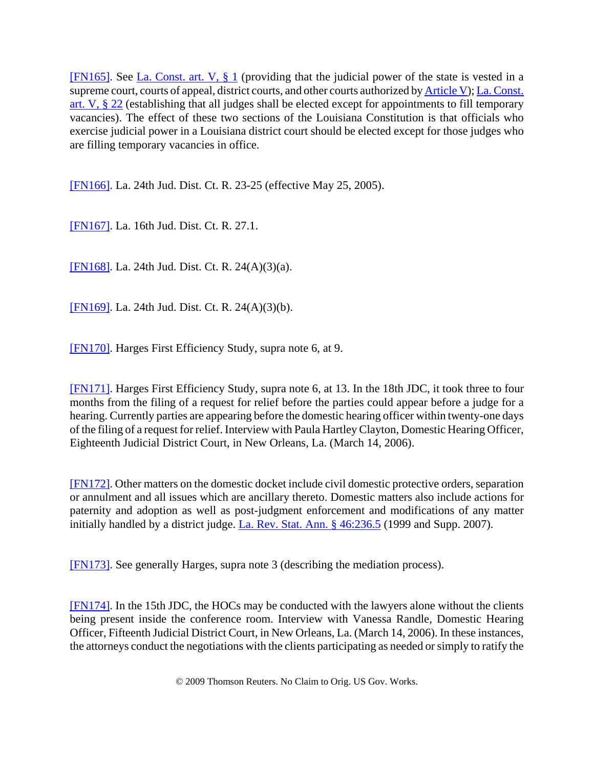[FN165]. See La. Const. art. V, § 1 (providing that the judicial power of the state is vested in a supreme court, courts of appeal, district courts, and other courts authorized by Article V); La. Const. art. V, § 22 (establishing that all judges shall be elected except for appointments to fill temporary vacancies). The effect of these two sections of the Louisiana Constitution is that officials who exercise judicial power in a Louisiana district court should be elected except for those judges who are filling temporary vacancies in office.

[FN166]. La. 24th Jud. Dist. Ct. R. 23-25 (effective May 25, 2005).

[FN167]. La. 16th Jud. Dist. Ct. R. 27.1.

[FN168]. La. 24th Jud. Dist. Ct. R. 24(A)(3)(a).

[FN169]. La. 24th Jud. Dist. Ct. R. 24(A)(3)(b).

[FN170]. Harges First Efficiency Study, supra note 6, at 9.

[FN171]. Harges First Efficiency Study, supra note 6, at 13. In the 18th JDC, it took three to four months from the filing of a request for relief before the parties could appear before a judge for a hearing. Currently parties are appearing before the domestic hearing officer within twenty-one days of the filing of a request for relief. Interview with Paula Hartley Clayton, Domestic Hearing Officer, Eighteenth Judicial District Court, in New Orleans, La. (March 14, 2006).

[FN172]. Other matters on the domestic docket include civil domestic protective orders, separation or annulment and all issues which are ancillary thereto. Domestic matters also include actions for paternity and adoption as well as post-judgment enforcement and modifications of any matter initially handled by a district judge. La. Rev. Stat. Ann. § 46:236.5 (1999 and Supp. 2007).

[FN173]. See generally Harges, supra note 3 (describing the mediation process).

[FN174]. In the 15th JDC, the HOCs may be conducted with the lawyers alone without the clients being present inside the conference room. Interview with Vanessa Randle, Domestic Hearing Officer, Fifteenth Judicial District Court, in New Orleans, La. (March 14, 2006). In these instances, the attorneys conduct the negotiations with the clients participating as needed or simply to ratify the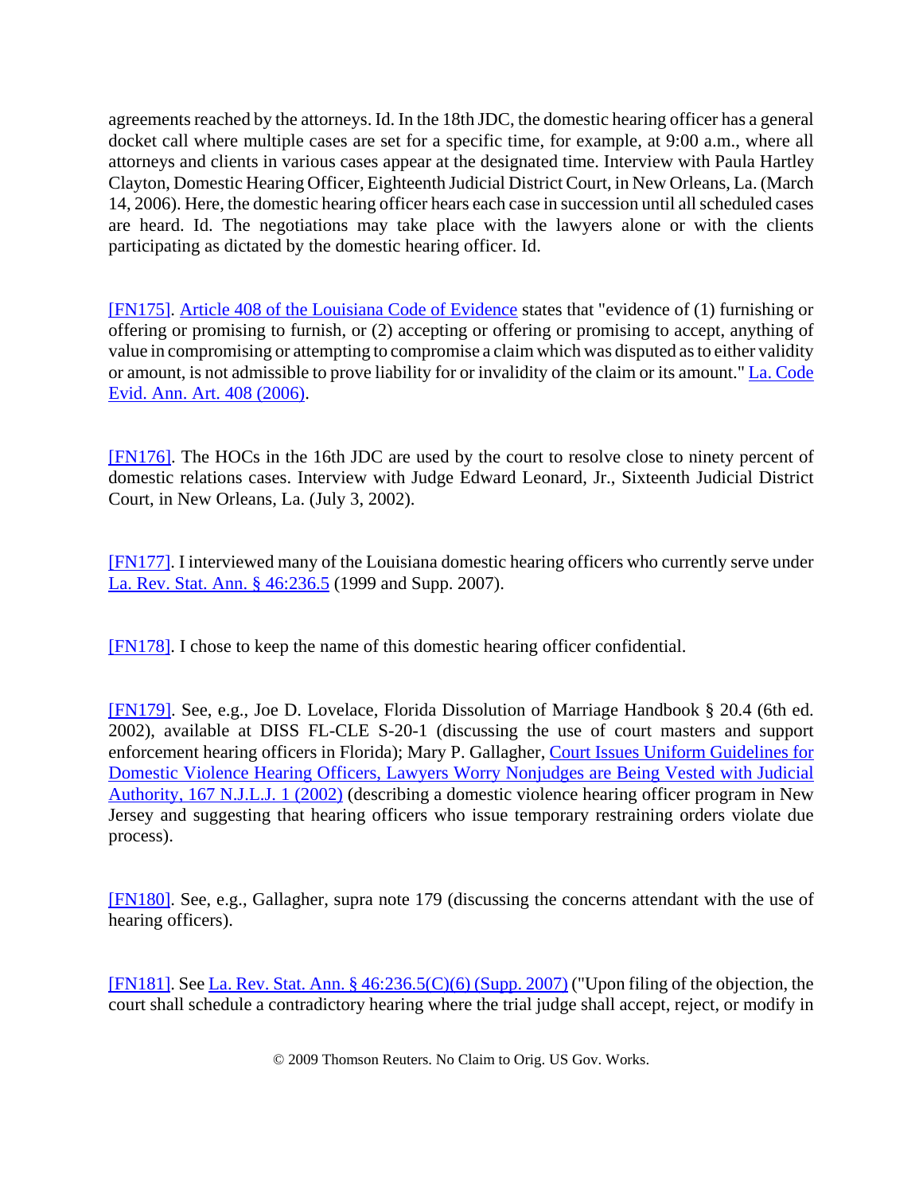agreements reached by the attorneys. Id. In the 18th JDC, the domestic hearing officer has a general docket call where multiple cases are set for a specific time, for example, at 9:00 a.m., where all attorneys and clients in various cases appear at the designated time. Interview with Paula Hartley Clayton, Domestic Hearing Officer, Eighteenth Judicial District Court, in New Orleans, La. (March 14, 2006). Here, the domestic hearing officer hears each case in succession until all scheduled cases are heard. Id. The negotiations may take place with the lawyers alone or with the clients participating as dictated by the domestic hearing officer. Id.

[FN175]. Article 408 of the Louisiana Code of Evidence states that "evidence of (1) furnishing or offering or promising to furnish, or (2) accepting or offering or promising to accept, anything of value in compromising or attempting to compromise a claim which was disputed as to either validity or amount, is not admissible to prove liability for or invalidity of the claim or its amount." La. Code Evid. Ann. Art. 408 (2006).

[FN176]. The HOCs in the 16th JDC are used by the court to resolve close to ninety percent of domestic relations cases. Interview with Judge Edward Leonard, Jr., Sixteenth Judicial District Court, in New Orleans, La. (July 3, 2002).

[FN177]. I interviewed many of the Louisiana domestic hearing officers who currently serve under La. Rev. Stat. Ann. § 46:236.5 (1999 and Supp. 2007).

[FN178]. I chose to keep the name of this domestic hearing officer confidential.

[FN179]. See, e.g., Joe D. Lovelace, Florida Dissolution of Marriage Handbook § 20.4 (6th ed. 2002), available at DISS FL-CLE S-20-1 (discussing the use of court masters and support enforcement hearing officers in Florida); Mary P. Gallagher, Court Issues Uniform Guidelines for Domestic Violence Hearing Officers, Lawyers Worry Nonjudges are Being Vested with Judicial Authority, 167 N.J.L.J. 1 (2002) (describing a domestic violence hearing officer program in New Jersey and suggesting that hearing officers who issue temporary restraining orders violate due process).

[FN180]. See, e.g., Gallagher, supra note 179 (discussing the concerns attendant with the use of hearing officers).

[FN181]. See La. Rev. Stat. Ann. § 46:236.5(C)(6) (Supp. 2007) ("Upon filing of the objection, the court shall schedule a contradictory hearing where the trial judge shall accept, reject, or modify in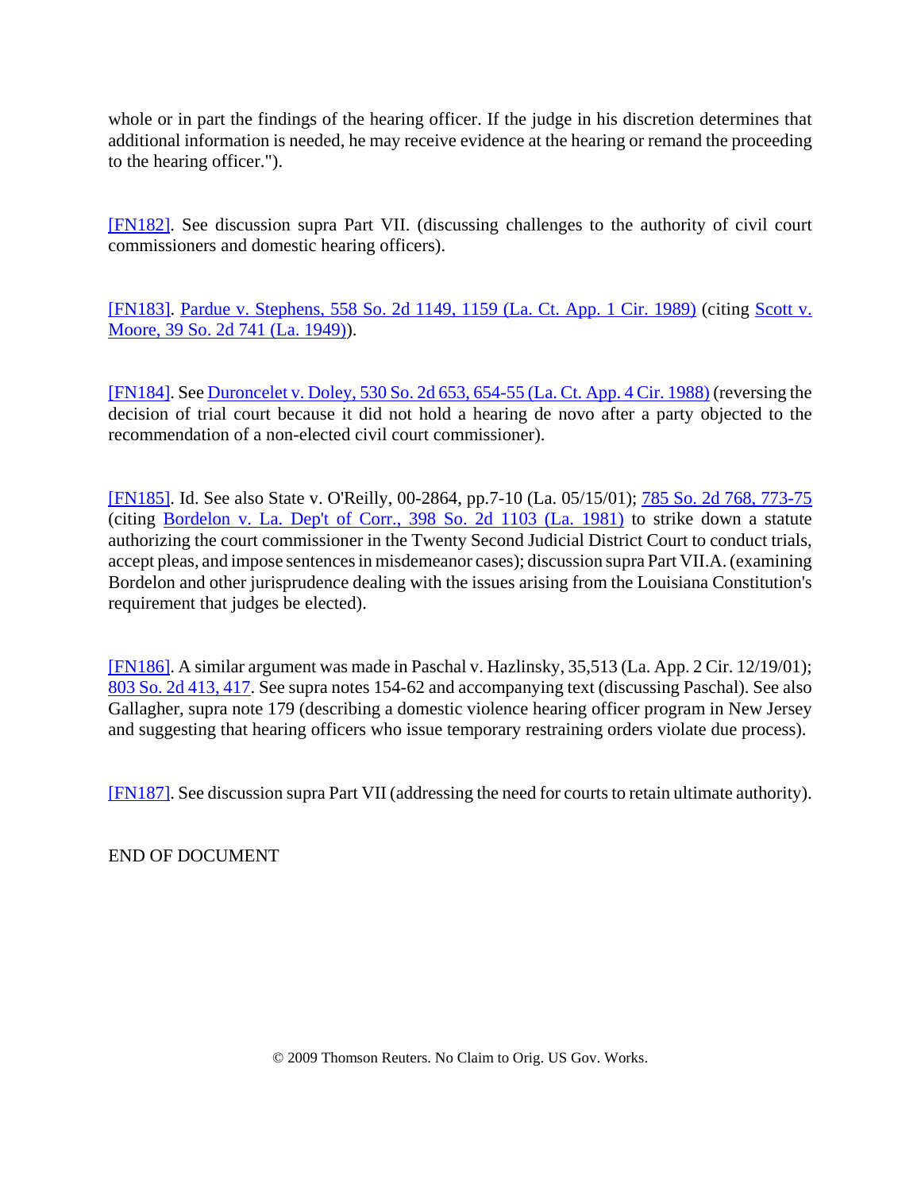whole or in part the findings of the hearing officer. If the judge in his discretion determines that additional information is needed, he may receive evidence at the hearing or remand the proceeding to the hearing officer.").

[FN182]. See discussion supra Part VII. (discussing challenges to the authority of civil court commissioners and domestic hearing officers).

[FN183]. Pardue v. Stephens, 558 So. 2d 1149, 1159 (La. Ct. App. 1 Cir. 1989) (citing Scott v. Moore, 39 So. 2d 741 (La. 1949)).

[FN184]. See Duroncelet v. Doley, 530 So. 2d 653, 654-55 (La. Ct. App. 4 Cir. 1988) (reversing the decision of trial court because it did not hold a hearing de novo after a party objected to the recommendation of a non-elected civil court commissioner).

[FN185]. Id. See also State v. O'Reilly, 00-2864, pp.7-10 (La. 05/15/01); 785 So. 2d 768, 773-75 (citing Bordelon v. La. Dep't of Corr., 398 So. 2d 1103 (La. 1981) to strike down a statute authorizing the court commissioner in the Twenty Second Judicial District Court to conduct trials, accept pleas, and impose sentences in misdemeanor cases); discussion supra Part VII.A. (examining Bordelon and other jurisprudence dealing with the issues arising from the Louisiana Constitution's requirement that judges be elected).

[FN186]. A similar argument was made in Paschal v. Hazlinsky, 35,513 (La. App. 2 Cir. 12/19/01); 803 So. 2d 413, 417. See supra notes 154-62 and accompanying text (discussing Paschal). See also Gallagher, supra note 179 (describing a domestic violence hearing officer program in New Jersey and suggesting that hearing officers who issue temporary restraining orders violate due process).

[FN187]. See discussion supra Part VII (addressing the need for courts to retain ultimate authority).

END OF DOCUMENT